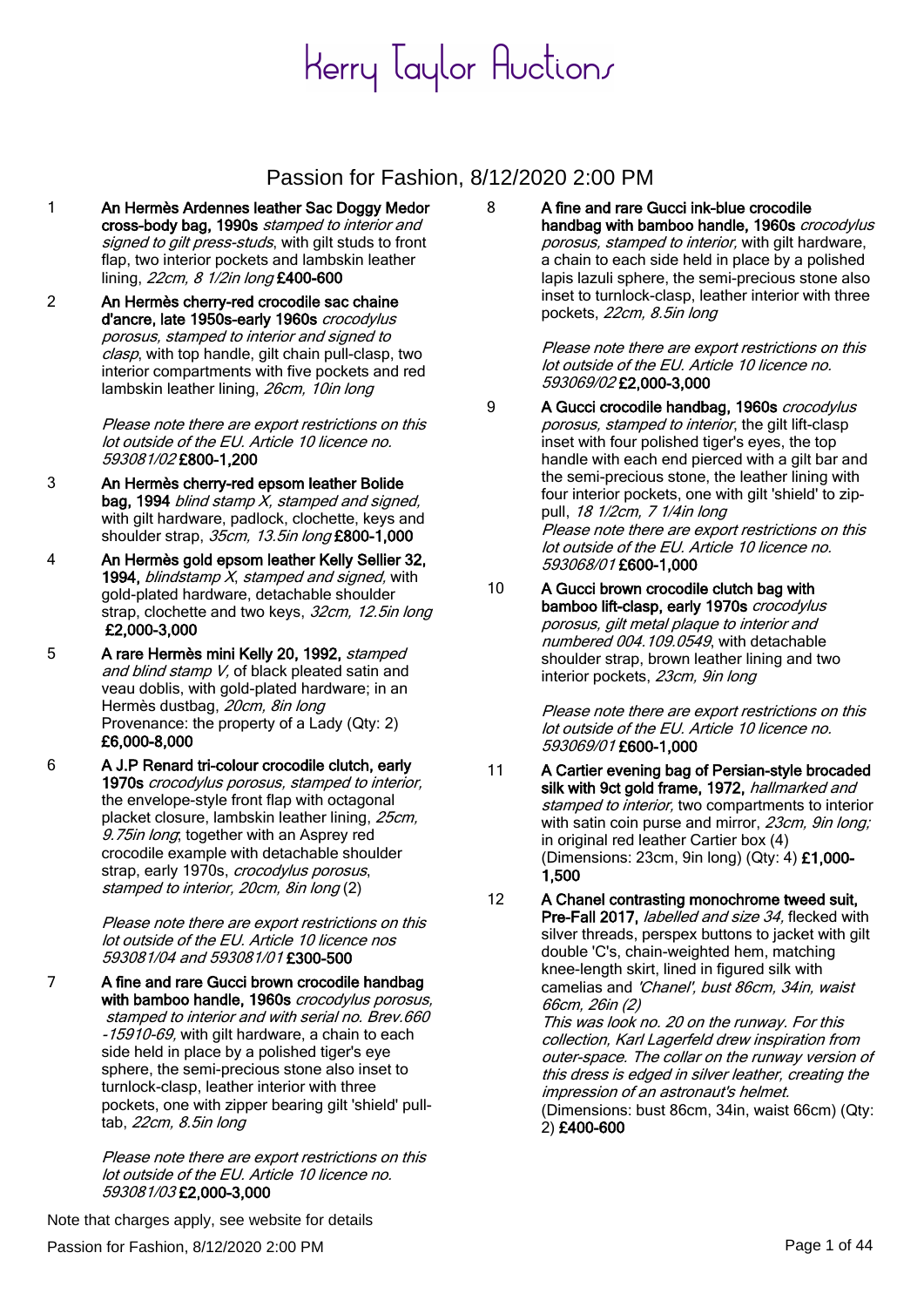# Kerry Taylor Auctions

## Passion for Fashion, 8/12/2020 2:00 PM

1 **An Hermès Ardennes leather Sac Doggy Medor cross-body bag, 1990s** *stamped to interior and signed to gilt press-studs*, with gilt studs to front flap, two interior pockets and lambskin leather lining, *22cm, 8 1/2in long* **£400-600**

2 **An Hermès cherry-red crocodile sac chaine d'ancre, late 1950s-early 1960s** *crocodylus porosus, stamped to interior and signed to clasp*, with top handle, gilt chain pull-clasp, two interior compartments with five pockets and red lambskin leather lining, *26cm, 10in long*

*Please note there are export restrictions on this lot outside of the EU. Article 10 licence no. 593081/02* **£800-1,200**

3 **An Hermès cherry-red epsom leather Bolide bag, 1994** *blind stamp X, stamped and signed,* with gilt hardware, padlock, clochette, keys and shoulder strap, *35cm, 13.5in long* **£800-1,000**

4 **An Hermès gold epsom leather Kelly Sellier 32, 1994,** *blindstamp X, stamped and signed,* with gold-plated hardware, detachable shoulder strap, clochette and two keys, *32cm, 12.5in long* **£2,000-3,000**

5 **A rare Hermès mini Kelly 20, 1992,** *stamped and blind stamp V,* of black pleated satin and veau doblis, with gold-plated hardware; in an Hermès dustbag, *20cm, 8in long*
Provenance: the property of a Lady (Qty: 2)
**£6,000-8,000**

6 **A J.P Renard tri-colour crocodile clutch, early 1970s** *crocodylus porosus, stamped to interior,* the envelope-style front flap with octagonal placket closure, lambskin leather lining, *25cm, 9.75in long*; together with an Asprey red crocodile example with detachable shoulder strap, early 1970s, *crocodylus porosus, stamped to interior, 20cm, 8in long* (2)

*Please note there are export restrictions on this lot outside of the EU. Article 10 licence nos 593081/04 and 593081/01* **£300-500**

7 **A fine and rare Gucci brown crocodile handbag with bamboo handle, 1960s** *crocodylus porosus, stamped to interior and with serial no. Brev.660 -15910-69,* with gilt hardware, a chain to each side held in place by a polished tiger's eye sphere, the semi-precious stone also inset to turnlock-clasp, leather interior with three pockets, one with zipper bearing gilt 'shield' pull-tab, *22cm, 8.5in long*

*Please note there are export restrictions on this lot outside of the EU. Article 10 licence no. 593081/03* **£2,000-3,000**

8 **A fine and rare Gucci ink-blue crocodile handbag with bamboo handle, 1960s** *crocodylus porosus, stamped to interior,* with gilt hardware, a chain to each side held in place by a polished lapis lazuli sphere, the semi-precious stone also inset to turnlock-clasp, leather interior with three pockets, *22cm, 8.5in long*

*Please note there are export restrictions on this lot outside of the EU. Article 10 licence no. 593069/02* **£2,000-3,000**

9 **A Gucci crocodile handbag, 1960s** *crocodylus porosus, stamped to interior*, the gilt lift-clasp inset with four polished tiger's eyes, the top handle with each end pierced with a gilt bar and the semi-precious stone, the leather lining with four interior pockets, one with gilt 'shield' to zip-pull, *18 1/2cm, 7 1/4in long*
*Please note there are export restrictions on this lot outside of the EU. Article 10 licence no. 593068/01* **£600-1,000**

10 **A Gucci brown crocodile clutch bag with bamboo lift-clasp, early 1970s** *crocodylus porosus, gilt metal plaque to interior and numbered 004.109.0549*, with detachable shoulder strap, brown leather lining and two interior pockets, *23cm, 9in long*

*Please note there are export restrictions on this lot outside of the EU. Article 10 licence no. 593069/01* **£600-1,000**

11 **A Cartier evening bag of Persian-style brocaded silk with 9ct gold frame, 1972,** *hallmarked and stamped to interior,* two compartments to interior with satin coin purse and mirror, *23cm, 9in long;* in original red leather Cartier box (4)
(Dimensions: 23cm, 9in long) (Qty: 4) **£1,000-1,500**

12 **A Chanel contrasting monochrome tweed suit, Pre-Fall 2017,** *labelled and size 34,* flecked with silver threads, perspex buttons to jacket with gilt double 'C's, chain-weighted hem, matching knee-length skirt, lined in figured silk with camelias and *'Chanel', bust 86cm, 34in, waist 66cm, 26in (2)*
*This was look no. 20 on the runway. For this collection, Karl Lagerfeld drew inspiration from outer-space. The collar on the runway version of this dress is edged in silver leather, creating the impression of an astronaut's helmet.*
(Dimensions: bust 86cm, 34in, waist 66cm) (Qty: 2) **£400-600**

Note that charges apply, see website for details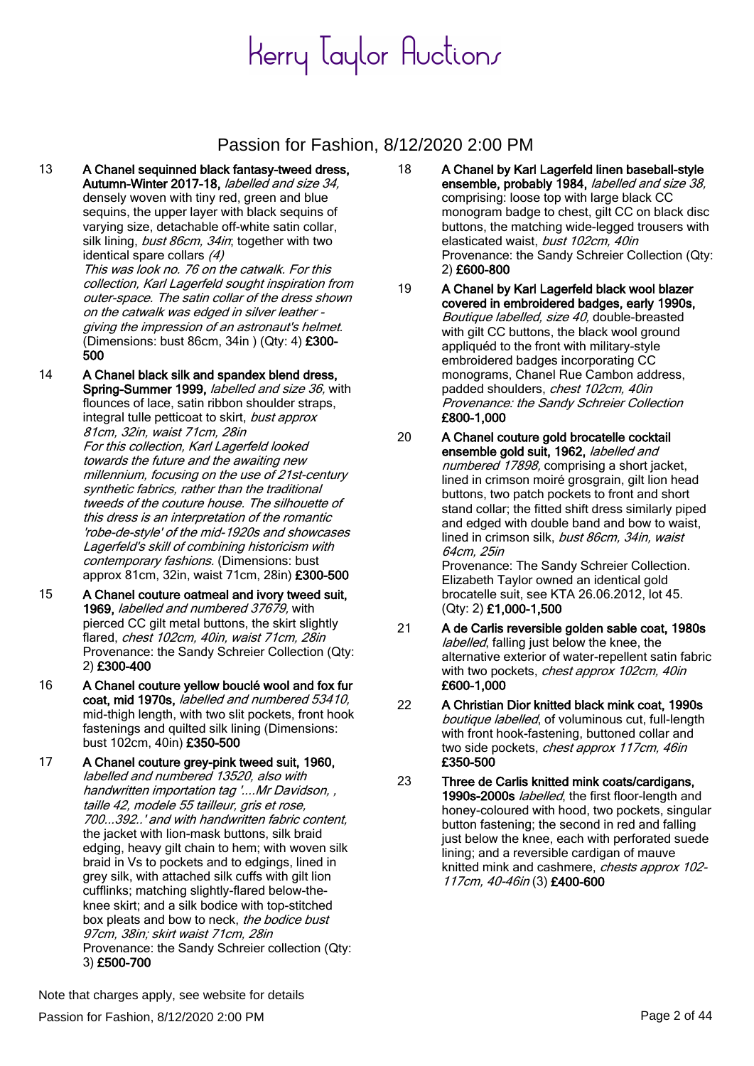# Kerry Taylor Auctions

## Passion for Fashion, 8/12/2020 2:00 PM

13 **A Chanel sequinned black fantasy-tweed dress, Autumn-Winter 2017-18,** *labelled and size 34,* densely woven with tiny red, green and blue sequins, the upper layer with black sequins of varying size, detachable off-white satin collar, silk lining, *bust 86cm, 34in*; together with two identical spare collars *(4)*
*This was look no. 76 on the catwalk. For this collection, Karl Lagerfeld sought inspiration from outer-space. The satin collar of the dress shown on the catwalk was edged in silver leather - giving the impression of an astronaut's helmet.* (Dimensions: bust 86cm, 34in ) (Qty: 4) **£300-500**

14 **A Chanel black silk and spandex blend dress, Spring-Summer 1999,** *labelled and size 36,* with flounces of lace, satin ribbon shoulder straps, integral tulle petticoat to skirt, *bust approx 81cm, 32in, waist 71cm, 28in*
*For this collection, Karl Lagerfeld looked towards the future and the awaiting new millennium, focusing on the use of 21st-century synthetic fabrics, rather than the traditional tweeds of the couture house. The silhouette of this dress is an interpretation of the romantic 'robe-de-style' of the mid-1920s and showcases Lagerfeld's skill of combining historicism with contemporary fashions.* (Dimensions: bust approx 81cm, 32in, waist 71cm, 28in) **£300-500**

15 **A Chanel couture oatmeal and ivory tweed suit, 1969,** *labelled and numbered 37679,* with pierced CC gilt metal buttons, the skirt slightly flared, *chest 102cm, 40in, waist 71cm, 28in*
Provenance: the Sandy Schreier Collection (Qty: 2) **£300-400**

16 **A Chanel couture yellow bouclé wool and fox fur coat, mid 1970s,** *labelled and numbered 53410,* mid-thigh length, with two slit pockets, front hook fastenings and quilted silk lining (Dimensions: bust 102cm, 40in) **£350-500**

17 **A Chanel couture grey-pink tweed suit, 1960,** *labelled and numbered 13520, also with handwritten importation tag '....Mr Davidson, , taille 42, modele 55 tailleur, gris et rose, 700...392..' and with handwritten fabric content,* the jacket with lion-mask buttons, silk braid edging, heavy gilt chain to hem; with woven silk braid in Vs to pockets and to edgings, lined in grey silk, with attached silk cuffs with gilt lion cufflinks; matching slightly-flared below-the-knee skirt; and a silk bodice with top-stitched box pleats and bow to neck, *the bodice bust 97cm, 38in; skirt waist 71cm, 28in*
Provenance: the Sandy Schreier collection (Qty: 3) **£500-700**

18 **A Chanel by Karl Lagerfeld linen baseball-style ensemble, probably 1984,** *labelled and size 38,* comprising: loose top with large black CC monogram badge to chest, gilt CC on black disc buttons, the matching wide-legged trousers with elasticated waist, *bust 102cm, 40in*
Provenance: the Sandy Schreier Collection (Qty: 2) **£600-800**

19 **A Chanel by Karl Lagerfeld black wool blazer covered in embroidered badges, early 1990s,** *Boutique labelled, size 40,* double-breasted with gilt CC buttons, the black wool ground appliquéd to the front with military-style embroidered badges incorporating CC monograms, Chanel Rue Cambon address, padded shoulders, *chest 102cm, 40in*
*Provenance: the Sandy Schreier Collection*
**£800-1,000**

20 **A Chanel couture gold brocatelle cocktail ensemble gold suit, 1962,** *labelled and numbered 17898,* comprising a short jacket, lined in crimson moiré grosgrain, gilt lion head buttons, two patch pockets to front and short stand collar; the fitted shift dress similarly piped and edged with double band and bow to waist, lined in crimson silk, *bust 86cm, 34in, waist 64cm, 25in*
Provenance: The Sandy Schreier Collection. Elizabeth Taylor owned an identical gold brocatelle suit, see KTA 26.06.2012, lot 45. (Qty: 2) **£1,000-1,500**

21 **A de Carlis reversible golden sable coat, 1980s** *labelled*, falling just below the knee, the alternative exterior of water-repellent satin fabric with two pockets, *chest approx 102cm, 40in*
**£600-1,000**

22 **A Christian Dior knitted black mink coat, 1990s** *boutique labelled*, of voluminous cut, full-length with front hook-fastening, buttoned collar and two side pockets, *chest approx 117cm, 46in*
**£350-500**

23 **Three de Carlis knitted mink coats/cardigans, 1990s-2000s** *labelled*, the first floor-length and honey-coloured with hood, two pockets, singular button fastening; the second in red and falling just below the knee, each with perforated suede lining; and a reversible cardigan of mauve knitted mink and cashmere, *chests approx 102-117cm, 40-46in* (3) **£400-600**

Note that charges apply, see website for details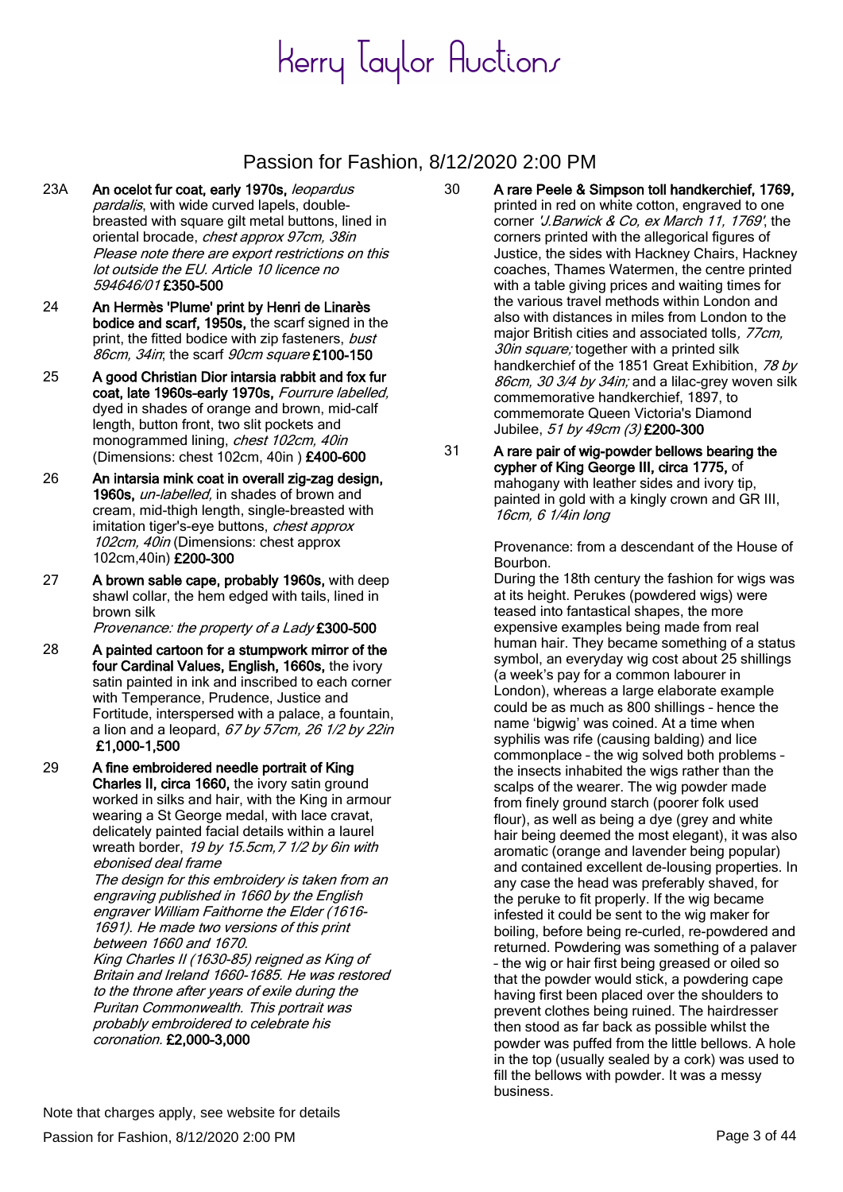# Kerry Taylor Auctions

## Passion for Fashion, 8/12/2020 2:00 PM

23A **An ocelot fur coat, early 1970s,** *leopardus pardalis*, with wide curved lapels, double-breasted with square gilt metal buttons, lined in oriental brocade, *chest approx 97cm, 38in* *Please note there are export restrictions on this lot outside the EU. Article 10 licence no 594646/01* **£350-500**

24 **An Hermès 'Plume' print by Henri de Linarès bodice and scarf, 1950s,** the scarf signed in the print, the fitted bodice with zip fasteners, *bust 86cm, 34in*; the scarf *90cm square* **£100-150**

25 **A good Christian Dior intarsia rabbit and fox fur coat, late 1960s-early 1970s,** *Fourrure labelled,* dyed in shades of orange and brown, mid-calf length, button front, two slit pockets and monogrammed lining, *chest 102cm, 40in* (Dimensions: chest 102cm, 40in ) **£400-600**

26 **An intarsia mink coat in overall zig-zag design, 1960s,** *un-labelled,* in shades of brown and cream, mid-thigh length, single-breasted with imitation tiger's-eye buttons, *chest approx 102cm, 40in* (Dimensions: chest approx 102cm,40in) **£200-300**

27 **A brown sable cape, probably 1960s,** with deep shawl collar, the hem edged with tails, lined in brown silk
*Provenance: the property of a Lady* **£300-500**

28 **A painted cartoon for a stumpwork mirror of the four Cardinal Values, English, 1660s,** the ivory satin painted in ink and inscribed to each corner with Temperance, Prudence, Justice and Fortitude, interspersed with a palace, a fountain, a lion and a leopard, *67 by 57cm, 26 1/2 by 22in* **£1,000-1,500**

29 **A fine embroidered needle portrait of King Charles II, circa 1660,** the ivory satin ground worked in silks and hair, with the King in armour wearing a St George medal, with lace cravat, delicately painted facial details within a laurel wreath border, *19 by 15.5cm,7 1/2 by 6in with ebonised deal frame*
*The design for this embroidery is taken from an engraving published in 1660 by the English engraver William Faithorne the Elder (1616-1691). He made two versions of this print between 1660 and 1670.*
*King Charles II (1630-85) reigned as King of Britain and Ireland 1660-1685. He was restored to the throne after years of exile during the Puritan Commonwealth. This portrait was probably embroidered to celebrate his coronation.* **£2,000-3,000**

30 **A rare Peele & Simpson toll handkerchief, 1769,** printed in red on white cotton, engraved to one corner *'J.Barwick & Co, ex March 11, 1769'*, the corners printed with the allegorical figures of Justice, the sides with Hackney Chairs, Hackney coaches, Thames Watermen, the centre printed with a table giving prices and waiting times for the various travel methods within London and also with distances in miles from London to the major British cities and associated tolls, *77cm, 30in square;* together with a printed silk handkerchief of the 1851 Great Exhibition, *78 by 86cm, 30 3/4 by 34in;* and a lilac-grey woven silk commemorative handkerchief, 1897, to commemorate Queen Victoria's Diamond Jubilee, *51 by 49cm (3)* **£200-300**

31 **A rare pair of wig-powder bellows bearing the cypher of King George III, circa 1775,** of mahogany with leather sides and ivory tip, painted in gold with a kingly crown and GR III, *16cm, 6 1/4in long*

Provenance: from a descendant of the House of Bourbon.
During the 18th century the fashion for wigs was at its height. Perukes (powdered wigs) were teased into fantastical shapes, the more expensive examples being made from real human hair. They became something of a status symbol, an everyday wig cost about 25 shillings (a week's pay for a common labourer in London), whereas a large elaborate example could be as much as 800 shillings – hence the name 'bigwig' was coined. At a time when syphilis was rife (causing balding) and lice commonplace – the wig solved both problems – the insects inhabited the wigs rather than the scalps of the wearer. The wig powder made from finely ground starch (poorer folk used flour), as well as being a dye (grey and white hair being deemed the most elegant), it was also aromatic (orange and lavender being popular) and contained excellent de-lousing properties. In any case the head was preferably shaved, for the peruke to fit properly. If the wig became infested it could be sent to the wig maker for boiling, before being re-curled, re-powdered and returned. Powdering was something of a palaver – the wig or hair first being greased or oiled so that the powder would stick, a powdering cape having first been placed over the shoulders to prevent clothes being ruined. The hairdresser then stood as far back as possible whilst the powder was puffed from the little bellows. A hole in the top (usually sealed by a cork) was used to fill the bellows with powder. It was a messy business.

Note that charges apply, see website for details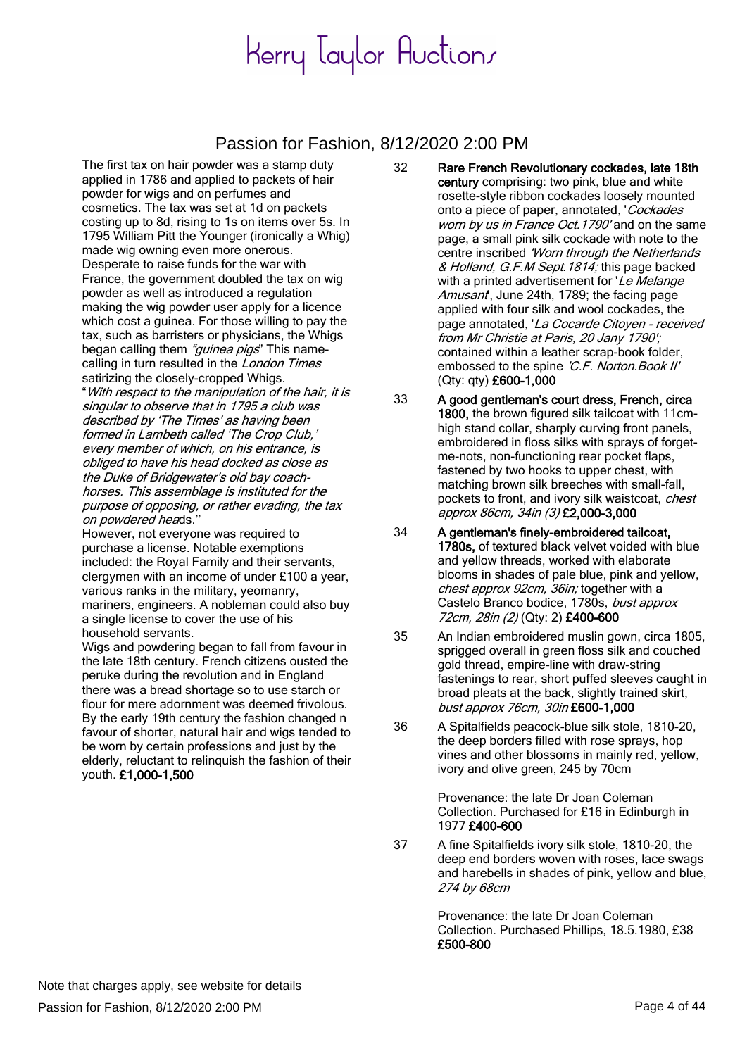The first tax on hair powder was a stamp duty applied in 1786 and applied to packets of hair powder for wigs and on perfumes and cosmetics. The tax was set at 1d on packets costing up to 8d, rising to 1s on items over 5s. In 1795 William Pitt the Younger (ironically a Whig) made wig owning even more onerous. Desperate to raise funds for the war with France, the government doubled the tax on wig powder as well as introduced a regulation making the wig powder user apply for a licence which cost a guinea. For those willing to pay the tax, such as barristers or physicians, the Whigs began calling them *"guinea pigs"* This name-calling in turn resulted in the *London Times* satirizing the closely-cropped Whigs.
"*With respect to the manipulation of the hair, it is singular to observe that in 1795 a club was described by 'The Times' as having been formed in Lambeth called 'The Crop Club,' every member of which, on his entrance, is obliged to have his head docked as close as the Duke of Bridgewater's old bay coach-horses. This assemblage is instituted for the purpose of opposing, or rather evading, the tax on powdered hea*ds.''
However, not everyone was required to purchase a license. Notable exemptions included: the Royal Family and their servants, clergymen with an income of under £100 a year, various ranks in the military, yeomanry, mariners, engineers. A nobleman could also buy a single license to cover the use of his household servants.
Wigs and powdering began to fall from favour in the late 18th century. French citizens ousted the peruke during the revolution and in England there was a bread shortage so to use starch or flour for mere adornment was deemed frivolous. By the early 19th century the fashion changed n favour of shorter, natural hair and wigs tended to be worn by certain professions and just by the elderly, reluctant to relinquish the fashion of their youth. **£1,000-1,500**

32 **Rare French Revolutionary cockades, late 18th century** comprising: two pink, blue and white rosette-style ribbon cockades loosely mounted onto a piece of paper, annotated, '*Cockades worn by us in France Oct.1790'* and on the same page, a small pink silk cockade with note to the centre inscribed *'Worn through the Netherlands & Holland, G.F.M Sept.1814;* this page backed with a printed advertisement for '*Le Melange Amusant*', June 24th, 1789; the facing page applied with four silk and wool cockades, the page annotated, '*La Cocarde Citoyen - received from Mr Christie at Paris, 20 Jany 1790';* contained within a leather scrap-book folder, embossed to the spine *'C.F. Norton.Book II'* (Qty: qty) **£600-1,000**

33 **A good gentleman's court dress, French, circa 1800,** the brown figured silk tailcoat with 11cm-high stand collar, sharply curving front panels, embroidered in floss silks with sprays of forget-me-nots, non-functioning rear pocket flaps, fastened by two hooks to upper chest, with matching brown silk breeches with small-fall, pockets to front, and ivory silk waistcoat, *chest approx 86cm, 34in (3)* **£2,000-3,000**

34 **A gentleman's finely-embroidered tailcoat, 1780s,** of textured black velvet voided with blue and yellow threads, worked with elaborate blooms in shades of pale blue, pink and yellow, *chest approx 92cm, 36in;* together with a Castelo Branco bodice, 1780s, *bust approx 72cm, 28in (2)* (Qty: 2) **£400-600**

35 An Indian embroidered muslin gown, circa 1805, sprigged overall in green floss silk and couched gold thread, empire-line with draw-string fastenings to rear, short puffed sleeves caught in broad pleats at the back, slightly trained skirt, *bust approx 76cm, 30in* **£600-1,000**

36 A Spitalfields peacock-blue silk stole, 1810-20, the deep borders filled with rose sprays, hop vines and other blossoms in mainly red, yellow, ivory and olive green, 245 by 70cm

Provenance: the late Dr Joan Coleman Collection. Purchased for £16 in Edinburgh in 1977 **£400-600**

37 A fine Spitalfields ivory silk stole, 1810-20, the deep end borders woven with roses, lace swags and harebells in shades of pink, yellow and blue, *274 by 68cm*

Provenance: the late Dr Joan Coleman Collection. Purchased Phillips, 18.5.1980, £38 **£500-800**

Note that charges apply, see website for details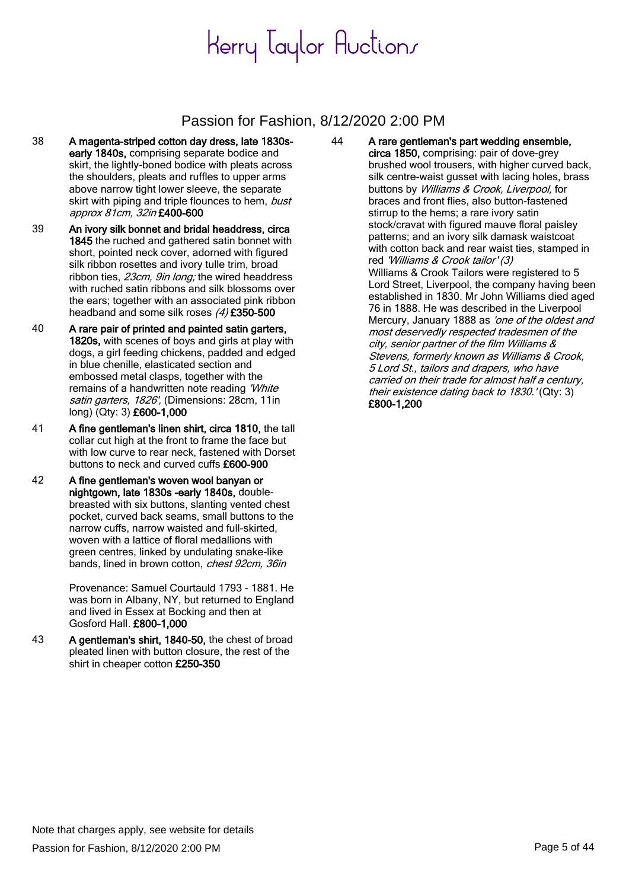# Kerry Taylor Auctions

## Passion for Fashion, 8/12/2020 2:00 PM

38 **A magenta-striped cotton day dress, late 1830s-early 1840s,** comprising separate bodice and skirt, the lightly-boned bodice with pleats across the shoulders, pleats and ruffles to upper arms above narrow tight lower sleeve, the separate skirt with piping and triple flounces to hem, *bust approx 81cm, 32in* **£400-600**

39 **An ivory silk bonnet and bridal headdress, circa 1845** the ruched and gathered satin bonnet with short, pointed neck cover, adorned with figured silk ribbon rosettes and ivory tulle trim, broad ribbon ties, *23cm, 9in long;* the wired headdress with ruched satin ribbons and silk blossoms over the ears; together with an associated pink ribbon headband and some silk roses *(4)* **£350-500**

40 **A rare pair of printed and painted satin garters, 1820s,** with scenes of boys and girls at play with dogs, a girl feeding chickens, padded and edged in blue chenille, elasticated section and embossed metal clasps, together with the remains of a handwritten note reading *'White satin garters, 1826',* (Dimensions: 28cm, 11in long) (Qty: 3) **£600-1,000**

41 **A fine gentleman's linen shirt, circa 1810,** the tall collar cut high at the front to frame the face but with low curve to rear neck, fastened with Dorset buttons to neck and curved cuffs **£600-900**

42 **A fine gentleman's woven wool banyan or nightgown, late 1830s -early 1840s,** double-breasted with six buttons, slanting vented chest pocket, curved back seams, small buttons to the narrow cuffs, narrow waisted and full-skirted, woven with a lattice of floral medallions with green centres, linked by undulating snake-like bands, lined in brown cotton, *chest 92cm, 36in*

Provenance: Samuel Courtauld 1793 - 1881. He was born in Albany, NY, but returned to England and lived in Essex at Bocking and then at Gosford Hall. **£800-1,000**

43 **A gentleman's shirt, 1840-50,** the chest of broad pleated linen with button closure, the rest of the shirt in cheaper cotton **£250-350**

44 **A rare gentleman's part wedding ensemble, circa 1850,** comprising: pair of dove-grey brushed wool trousers, with higher curved back, silk centre-waist gusset with lacing holes, brass buttons by *Williams & Crook, Liverpool,* for braces and front flies, also button-fastened stirrup to the hems; a rare ivory satin stock/cravat with figured mauve floral paisley patterns; and an ivory silk damask waistcoat with cotton back and rear waist ties, stamped in red *'Williams & Crook tailor' (3)*
Williams & Crook Tailors were registered to 5 Lord Street, Liverpool, the company having been established in 1830. Mr John Williams died aged 76 in 1888. He was described in the Liverpool Mercury, January 1888 as *'one of the oldest and most deservedly respected tradesmen of the city, senior partner of the film Williams & Stevens, formerly known as Williams & Crook, 5 Lord St., tailors and drapers, who have carried on their trade for almost half a century, their existence dating back to 1830.'* (Qty: 3) **£800-1,200**

Note that charges apply, see website for details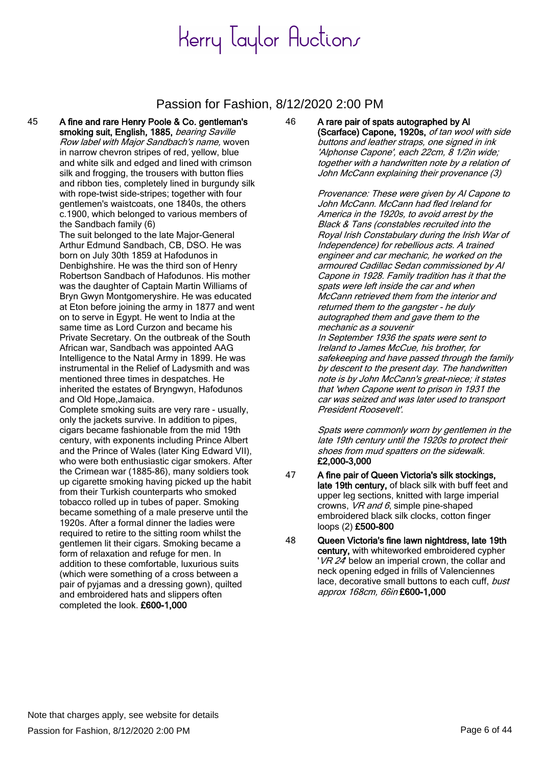**45** **A fine and rare Henry Poole & Co. gentleman's smoking suit, English, 1885,** *bearing Saville Row label with Major Sandbach's name,* woven in narrow chevron stripes of red, yellow, blue and white silk and edged and lined with crimson silk and frogging, the trousers with button flies and ribbon ties, completely lined in burgundy silk with rope-twist side-stripes; together with four gentlemen's waistcoats, one 1840s, the others c.1900, which belonged to various members of the Sandbach family (6)

The suit belonged to the late Major-General Arthur Edmund Sandbach, CB, DSO. He was born on July 30th 1859 at Hafodunos in Denbighshire. He was the third son of Henry Robertson Sandbach of Hafodunos. His mother was the daughter of Captain Martin Williams of Bryn Gwyn Montgomeryshire. He was educated at Eton before joining the army in 1877 and went on to serve in Egypt. He went to India at the same time as Lord Curzon and became his Private Secretary. On the outbreak of the South African war, Sandbach was appointed AAG Intelligence to the Natal Army in 1899. He was instrumental in the Relief of Ladysmith and was mentioned three times in despatches. He inherited the estates of Bryngwyn, Hafodunos and Old Hope,Jamaica.

Complete smoking suits are very rare - usually, only the jackets survive. In addition to pipes, cigars became fashionable from the mid 19th century, with exponents including Prince Albert and the Prince of Wales (later King Edward VII), who were both enthusiastic cigar smokers. After the Crimean war (1885-86), many soldiers took up cigarette smoking having picked up the habit from their Turkish counterparts who smoked tobacco rolled up in tubes of paper. Smoking became something of a male preserve until the 1920s. After a formal dinner the ladies were required to retire to the sitting room whilst the gentlemen lit their cigars. Smoking became a form of relaxation and refuge for men. In addition to these comfortable, luxurious suits (which were something of a cross between a pair of pyjamas and a dressing gown), quilted and embroidered hats and slippers often completed the look. **£600-1,000**

**46** **A rare pair of spats autographed by Al (Scarface) Capone, 1920s,** *of tan wool with side buttons and leather straps, one signed in ink 'Alphonse Capone', each 22cm, 8 1/2in wide; together with a handwritten note by a relation of John McCann explaining their provenance (3)*

*Provenance: These were given by Al Capone to John McCann. McCann had fled Ireland for America in the 1920s, to avoid arrest by the Black & Tans (constables recruited into the Royal Irish Constabulary during the Irish War of Independence) for rebellious acts. A trained engineer and car mechanic, he worked on the armoured Cadillac Sedan commissioned by Al Capone in 1928. Family tradition has it that the spats were left inside the car and when McCann retrieved them from the interior and returned them to the gangster - he duly autographed them and gave them to the mechanic as a souvenir*

*In September 1936 the spats were sent to Ireland to James McCue, his brother, for safekeeping and have passed through the family by descent to the present day. The handwritten note is by John McCann's great-niece; it states that 'when Capone went to prison in 1931 the car was seized and was later used to transport President Roosevelt'.*

*Spats were commonly worn by gentlemen in the late 19th century until the 1920s to protect their shoes from mud spatters on the sidewalk.*
**£2,000-3,000**

**47** **A fine pair of Queen Victoria's silk stockings, late 19th century,** of black silk with buff feet and upper leg sections, knitted with large imperial crowns, *VR and 6*, simple pine-shaped embroidered black silk clocks, cotton finger loops (2) **£500-800**

**48** **Queen Victoria's fine lawn nightdress, late 19th century,** with whiteworked embroidered cypher '*VR 24*' below an imperial crown, the collar and neck opening edged in frills of Valenciennes lace, decorative small buttons to each cuff, *bust approx 168cm, 66in* **£600-1,000**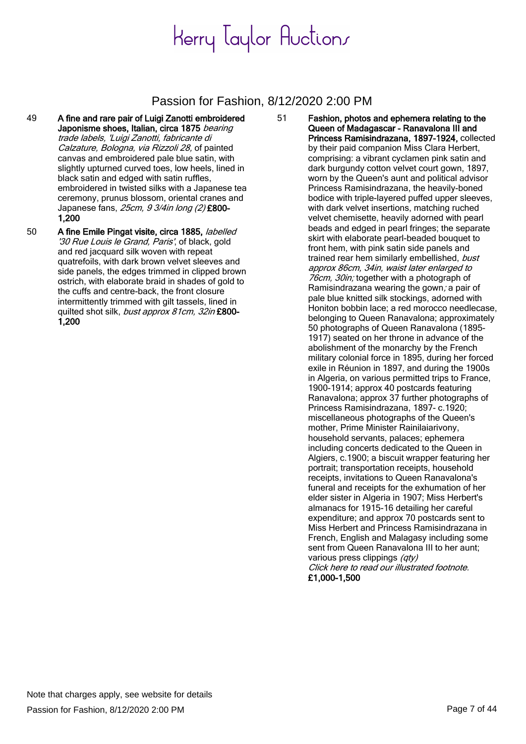49 **A fine and rare pair of Luigi Zanotti embroidered Japonisme shoes, Italian, circa 1875** *bearing trade labels, 'Luigi Zanotti, fabricante di Calzature, Bologna, via Rizzoli 28,* of painted canvas and embroidered pale blue satin, with slightly upturned curved toes, low heels, lined in black satin and edged with satin ruffles, embroidered in twisted silks with a Japanese tea ceremony, prunus blossom, oriental cranes and Japanese fans, *25cm, 9 3/4in long (2)* **£800-1,200**

50 **A fine Emile Pingat visite, circa 1885,** *labelled '30 Rue Louis le Grand, Paris'*, of black, gold and red jacquard silk woven with repeat quatrefoils, with dark brown velvet sleeves and side panels, the edges trimmed in clipped brown ostrich, with elaborate braid in shades of gold to the cuffs and centre-back, the front closure intermittently trimmed with gilt tassels, lined in quilted shot silk, *bust approx 81cm, 32in* **£800-1,200**

51 **Fashion, photos and ephemera relating to the Queen of Madagascar - Ranavalona III and Princess Ramisindrazana, 1897-1924,** collected by their paid companion Miss Clara Herbert, comprising: a vibrant cyclamen pink satin and dark burgundy cotton velvet court gown, 1897, worn by the Queen's aunt and political advisor Princess Ramisindrazana, the heavily-boned bodice with triple-layered puffed upper sleeves, with dark velvet insertions, matching ruched velvet chemisette, heavily adorned with pearl beads and edged in pearl fringes; the separate skirt with elaborate pearl-beaded bouquet to front hem, with pink satin side panels and trained rear hem similarly embellished, *bust approx 86cm, 34in, waist later enlarged to 76cm, 30in;* together with a photograph of Ramisindrazana wearing the gown; a pair of pale blue knitted silk stockings, adorned with Honiton bobbin lace; a red morocco needlecase, belonging to Queen Ranavalona; approximately 50 photographs of Queen Ranavalona (1895-1917) seated on her throne in advance of the abolishment of the monarchy by the French military colonial force in 1895, during her forced exile in Réunion in 1897, and during the 1900s in Algeria, on various permitted trips to France, 1900-1914; approx 40 postcards featuring Ranavalona; approx 37 further photographs of Princess Ramisindrazana, 1897- c.1920; miscellaneous photographs of the Queen's mother, Prime Minister Rainilaiarivony, household servants, palaces; ephemera including concerts dedicated to the Queen in Algiers, c.1900; a biscuit wrapper featuring her portrait; transportation receipts, household receipts, invitations to Queen Ranavalona's funeral and receipts for the exhumation of her elder sister in Algeria in 1907; Miss Herbert's almanacs for 1915-16 detailing her careful expenditure; and approx 70 postcards sent to Miss Herbert and Princess Ramisindrazana in French, English and Malagasy including some sent from Queen Ranavalona III to her aunt; various press clippings *(qty)*
*Click here to read our illustrated footnote.*
**£1,000-1,500**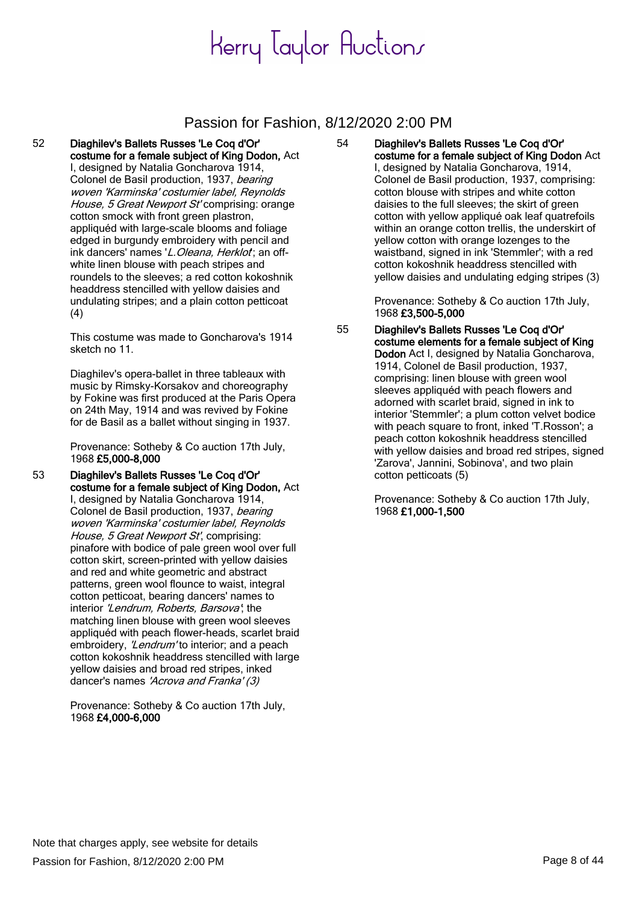# Kerry Taylor Auctions

## Passion for Fashion, 8/12/2020 2:00 PM

52 **Diaghilev's Ballets Russes 'Le Coq d'Or' costume for a female subject of King Dodon,** Act I, designed by Natalia Goncharova 1914, Colonel de Basil production, 1937, *bearing woven 'Karminska' costumier label, Reynolds House, 5 Great Newport St'* comprising: orange cotton smock with front green plastron, appliquéd with large-scale blooms and foliage edged in burgundy embroidery with pencil and ink dancers' names '*L.Oleana, Herklot*'; an off-white linen blouse with peach stripes and roundels to the sleeves; a red cotton kokoshnik headdress stencilled with yellow daisies and undulating stripes; and a plain cotton petticoat (4)

This costume was made to Goncharova's 1914 sketch no 11.

Diaghilev's opera-ballet in three tableaux with music by Rimsky-Korsakov and choreography by Fokine was first produced at the Paris Opera on 24th May, 1914 and was revived by Fokine for de Basil as a ballet without singing in 1937.

Provenance: Sotheby & Co auction 17th July, 1968 **£5,000-8,000**

53 **Diaghilev's Ballets Russes 'Le Coq d'Or' costume for a female subject of King Dodon,** Act I, designed by Natalia Goncharova 1914, Colonel de Basil production, 1937, *bearing woven 'Karminska' costumier label, Reynolds House, 5 Great Newport St'*, comprising: pinafore with bodice of pale green wool over full cotton skirt, screen-printed with yellow daisies and red and white geometric and abstract patterns, green wool flounce to waist, integral cotton petticoat, bearing dancers' names to interior *'Lendrum, Roberts, Barsova'*; the matching linen blouse with green wool sleeves appliquéd with peach flower-heads, scarlet braid embroidery, *'Lendrum'* to interior; and a peach cotton kokoshnik headdress stencilled with large yellow daisies and broad red stripes, inked dancer's names *'Acrova and Franka' (3)*

Provenance: Sotheby & Co auction 17th July, 1968 **£4,000-6,000**

54 **Diaghilev's Ballets Russes 'Le Coq d'Or' costume for a female subject of King Dodon** Act I, designed by Natalia Goncharova, 1914, Colonel de Basil production, 1937, comprising: cotton blouse with stripes and white cotton daisies to the full sleeves; the skirt of green cotton with yellow appliqué oak leaf quatrefoils within an orange cotton trellis, the underskirt of yellow cotton with orange lozenges to the waistband, signed in ink 'Stemmler'; with a red cotton kokoshnik headdress stencilled with yellow daisies and undulating edging stripes (3)

Provenance: Sotheby & Co auction 17th July, 1968 **£3,500-5,000**

55 **Diaghilev's Ballets Russes 'Le Coq d'Or' costume elements for a female subject of King Dodon** Act I, designed by Natalia Goncharova, 1914, Colonel de Basil production, 1937, comprising: linen blouse with green wool sleeves appliquéd with peach flowers and adorned with scarlet braid, signed in ink to interior 'Stemmler'; a plum cotton velvet bodice with peach square to front, inked 'T.Rosson'; a peach cotton kokoshnik headdress stencilled with yellow daisies and broad red stripes, signed 'Zarova', Jannini, Sobinova', and two plain cotton petticoats (5)

Provenance: Sotheby & Co auction 17th July, 1968 **£1,000-1,500**

Note that charges apply, see website for details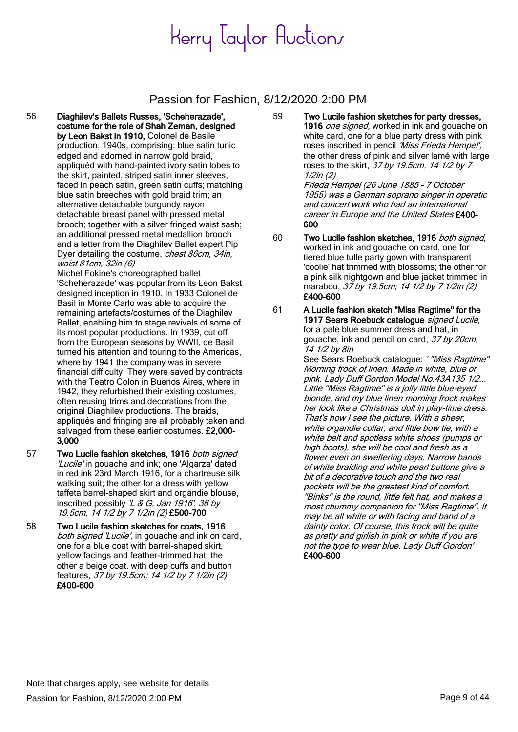# Passion for Fashion, 8/12/2020 2:00 PM

56 **Diaghilev's Ballets Russes, 'Scheherazade', costume for the role of Shah Zeman, designed by Leon Bakst in 1910,** Colonel de Basile production, 1940s, comprising: blue satin tunic edged and adorned in narrow gold braid, appliquéd with hand-painted ivory satin lobes to the skirt, painted, striped satin inner sleeves, faced in peach satin, green satin cuffs; matching blue satin breeches with gold braid trim; an alternative detachable burgundy rayon detachable breast panel with pressed metal brooch; together with a silver fringed waist sash; an additional pressed metal medallion brooch and a letter from the Diaghilev Ballet expert Pip Dyer detailing the costume, *chest 86cm, 34in, waist 81cm, 32in (6)*
Michel Fokine's choreographed ballet 'Scheherazade' was popular from its Leon Bakst designed inception in 1910. In 1933 Colonel de Basil in Monte Carlo was able to acquire the remaining artefacts/costumes of the Diaghilev Ballet, enabling him to stage revivals of some of its most popular productions. In 1939, cut off from the European seasons by WWII, de Basil turned his attention and touring to the Americas, where by 1941 the company was in severe financial difficulty. They were saved by contracts with the Teatro Colon in Buenos Aires, where in 1942, they refurbished their existing costumes, often reusing trims and decorations from the original Diaghilev productions. The braids, appliqués and fringing are all probably taken and salvaged from these earlier costumes. **£2,000-3,000**

57 **Two Lucile fashion sketches, 1916** *both signed 'Lucile'* in gouache and ink; one 'Algarza' dated in red ink 23rd March 1916, for a chartreuse silk walking suit; the other for a dress with yellow taffeta barrel-shaped skirt and organdie blouse, inscribed possibly *'L & G, Jan 1916'*, *36 by 19.5cm, 14 1/2 by 7 1/2in (2)* **£500-700**

58 **Two Lucile fashion sketches for coats, 1916** *both signed 'Lucile',* in gouache and ink on card, one for a blue coat with barrel-shaped skirt, yellow facings and feather-trimmed hat; the other a beige coat, with deep cuffs and button features, *37 by 19.5cm; 14 1/2 by 7 1/2in (2)* **£400-600**

59 **Two Lucile fashion sketches for party dresses, 1916** *one signed,* worked in ink and gouache on white card, one for a blue party dress with pink roses inscribed in pencil *'Miss Frieda Hempel',* the other dress of pink and silver lamé with large roses to the skirt, *37 by 19.5cm, 14 1/2 by 7 1/2in (2)*
*Frieda Hempel (26 June 1885 - 7 October 1955) was a German soprano singer in operatic and concert work who had an international career in Europe and the United States* **£400-600**

60 **Two Lucile fashion sketches, 1916** *both signed,* worked in ink and gouache on card, one for tiered blue tulle party gown with transparent 'coolie' hat trimmed with blossoms; the other for a pink silk nightgown and blue jacket trimmed in marabou, *37 by 19.5cm; 14 1/2 by 7 1/2in (2)* **£400-600**

61 **A Lucile fashion sketch "Miss Ragtime" for the 1917 Sears Roebuck catalogue** *signed Lucile,* for a pale blue summer dress and hat, in gouache, ink and pencil on card, *37 by 20cm, 14 1/2 by 8in*
See Sears Roebuck catalogue: *' "Miss Ragtime" Morning frock of linen. Made in white, blue or pink. Lady Duff Gordon Model No.43A135 1/2... Little "Miss Ragtime" is a jolly little blue-eyed blonde, and my blue linen morning frock makes her look like a Christmas doll in play-time dress. That's how I see the picture. With a sheer, white organdie collar, and little bow tie, with a white belt and spotless white shoes (pumps or high boots), she will be cool and fresh as a flower even on sweltering days. Narrow bands of white braiding and white pearl buttons give a bit of a decorative touch and the two real pockets will be the greatest kind of comfort. "Binks" is the round, little felt hat, and makes a most chummy companion for "Miss Ragtime". It may be all white or with facing and band of a dainty color. Of course, this frock will be quite as pretty and girlish in pink or white if you are not the type to wear blue. Lady Duff Gordon'* **£400-600**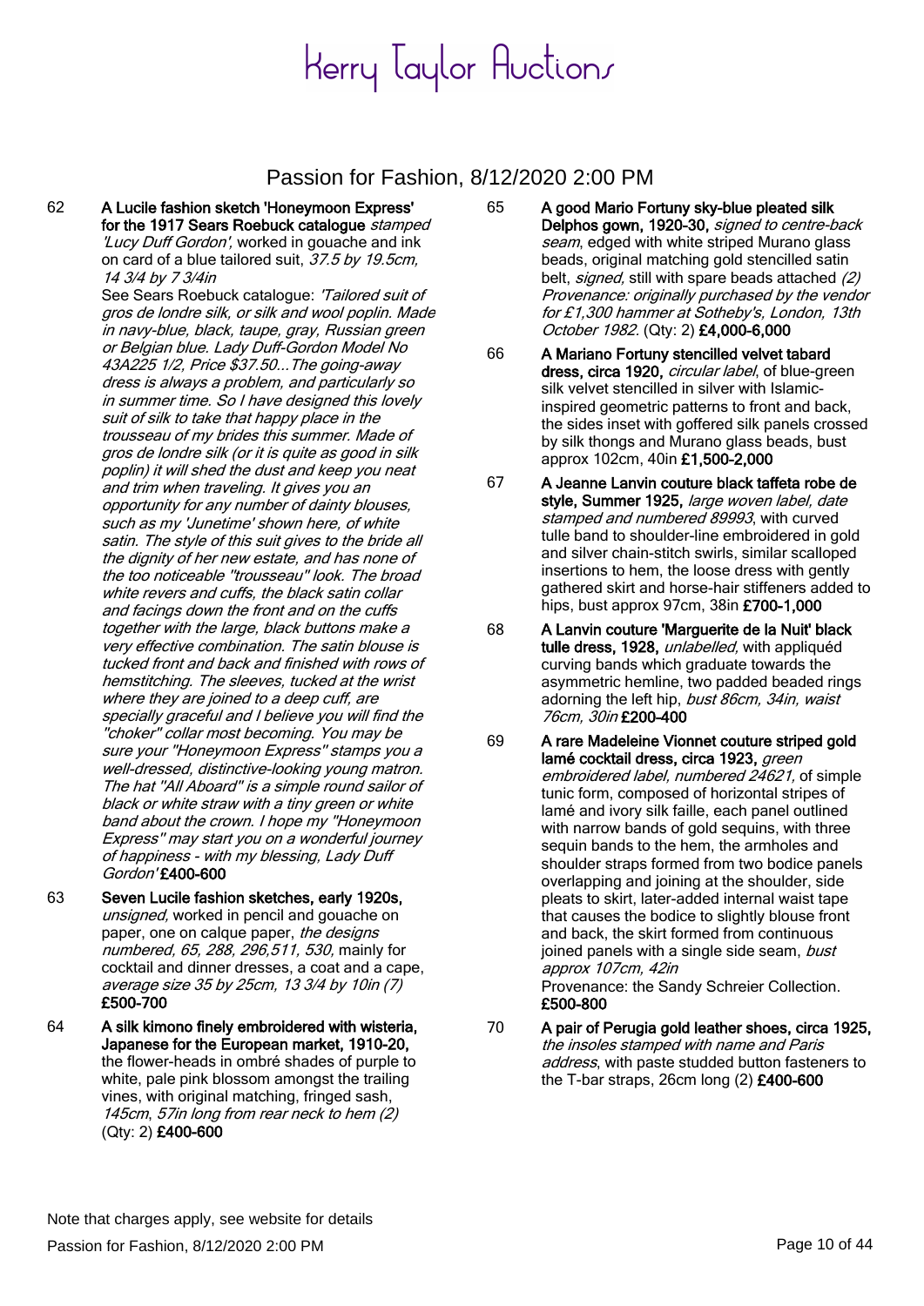# Kerry Taylor Auctions

## Passion for Fashion, 8/12/2020 2:00 PM

62 **A Lucile fashion sketch 'Honeymoon Express' for the 1917 Sears Roebuck catalogue** *stamped 'Lucy Duff Gordon'*, worked in gouache and ink on card of a blue tailored suit, *37.5 by 19.5cm, 14 3/4 by 7 3/4in*
See Sears Roebuck catalogue: *'Tailored suit of gros de londre silk, or silk and wool poplin. Made in navy-blue, black, taupe, gray, Russian green or Belgian blue. Lady Duff-Gordon Model No 43A225 1/2, Price $37.50...The going-away dress is always a problem, and particularly so in summer time. So I have designed this lovely suit of silk to take that happy place in the trousseau of my brides this summer. Made of gros de londre silk (or it is quite as good in silk poplin) it will shed the dust and keep you neat and trim when traveling. It gives you an opportunity for any number of dainty blouses, such as my 'Junetime' shown here, of white satin. The style of this suit gives to the bride all the dignity of her new estate, and has none of the too noticeable "trousseau" look. The broad white revers and cuffs, the black satin collar and facings down the front and on the cuffs together with the large, black buttons make a very effective combination. The satin blouse is tucked front and back and finished with rows of hemstitching. The sleeves, tucked at the wrist where they are joined to a deep cuff, are specially graceful and I believe you will find the "choker" collar most becoming. You may be sure your "Honeymoon Express" stamps you a well-dressed, distinctive-looking young matron. The hat "All Aboard" is a simple round sailor of black or white straw with a tiny green or white band about the crown. I hope my "Honeymoon Express" may start you on a wonderful journey of happiness - with my blessing, Lady Duff Gordon'* **£400-600**

63 **Seven Lucile fashion sketches, early 1920s,** *unsigned,* worked in pencil and gouache on paper, one on calque paper, *the designs numbered, 65, 288, 296,511, 530,* mainly for cocktail and dinner dresses, a coat and a cape, *average size 35 by 25cm, 13 3/4 by 10in (7)* **£500-700**

64 **A silk kimono finely embroidered with wisteria, Japanese for the European market, 1910-20,** the flower-heads in ombré shades of purple to white, pale pink blossom amongst the trailing vines, with original matching, fringed sash, *145cm, 57in long from rear neck to hem (2)* (Qty: 2) **£400-600**

65 **A good Mario Fortuny sky-blue pleated silk Delphos gown, 1920-30,** *signed to centre-back seam*, edged with white striped Murano glass beads, original matching gold stencilled satin belt, *signed,* still with spare beads attached *(2)*
*Provenance: originally purchased by the vendor for £1,300 hammer at Sotheby's, London, 13th October 1982.* (Qty: 2) **£4,000-6,000**

66 **A Mariano Fortuny stencilled velvet tabard dress, circa 1920,** *circular label*, of blue-green silk velvet stencilled in silver with Islamic-inspired geometric patterns to front and back, the sides inset with goffered silk panels crossed by silk thongs and Murano glass beads, bust approx 102cm, 40in **£1,500-2,000**

67 **A Jeanne Lanvin couture black taffeta robe de style, Summer 1925,** *large woven label, date stamped and numbered 89993*, with curved tulle band to shoulder-line embroidered in gold and silver chain-stitch swirls, similar scalloped insertions to hem, the loose dress with gently gathered skirt and horse-hair stiffeners added to hips, bust approx 97cm, 38in **£700-1,000**

68 **A Lanvin couture 'Marguerite de la Nuit' black tulle dress, 1928,** *unlabelled,* with appliquéd curving bands which graduate towards the asymmetric hemline, two padded beaded rings adorning the left hip, *bust 86cm, 34in, waist 76cm, 30in* **£200-400**

69 **A rare Madeleine Vionnet couture striped gold lamé cocktail dress, circa 1923,** *green embroidered label, numbered 24621,* of simple tunic form, composed of horizontal stripes of lamé and ivory silk faille, each panel outlined with narrow bands of gold sequins, with three sequin bands to the hem, the armholes and shoulder straps formed from two bodice panels overlapping and joining at the shoulder, side pleats to skirt, later-added internal waist tape that causes the bodice to slightly blouse front and back, the skirt formed from continuous joined panels with a single side seam, *bust approx 107cm, 42in*
Provenance: the Sandy Schreier Collection. **£500-800**

70 **A pair of Perugia gold leather shoes, circa 1925,** *the insoles stamped with name and Paris address*, with paste studded button fasteners to the T-bar straps, 26cm long (2) **£400-600**

Note that charges apply, see website for details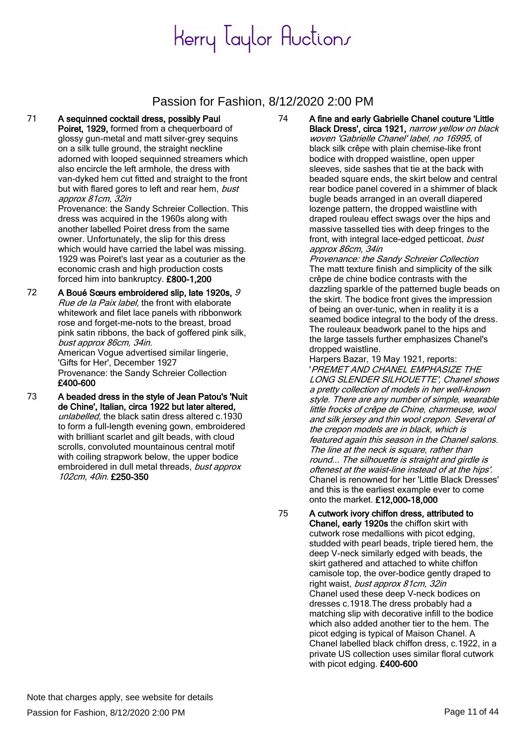# Kerry Taylor Auctions

## Passion for Fashion, 8/12/2020 2:00 PM

71 **A sequinned cocktail dress, possibly Paul Poiret, 1929,** formed from a chequerboard of glossy gun-metal and matt silver-grey sequins on a silk tulle ground, the straight neckline adorned with looped sequinned streamers which also encircle the left armhole, the dress with van-dyked hem cut fitted and straight to the front but with flared gores to left and rear hem, *bust approx 81cm, 32in*
Provenance: the Sandy Schreier Collection. This dress was acquired in the 1960s along with another labelled Poiret dress from the same owner. Unfortunately, the slip for this dress which would have carried the label was missing. 1929 was Poiret's last year as a couturier as the economic crash and high production costs forced him into bankruptcy. **£800-1,200**

72 **A Boué Sœurs embroidered slip, late 1920s,** *9 Rue de la Paix label,* the front with elaborate whitework and filet lace panels with ribbonwork rose and forget-me-nots to the breast, broad pink satin ribbons, the back of goffered pink silk, *bust approx 86cm, 34in.*
American Vogue advertised similar lingerie, 'Gifts for Her', December 1927
Provenance: the Sandy Schreier Collection
**£400-600**

73 **A beaded dress in the style of Jean Patou's 'Nuit de Chine', Italian, circa 1922 but later altered,** *unlabelled,* the black satin dress altered c.1930 to form a full-length evening gown, embroidered with brilliant scarlet and gilt beads, with cloud scrolls, convoluted mountainous central motif with coiling strapwork below, the upper bodice embroidered in dull metal threads, *bust approx 102cm, 40in.* **£250-350**

74 **A fine and early Gabrielle Chanel couture 'Little Black Dress', circa 1921,** *narrow yellow on black woven 'Gabrielle Chanel' label, no 16995,* of black silk crêpe with plain chemise-like front bodice with dropped waistline, open upper sleeves, side sashes that tie at the back with beaded square ends, the skirt below and central rear bodice panel covered in a shimmer of black bugle beads arranged in an overall diapered lozenge pattern, the dropped waistline with draped rouleau effect swags over the hips and massive tasselled ties with deep fringes to the front, with integral lace-edged petticoat, *bust approx 86cm, 34in*
*Provenance: the Sandy Schreier Collection*
The matt texture finish and simplicity of the silk crêpe de chine bodice contrasts with the dazzling sparkle of the patterned bugle beads on the skirt. The bodice front gives the impression of being an over-tunic, when in reality it is a seamed bodice integral to the body of the dress. The rouleaux beadwork panel to the hips and the large tassels further emphasizes Chanel's dropped waistline.
Harpers Bazar, 19 May 1921, reports:
'*PREMET AND CHANEL EMPHASIZE THE LONG SLENDER SILHOUETTE', Chanel shows a pretty collection of models in her well-known style. There are any number of simple, wearable little frocks of crêpe de Chine, charmeuse, wool and silk jersey and thin wool crepon. Several of the crepon models are in black, which is featured again this season in the Chanel salons. The line at the neck is square, rather than round... The silhouette is straight and girdle is oftenest at the waist-line instead of at the hips'.*
Chanel is renowned for her 'Little Black Dresses' and this is the earliest example ever to come onto the market. **£12,000-18,000**

75 **A cutwork ivory chiffon dress, attributed to Chanel, early 1920s** the chiffon skirt with cutwork rose medallions with picot edging, studded with pearl beads, triple tiered hem, the deep V-neck similarly edged with beads, the skirt gathered and attached to white chiffon camisole top, the over-bodice gently draped to right waist, *bust approx 81cm, 32in*
Chanel used these deep V-neck bodices on dresses c.1918.The dress probably had a matching slip with decorative infill to the bodice which also added another tier to the hem. The picot edging is typical of Maison Chanel. A Chanel labelled black chiffon dress, c.1922, in a private US collection uses similar floral cutwork with picot edging. **£400-600**

Note that charges apply, see website for details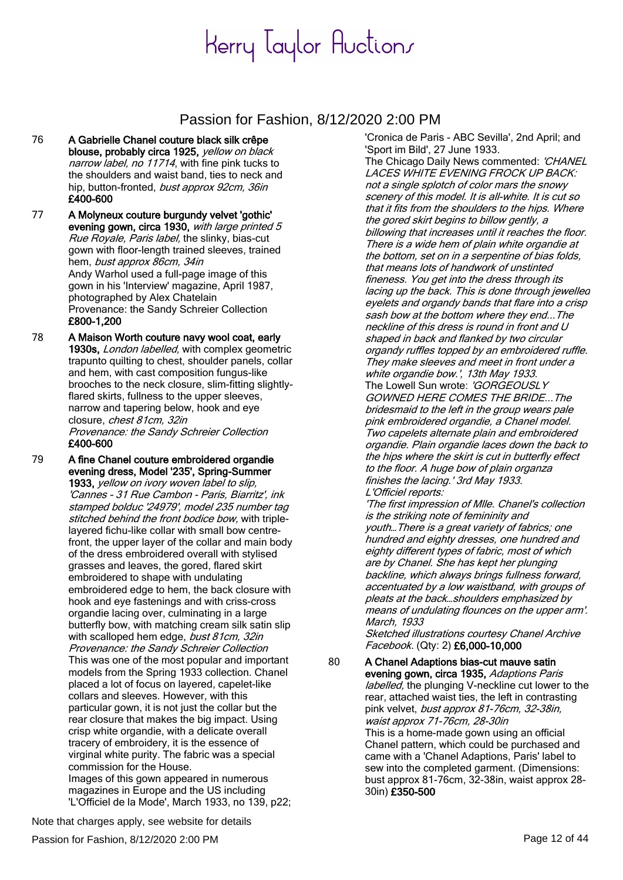# Kerry Taylor Auctions

## Passion for Fashion, 8/12/2020 2:00 PM

76 **A Gabrielle Chanel couture black silk crêpe blouse, probably circa 1925,** *yellow on black narrow label, no 11714*, with fine pink tucks to the shoulders and waist band, ties to neck and hip, button-fronted, *bust approx 92cm, 36in*
**£400-600**

77 **A Molyneux couture burgundy velvet 'gothic' evening gown, circa 1930,** *with large printed 5 Rue Royale, Paris label,* the slinky, bias-cut gown with floor-length trained sleeves, trained hem, *bust approx 86cm, 34in*
Andy Warhol used a full-page image of this gown in his 'Interview' magazine, April 1987, photographed by Alex Chatelain
Provenance: the Sandy Schreier Collection
**£800-1,200**

78 **A Maison Worth couture navy wool coat, early 1930s,** *London labelled,* with complex geometric trapunto quilting to chest, shoulder panels, collar and hem, with cast composition fungus-like brooches to the neck closure, slim-fitting slightly-flared skirts, fullness to the upper sleeves, narrow and tapering below, hook and eye closure, *chest 81cm, 32in*
*Provenance: the Sandy Schreier Collection*
**£400-600**

79 **A fine Chanel couture embroidered organdie evening dress, Model '235', Spring-Summer 1933,** *yellow on ivory woven label to slip, 'Cannes - 31 Rue Cambon - Paris, Biarritz', ink stamped bolduc '24979', model 235 number tag stitched behind the front bodice bow,* with triple-layered fichu-like collar with small bow centre-front, the upper layer of the collar and main body of the dress embroidered overall with stylised grasses and leaves, the gored, flared skirt embroidered to shape with undulating embroidered edge to hem, the back closure with hook and eye fastenings and with criss-cross organdie lacing over, culminating in a large butterfly bow, with matching cream silk satin slip with scalloped hem edge, *bust 81cm, 32in*
*Provenance: the Sandy Schreier Collection*
This was one of the most popular and important models from the Spring 1933 collection. Chanel placed a lot of focus on layered, capelet-like collars and sleeves. However, with this particular gown, it is not just the collar but the rear closure that makes the big impact. Using crisp white organdie, with a delicate overall tracery of embroidery, it is the essence of virginal white purity. The fabric was a special commission for the House.
Images of this gown appeared in numerous magazines in Europe and the US including 'L'Officiel de la Mode', March 1933, no 139, p22; 'Cronica de Paris - ABC Sevilla', 2nd April; and 'Sport im Bild', 27 June 1933.
The Chicago Daily News commented: *'CHANEL LACES WHITE EVENING FROCK UP BACK: not a single splotch of color mars the snowy scenery of this model. It is all-white. It is cut so that it fits from the shoulders to the hips. Where the gored skirt begins to billow gently, a billowing that increases until it reaches the floor. There is a wide hem of plain white organdie at the bottom, set on in a serpentine of bias folds, that means lots of handwork of unstinted fineness. You get into the dress through its lacing up the back. This is done through jewelled eyelets and organdy bands that flare into a crisp sash bow at the bottom where they end...The neckline of this dress is round in front and U shaped in back and flanked by two circular organdy ruffles topped by an embroidered ruffle. They make sleeves and meet in front under a white organdie bow.', 13th May 1933.*
The Lowell Sun wrote: *'GORGEOUSLY GOWNED HERE COMES THE BRIDE...The bridesmaid to the left in the group wears pale pink embroidered organdie, a Chanel model. Two capelets alternate plain and embroidered organdie. Plain organdie laces down the back to the hips where the skirt is cut in butterfly effect to the floor. A huge bow of plain organza finishes the lacing.' 3rd May 1933.*
*L'Officiel reports:*
*'The first impression of Mlle. Chanel's collection is the striking note of femininity and youth…There is a great variety of fabrics; one hundred and eighty dresses, one hundred and eighty different types of fabric, most of which are by Chanel. She has kept her plunging backline, which always brings fullness forward, accentuated by a low waistband, with groups of pleats at the back…shoulders emphasized by means of undulating flounces on the upper arm'. March, 1933*
*Sketched illustrations courtesy Chanel Archive Facebook.* (Qty: 2) **£6,000-10,000**

80 **A Chanel Adaptions bias-cut mauve satin evening gown, circa 1935,** *Adaptions Paris labelled,* the plunging V-neckline cut lower to the rear, attached waist ties, the left in contrasting pink velvet, *bust approx 81-76cm, 32-38in, waist approx 71-76cm, 28-30in*
This is a home-made gown using an official Chanel pattern, which could be purchased and came with a 'Chanel Adaptions, Paris' label to sew into the completed garment. (Dimensions: bust approx 81-76cm, 32-38in, waist approx 28-30in) **£350-500**

Note that charges apply, see website for details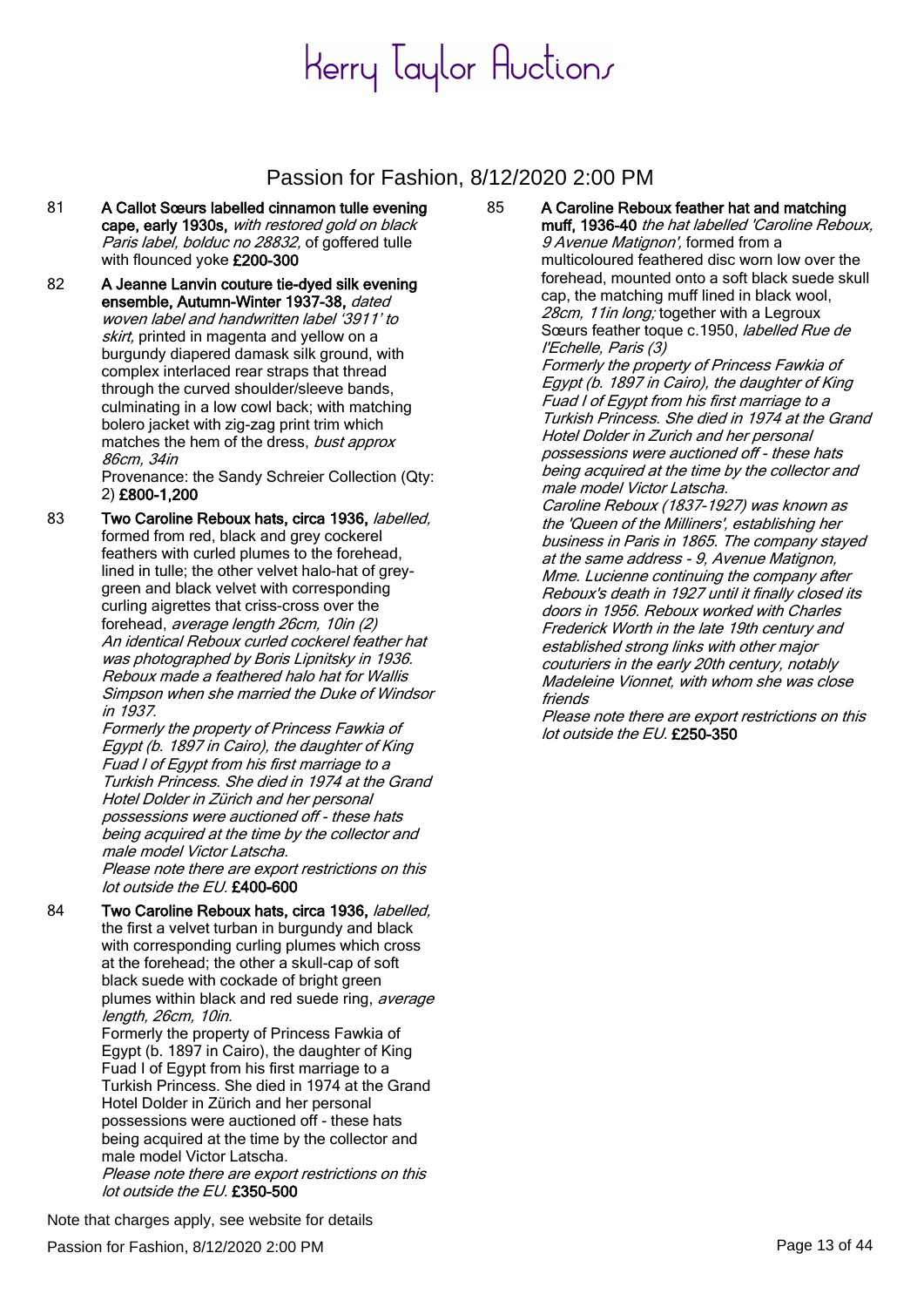81 **A Callot Sœurs labelled cinnamon tulle evening cape, early 1930s,** *with restored gold on black Paris label, bolduc no 28832,* of goffered tulle with flounced yoke **£200-300**

82 **A Jeanne Lanvin couture tie-dyed silk evening ensemble, Autumn-Winter 1937-38,** *dated woven label and handwritten label '3911' to skirt,* printed in magenta and yellow on a burgundy diapered damask silk ground, with complex interlaced rear straps that thread through the curved shoulder/sleeve bands, culminating in a low cowl back; with matching bolero jacket with zig-zag print trim which matches the hem of the dress, *bust approx 86cm, 34in*
Provenance: the Sandy Schreier Collection (Qty: 2) **£800-1,200**

83 **Two Caroline Reboux hats, circa 1936,** *labelled,* formed from red, black and grey cockerel feathers with curled plumes to the forehead, lined in tulle; the other velvet halo-hat of grey-green and black velvet with corresponding curling aigrettes that criss-cross over the forehead, *average length 26cm, 10in (2)*
*An identical Reboux curled cockerel feather hat was photographed by Boris Lipnitsky in 1936. Reboux made a feathered halo hat for Wallis Simpson when she married the Duke of Windsor in 1937.*
*Formerly the property of Princess Fawkia of Egypt (b. 1897 in Cairo), the daughter of King Fuad I of Egypt from his first marriage to a Turkish Princess. She died in 1974 at the Grand Hotel Dolder in Zürich and her personal possessions were auctioned off - these hats being acquired at the time by the collector and male model Victor Latscha.*
*Please note there are export restrictions on this lot outside the EU.* **£400-600**

84 **Two Caroline Reboux hats, circa 1936,** *labelled,* the first a velvet turban in burgundy and black with corresponding curling plumes which cross at the forehead; the other a skull-cap of soft black suede with cockade of bright green plumes within black and red suede ring, *average length, 26cm, 10in.*
Formerly the property of Princess Fawkia of Egypt (b. 1897 in Cairo), the daughter of King Fuad I of Egypt from his first marriage to a Turkish Princess. She died in 1974 at the Grand Hotel Dolder in Zürich and her personal possessions were auctioned off - these hats being acquired at the time by the collector and male model Victor Latscha.
*Please note there are export restrictions on this lot outside the EU.* **£350-500**

85 **A Caroline Reboux feather hat and matching muff, 1936-40** *the hat labelled 'Caroline Reboux, 9 Avenue Matignon',* formed from a multicoloured feathered disc worn low over the forehead, mounted onto a soft black suede skull cap, the matching muff lined in black wool, *28cm, 11in long;* together with a Legroux Sœurs feather toque c.1950, *labelled Rue de l'Echelle, Paris (3)*
*Formerly the property of Princess Fawkia of Egypt (b. 1897 in Cairo), the daughter of King Fuad I of Egypt from his first marriage to a Turkish Princess. She died in 1974 at the Grand Hotel Dolder in Zurich and her personal possessions were auctioned off - these hats being acquired at the time by the collector and male model Victor Latscha.*
*Caroline Reboux (1837-1927) was known as the 'Queen of the Milliners', establishing her business in Paris in 1865. The company stayed at the same address - 9, Avenue Matignon, Mme. Lucienne continuing the company after Reboux's death in 1927 until it finally closed its doors in 1956. Reboux worked with Charles Frederick Worth in the late 19th century and established strong links with other major couturiers in the early 20th century, notably Madeleine Vionnet, with whom she was close friends*
*Please note there are export restrictions on this lot outside the EU.* **£250-350**

Note that charges apply, see website for details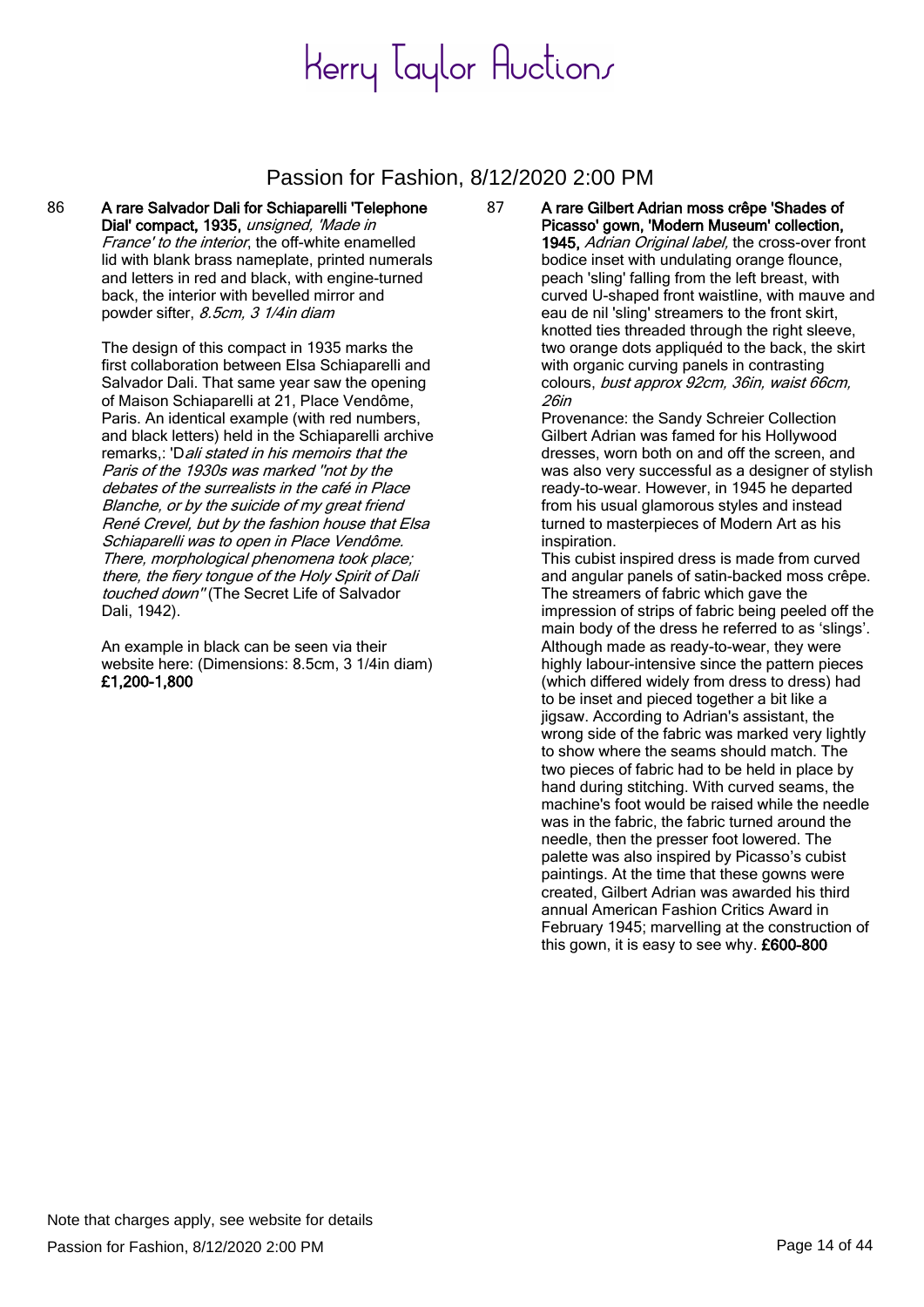# Kerry Taylor Auctions

## Passion for Fashion, 8/12/2020 2:00 PM

86 **A rare Salvador Dali for Schiaparelli 'Telephone Dial' compact, 1935,** *unsigned, 'Made in France' to the interior*, the off-white enamelled lid with blank brass nameplate, printed numerals and letters in red and black, with engine-turned back, the interior with bevelled mirror and powder sifter, *8.5cm, 3 1/4in diam*

The design of this compact in 1935 marks the first collaboration between Elsa Schiaparelli and Salvador Dali. That same year saw the opening of Maison Schiaparelli at 21, Place Vendôme, Paris. An identical example (with red numbers, and black letters) held in the Schiaparelli archive remarks,: 'D*ali stated in his memoirs that the Paris of the 1930s was marked "not by the debates of the surrealists in the café in Place Blanche, or by the suicide of my great friend René Crevel, but by the fashion house that Elsa Schiaparelli was to open in Place Vendôme. There, morphological phenomena took place; there, the fiery tongue of the Holy Spirit of Dali touched down"* (The Secret Life of Salvador Dali, 1942).

An example in black can be seen via their website here: (Dimensions: 8.5cm, 3 1/4in diam) **£1,200-1,800**

87 **A rare Gilbert Adrian moss crêpe 'Shades of Picasso' gown, 'Modern Museum' collection, 1945,** *Adrian Original label,* the cross-over front bodice inset with undulating orange flounce, peach 'sling' falling from the left breast, with curved U-shaped front waistline, with mauve and eau de nil 'sling' streamers to the front skirt, knotted ties threaded through the right sleeve, two orange dots appliquéd to the back, the skirt with organic curving panels in contrasting colours, *bust approx 92cm, 36in, waist 66cm, 26in*

Provenance: the Sandy Schreier Collection

Gilbert Adrian was famed for his Hollywood dresses, worn both on and off the screen, and was also very successful as a designer of stylish ready-to-wear. However, in 1945 he departed from his usual glamorous styles and instead turned to masterpieces of Modern Art as his inspiration.

This cubist inspired dress is made from curved and angular panels of satin-backed moss crêpe. The streamers of fabric which gave the impression of strips of fabric being peeled off the main body of the dress he referred to as 'slings'. Although made as ready-to-wear, they were highly labour-intensive since the pattern pieces (which differed widely from dress to dress) had to be inset and pieced together a bit like a jigsaw. According to Adrian's assistant, the wrong side of the fabric was marked very lightly to show where the seams should match. The two pieces of fabric had to be held in place by hand during stitching. With curved seams, the machine's foot would be raised while the needle was in the fabric, the fabric turned around the needle, then the presser foot lowered. The palette was also inspired by Picasso's cubist paintings. At the time that these gowns were created, Gilbert Adrian was awarded his third annual American Fashion Critics Award in February 1945; marvelling at the construction of this gown, it is easy to see why. **£600-800**

Note that charges apply, see website for details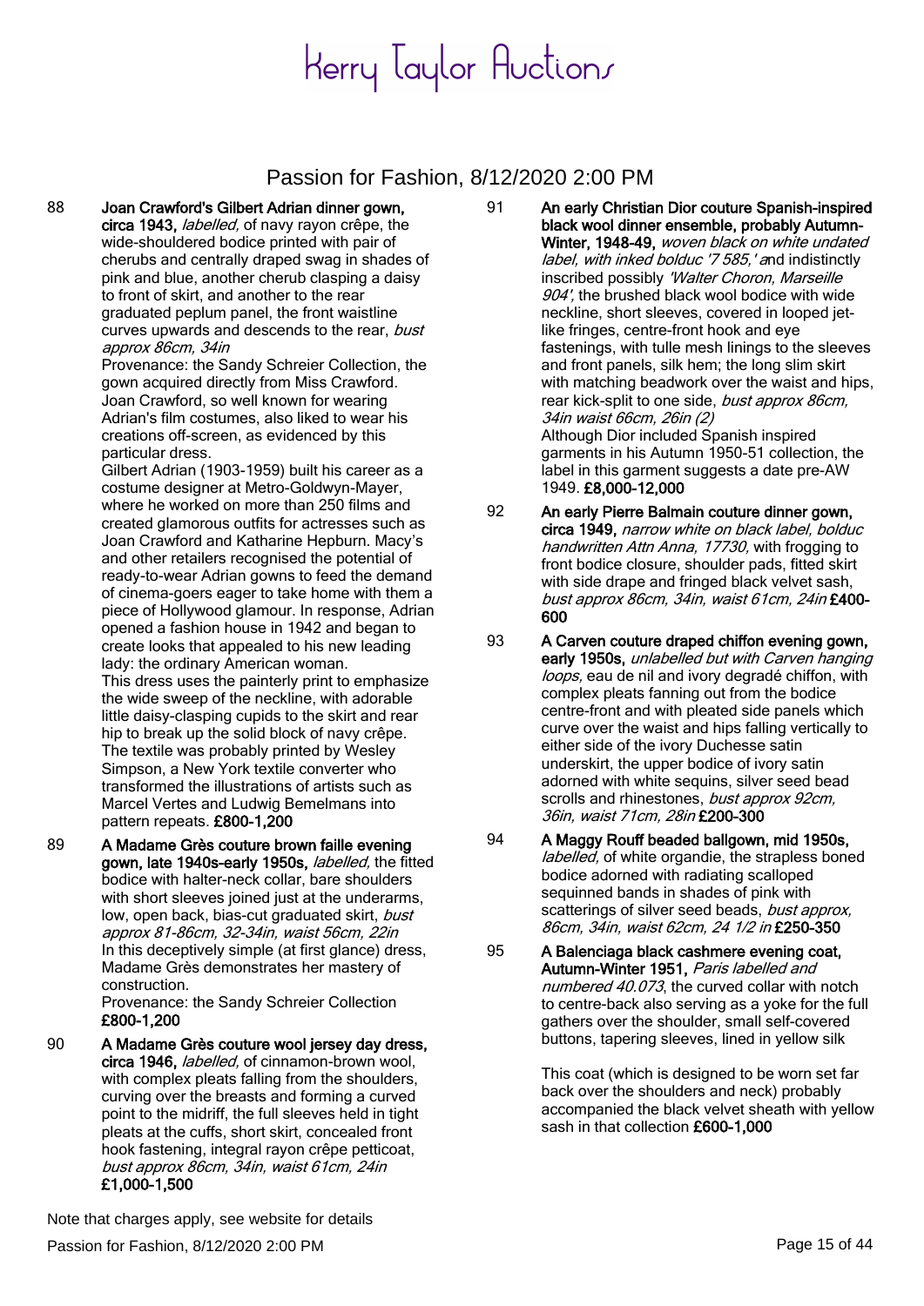88 **Joan Crawford's Gilbert Adrian dinner gown, circa 1943,** *labelled,* of navy rayon crêpe, the wide-shouldered bodice printed with pair of cherubs and centrally draped swag in shades of pink and blue, another cherub clasping a daisy to front of skirt, and another to the rear graduated peplum panel, the front waistline curves upwards and descends to the rear, *bust approx 86cm, 34in*
Provenance: the Sandy Schreier Collection, the gown acquired directly from Miss Crawford.
Joan Crawford, so well known for wearing Adrian's film costumes, also liked to wear his creations off-screen, as evidenced by this particular dress.
Gilbert Adrian (1903-1959) built his career as a costume designer at Metro-Goldwyn-Mayer, where he worked on more than 250 films and created glamorous outfits for actresses such as Joan Crawford and Katharine Hepburn. Macy's and other retailers recognised the potential of ready-to-wear Adrian gowns to feed the demand of cinema-goers eager to take home with them a piece of Hollywood glamour. In response, Adrian opened a fashion house in 1942 and began to create looks that appealed to his new leading lady: the ordinary American woman.
This dress uses the painterly print to emphasize the wide sweep of the neckline, with adorable little daisy-clasping cupids to the skirt and rear hip to break up the solid block of navy crêpe.
The textile was probably printed by Wesley Simpson, a New York textile converter who transformed the illustrations of artists such as Marcel Vertes and Ludwig Bemelmans into pattern repeats. **£800-1,200**

89 **A Madame Grès couture brown faille evening gown, late 1940s-early 1950s,** *labelled,* the fitted bodice with halter-neck collar, bare shoulders with short sleeves joined just at the underarms, low, open back, bias-cut graduated skirt, *bust approx 81-86cm, 32-34in, waist 56cm, 22in*
In this deceptively simple (at first glance) dress, Madame Grès demonstrates her mastery of construction.
Provenance: the Sandy Schreier Collection
**£800-1,200**

90 **A Madame Grès couture wool jersey day dress, circa 1946,** *labelled,* of cinnamon-brown wool, with complex pleats falling from the shoulders, curving over the breasts and forming a curved point to the midriff, the full sleeves held in tight pleats at the cuffs, short skirt, concealed front hook fastening, integral rayon crêpe petticoat, *bust approx 86cm, 34in, waist 61cm, 24in*
**£1,000-1,500**

91 **An early Christian Dior couture Spanish-inspired black wool dinner ensemble, probably Autumn-Winter, 1948-49,** *woven black on white undated label, with inked bolduc '7 585,'* and indistinctly inscribed possibly *'Walter Choron, Marseille 904',* the brushed black wool bodice with wide neckline, short sleeves, covered in looped jet-like fringes, centre-front hook and eye fastenings, with tulle mesh linings to the sleeves and front panels, silk hem; the long slim skirt with matching beadwork over the waist and hips, rear kick-split to one side, *bust approx 86cm, 34in waist 66cm, 26in (2)*
Although Dior included Spanish inspired garments in his Autumn 1950-51 collection, the label in this garment suggests a date pre-AW 1949. **£8,000-12,000**

92 **An early Pierre Balmain couture dinner gown, circa 1949,** *narrow white on black label, bolduc handwritten Attn Anna, 17730,* with frogging to front bodice closure, shoulder pads, fitted skirt with side drape and fringed black velvet sash, *bust approx 86cm, 34in, waist 61cm, 24in* **£400-600**

93 **A Carven couture draped chiffon evening gown, early 1950s,** *unlabelled but with Carven hanging loops,* eau de nil and ivory degradé chiffon, with complex pleats fanning out from the bodice centre-front and with pleated side panels which curve over the waist and hips falling vertically to either side of the ivory Duchesse satin underskirt, the upper bodice of ivory satin adorned with white sequins, silver seed bead scrolls and rhinestones, *bust approx 92cm, 36in, waist 71cm, 28in* **£200-300**

94 **A Maggy Rouff beaded ballgown, mid 1950s,** *labelled,* of white organdie, the strapless boned bodice adorned with radiating scalloped sequinned bands in shades of pink with scatterings of silver seed beads, *bust approx, 86cm, 34in, waist 62cm, 24 1/2 in* **£250-350**

95 **A Balenciaga black cashmere evening coat, Autumn-Winter 1951,** *Paris labelled and numbered 40.073*, the curved collar with notch to centre-back also serving as a yoke for the full gathers over the shoulder, small self-covered buttons, tapering sleeves, lined in yellow silk

This coat (which is designed to be worn set far back over the shoulders and neck) probably accompanied the black velvet sheath with yellow sash in that collection **£600-1,000**

Note that charges apply, see website for details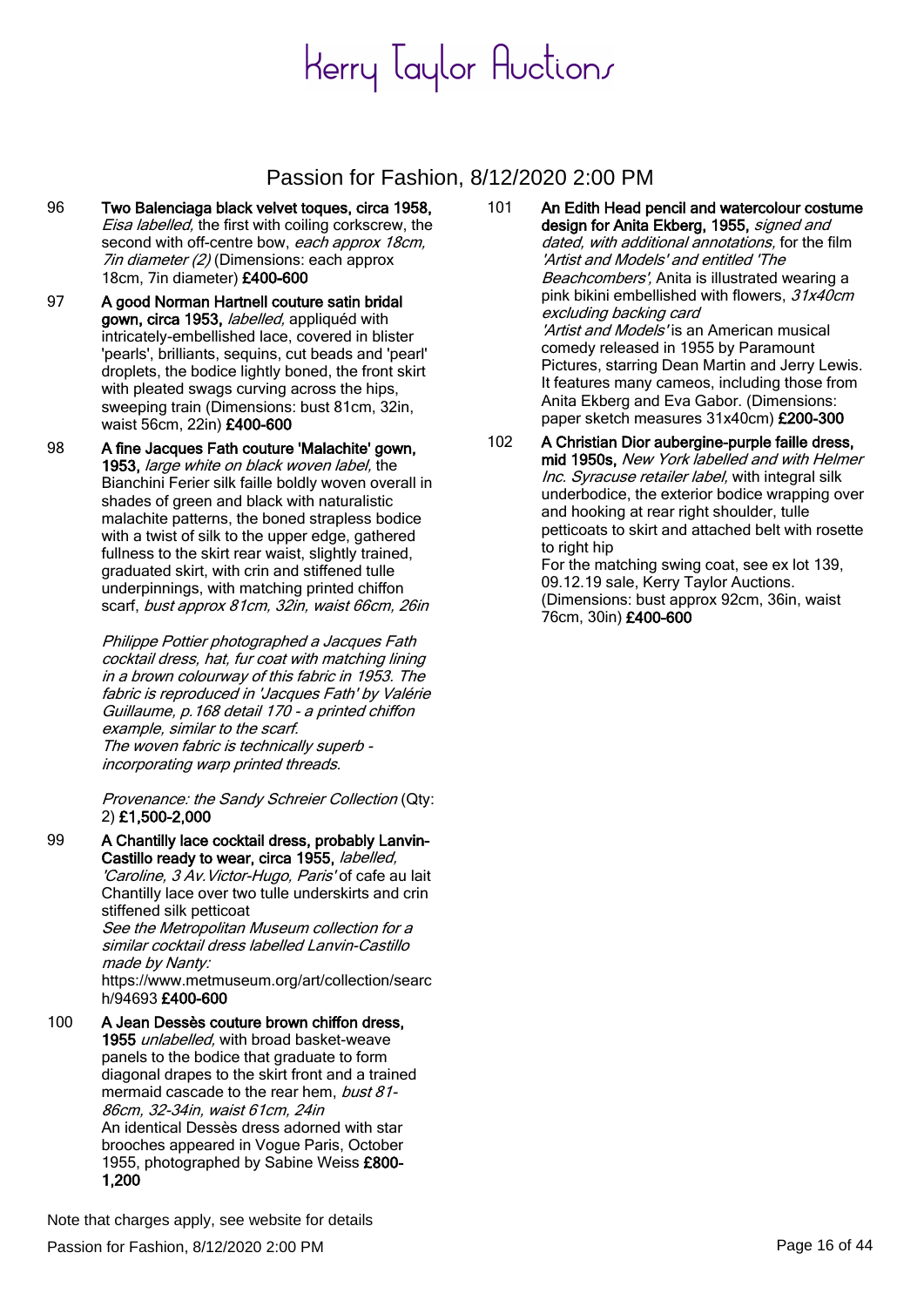# Kerry Taylor Auctions

## Passion for Fashion, 8/12/2020 2:00 PM

96 **Two Balenciaga black velvet toques, circa 1958,** *Eisa labelled,* the first with coiling corkscrew, the second with off-centre bow, *each approx 18cm, 7in diameter (2)* (Dimensions: each approx 18cm, 7in diameter) **£400-600**

97 **A good Norman Hartnell couture satin bridal gown, circa 1953,** *labelled,* appliquéd with intricately-embellished lace, covered in blister 'pearls', brilliants, sequins, cut beads and 'pearl' droplets, the bodice lightly boned, the front skirt with pleated swags curving across the hips, sweeping train (Dimensions: bust 81cm, 32in, waist 56cm, 22in) **£400-600**

98 **A fine Jacques Fath couture 'Malachite' gown, 1953,** *large white on black woven label,* the Bianchini Ferier silk faille boldly woven overall in shades of green and black with naturalistic malachite patterns, the boned strapless bodice with a twist of silk to the upper edge, gathered fullness to the skirt rear waist, slightly trained, graduated skirt, with crin and stiffened tulle underpinnings, with matching printed chiffon scarf, *bust approx 81cm, 32in, waist 66cm, 26in*

*Philippe Pottier photographed a Jacques Fath cocktail dress, hat, fur coat with matching lining in a brown colourway of this fabric in 1953. The fabric is reproduced in 'Jacques Fath' by Valérie Guillaume, p.168 detail 170 - a printed chiffon example, similar to the scarf.*
*The woven fabric is technically superb - incorporating warp printed threads.*

*Provenance: the Sandy Schreier Collection* (Qty: 2) **£1,500-2,000**

99 **A Chantilly lace cocktail dress, probably Lanvin-Castillo ready to wear, circa 1955,** *labelled, 'Caroline, 3 Av.Victor-Hugo, Paris'* of cafe au lait Chantilly lace over two tulle underskirts and crin stiffened silk petticoat
*See the Metropolitan Museum collection for a similar cocktail dress labelled Lanvin-Castillo made by Nanty:*
https://www.metmuseum.org/art/collection/search/94693 **£400-600**

100 **A Jean Dessès couture brown chiffon dress, 1955** *unlabelled,* with broad basket-weave panels to the bodice that graduate to form diagonal drapes to the skirt front and a trained mermaid cascade to the rear hem, *bust 81-86cm, 32-34in, waist 61cm, 24in*
An identical Dessès dress adorned with star brooches appeared in Vogue Paris, October 1955, photographed by Sabine Weiss **£800-1,200**

101 **An Edith Head pencil and watercolour costume design for Anita Ekberg, 1955,** *signed and dated, with additional annotations,* for the film *'Artist and Models'* and entitled *'The Beachcombers',* Anita is illustrated wearing a pink bikini embellished with flowers, *31x40cm excluding backing card*
*'Artist and Models'* is an American musical comedy released in 1955 by Paramount Pictures, starring Dean Martin and Jerry Lewis. It features many cameos, including those from Anita Ekberg and Eva Gabor. (Dimensions: paper sketch measures 31x40cm) **£200-300**

102 **A Christian Dior aubergine-purple faille dress, mid 1950s,** *New York labelled and with Helmer Inc. Syracuse retailer label,* with integral silk underbodice, the exterior bodice wrapping over and hooking at rear right shoulder, tulle petticoats to skirt and attached belt with rosette to right hip
For the matching swing coat, see ex lot 139, 09.12.19 sale, Kerry Taylor Auctions. (Dimensions: bust approx 92cm, 36in, waist 76cm, 30in) **£400-600**

Note that charges apply, see website for details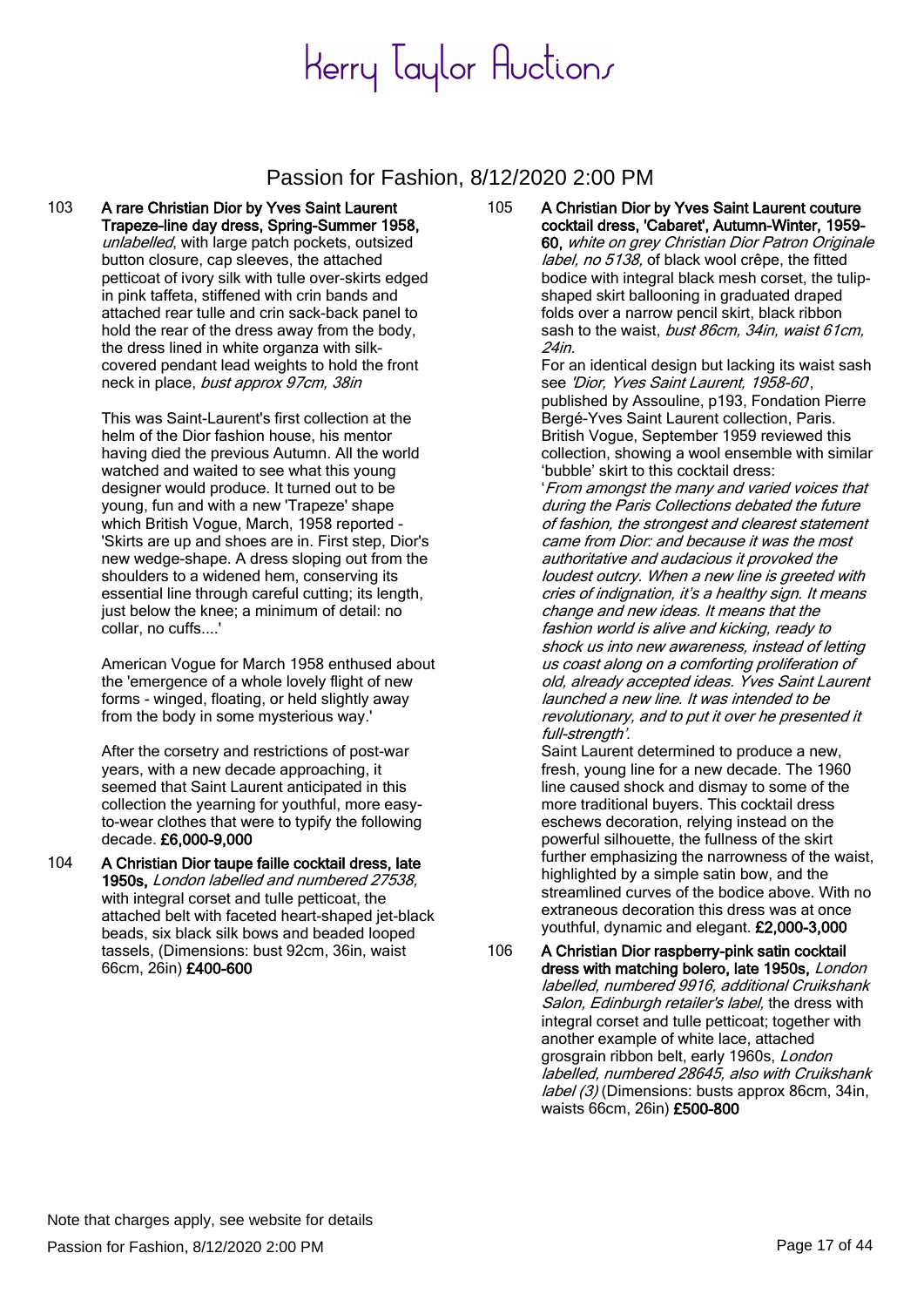# Kerry Taylor Auctions

## Passion for Fashion, 8/12/2020 2:00 PM

103 **A rare Christian Dior by Yves Saint Laurent Trapeze-line day dress, Spring-Summer 1958,** *unlabelled*, with large patch pockets, outsized button closure, cap sleeves, the attached petticoat of ivory silk with tulle over-skirts edged in pink taffeta, stiffened with crin bands and attached rear tulle and crin sack-back panel to hold the rear of the dress away from the body, the dress lined in white organza with silk-covered pendant lead weights to hold the front neck in place, *bust approx 97cm, 38in*

This was Saint-Laurent's first collection at the helm of the Dior fashion house, his mentor having died the previous Autumn. All the world watched and waited to see what this young designer would produce. It turned out to be young, fun and with a new 'Trapeze' shape which British Vogue, March, 1958 reported - 'Skirts are up and shoes are in. First step, Dior's new wedge-shape. A dress sloping out from the shoulders to a widened hem, conserving its essential line through careful cutting; its length, just below the knee; a minimum of detail: no collar, no cuffs....'

American Vogue for March 1958 enthused about the 'emergence of a whole lovely flight of new forms - winged, floating, or held slightly away from the body in some mysterious way.'

After the corsetry and restrictions of post-war years, with a new decade approaching, it seemed that Saint Laurent anticipated in this collection the yearning for youthful, more easy-to-wear clothes that were to typify the following decade. **£6,000-9,000**

104 **A Christian Dior taupe faille cocktail dress, late 1950s,** *London labelled and numbered 27538,* with integral corset and tulle petticoat, the attached belt with faceted heart-shaped jet-black beads, six black silk bows and beaded looped tassels, (Dimensions: bust 92cm, 36in, waist 66cm, 26in) **£400-600**

105 **A Christian Dior by Yves Saint Laurent couture cocktail dress, 'Cabaret', Autumn-Winter, 1959-60,** *white on grey Christian Dior Patron Originale label, no 5138,* of black wool crêpe, the fitted bodice with integral black mesh corset, the tulip-shaped skirt ballooning in graduated draped folds over a narrow pencil skirt, black ribbon sash to the waist, *bust 86cm, 34in, waist 61cm, 24in.*

For an identical design but lacking its waist sash see *'Dior, Yves Saint Laurent, 1958-60*, published by Assouline, p193, Fondation Pierre Bergé-Yves Saint Laurent collection, Paris. British Vogue, September 1959 reviewed this collection, showing a wool ensemble with similar 'bubble' skirt to this cocktail dress:

'*From amongst the many and varied voices that during the Paris Collections debated the future of fashion, the strongest and clearest statement came from Dior: and because it was the most authoritative and audacious it provoked the loudest outcry. When a new line is greeted with cries of indignation, it's a healthy sign. It means change and new ideas. It means that the fashion world is alive and kicking, ready to shock us into new awareness, instead of letting us coast along on a comforting proliferation of old, already accepted ideas. Yves Saint Laurent launched a new line. It was intended to be revolutionary, and to put it over he presented it full-strength'.*

Saint Laurent determined to produce a new, fresh, young line for a new decade. The 1960 line caused shock and dismay to some of the more traditional buyers. This cocktail dress eschews decoration, relying instead on the powerful silhouette, the fullness of the skirt further emphasizing the narrowness of the waist, highlighted by a simple satin bow, and the streamlined curves of the bodice above. With no extraneous decoration this dress was at once youthful, dynamic and elegant. **£2,000-3,000**

106 **A Christian Dior raspberry-pink satin cocktail dress with matching bolero, late 1950s,** *London labelled, numbered 9916, additional Cruikshank Salon, Edinburgh retailer's label,* the dress with integral corset and tulle petticoat; together with another example of white lace, attached grosgrain ribbon belt, early 1960s, *London labelled, numbered 28645, also with Cruikshank label (3)* (Dimensions: busts approx 86cm, 34in, waists 66cm, 26in) **£500-800**

Note that charges apply, see website for details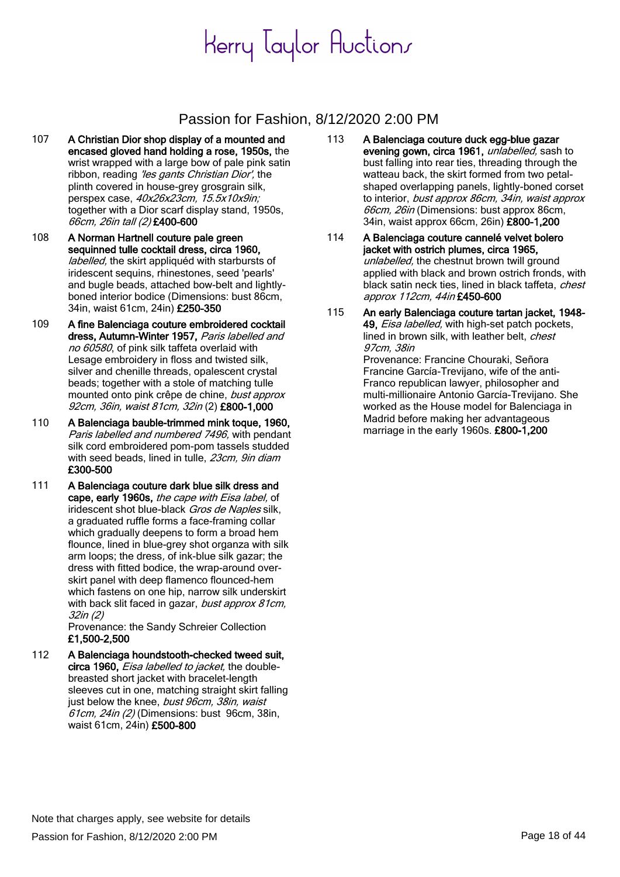# Kerry Taylor Auctions

## Passion for Fashion, 8/12/2020 2:00 PM

107 **A Christian Dior shop display of a mounted and encased gloved hand holding a rose, 1950s,** the wrist wrapped with a large bow of pale pink satin ribbon, reading *'les gants Christian Dior',* the plinth covered in house-grey grosgrain silk, perspex case, *40x26x23cm, 15.5x10x9in;* together with a Dior scarf display stand, 1950s, *66cm, 26in tall (2)* **£400-600**

108 **A Norman Hartnell couture pale green sequinned tulle cocktail dress, circa 1960,** *labelled,* the skirt appliquéd with starbursts of iridescent sequins, rhinestones, seed 'pearls' and bugle beads, attached bow-belt and lightly-boned interior bodice (Dimensions: bust 86cm, 34in, waist 61cm, 24in) **£250-350**

109 **A fine Balenciaga couture embroidered cocktail dress, Autumn-Winter 1957,** *Paris labelled and no 60580*, of pink silk taffeta overlaid with Lesage embroidery in floss and twisted silk, silver and chenille threads, opalescent crystal beads; together with a stole of matching tulle mounted onto pink crêpe de chine, *bust approx 92cm, 36in, waist 81cm, 32in* (2) **£800-1,000**

110 **A Balenciaga bauble-trimmed mink toque, 1960,** *Paris labelled and numbered 7496,* with pendant silk cord embroidered pom-pom tassels studded with seed beads, lined in tulle, *23cm, 9in diam* **£300-500**

111 **A Balenciaga couture dark blue silk dress and cape, early 1960s,** *the cape with Eisa label,* of iridescent shot blue-black *Gros de Naples* silk, a graduated ruffle forms a face-framing collar which gradually deepens to form a broad hem flounce, lined in blue-grey shot organza with silk arm loops; the dress, of ink-blue silk gazar; the dress with fitted bodice, the wrap-around over-skirt panel with deep flamenco flounced-hem which fastens on one hip, narrow silk underskirt with back slit faced in gazar, *bust approx 81cm, 32in (2)*
Provenance: the Sandy Schreier Collection
**£1,500-2,500**

112 **A Balenciaga houndstooth-checked tweed suit, circa 1960,** *Eisa labelled to jacket,* the double-breasted short jacket with bracelet-length sleeves cut in one, matching straight skirt falling just below the knee, *bust 96cm, 38in, waist 61cm, 24in (2)* (Dimensions: bust 96cm, 38in, waist 61cm, 24in) **£500-800**

113 **A Balenciaga couture duck egg-blue gazar evening gown, circa 1961,** *unlabelled,* sash to bust falling into rear ties, threading through the watteau back, the skirt formed from two petal-shaped overlapping panels, lightly-boned corset to interior, *bust approx 86cm, 34in, waist approx 66cm, 26in* (Dimensions: bust approx 86cm, 34in, waist approx 66cm, 26in) **£800-1,200**

114 **A Balenciaga couture cannelé velvet bolero jacket with ostrich plumes, circa 1965,** *unlabelled,* the chestnut brown twill ground applied with black and brown ostrich fronds, with black satin neck ties, lined in black taffeta, *chest approx 112cm, 44in* **£450-600**

115 **An early Balenciaga couture tartan jacket, 1948-49,** *Eisa labelled,* with high-set patch pockets, lined in brown silk, with leather belt, *chest 97cm, 38in*
Provenance: Francine Chouraki, Señora Francine García-Trevijano, wife of the anti-Franco republican lawyer, philosopher and multi-millionaire Antonio García-Trevijano. She worked as the House model for Balenciaga in Madrid before making her advantageous marriage in the early 1960s. **£800-1,200**

Note that charges apply, see website for details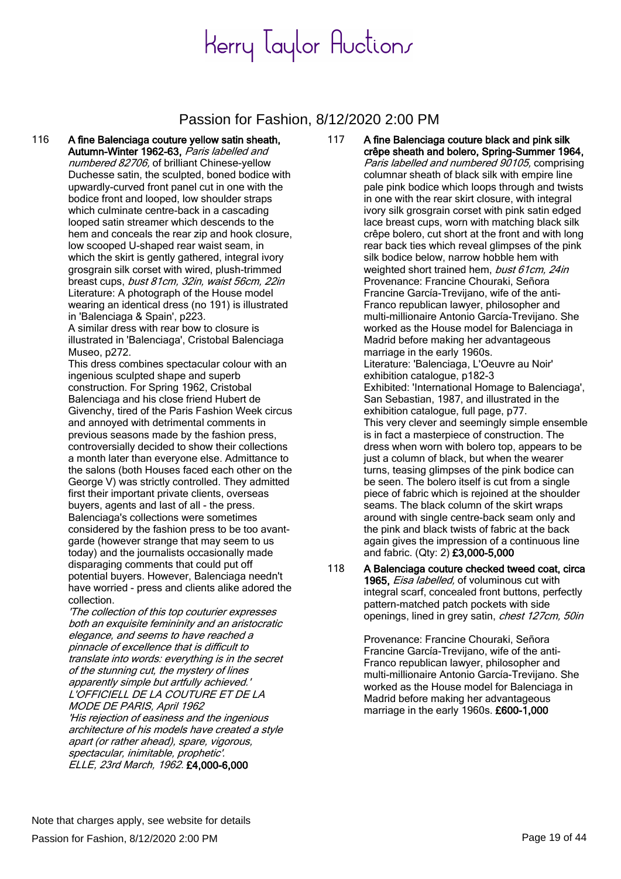116 **A fine Balenciaga couture yellow satin sheath, Autumn-Winter 1962-63,** *Paris labelled and numbered 82706,* of brilliant Chinese-yellow Duchesse satin, the sculpted, boned bodice with upwardly-curved front panel cut in one with the bodice front and looped, low shoulder straps which culminate centre-back in a cascading looped satin streamer which descends to the hem and conceals the rear zip and hook closure, low scooped U-shaped rear waist seam, in which the skirt is gently gathered, integral ivory grosgrain silk corset with wired, plush-trimmed breast cups, *bust 81cm, 32in, waist 56cm, 22in*
Literature: A photograph of the House model wearing an identical dress (no 191) is illustrated in 'Balenciaga & Spain', p223.
A similar dress with rear bow to closure is illustrated in 'Balenciaga', Cristobal Balenciaga Museo, p272.
This dress combines spectacular colour with an ingenious sculpted shape and superb construction. For Spring 1962, Cristobal Balenciaga and his close friend Hubert de Givenchy, tired of the Paris Fashion Week circus and annoyed with detrimental comments in previous seasons made by the fashion press, controversially decided to show their collections a month later than everyone else. Admittance to the salons (both Houses faced each other on the George V) was strictly controlled. They admitted first their important private clients, overseas buyers, agents and last of all - the press. Balenciaga's collections were sometimes considered by the fashion press to be too avant-garde (however strange that may seem to us today) and the journalists occasionally made disparaging comments that could put off potential buyers. However, Balenciaga needn't have worried - press and clients alike adored the collection.
*'The collection of this top couturier expresses both an exquisite femininity and an aristocratic elegance, and seems to have reached a pinnacle of excellence that is difficult to translate into words: everything is in the secret of the stunning cut, the mystery of lines apparently simple but artfully achieved.' L'OFFICIELL DE LA COUTURE ET DE LA MODE DE PARIS, April 1962*
*'His rejection of easiness and the ingenious architecture of his models have created a style apart (or rather ahead), spare, vigorous, spectacular, inimitable, prophetic'. ELLE, 23rd March, 1962.* **£4,000-6,000**

117 **A fine Balenciaga couture black and pink silk crêpe sheath and bolero, Spring-Summer 1964,** *Paris labelled and numbered 90105,* comprising columnar sheath of black silk with empire line pale pink bodice which loops through and twists in one with the rear skirt closure, with integral ivory silk grosgrain corset with pink satin edged lace breast cups, worn with matching black silk crêpe bolero, cut short at the front and with long rear back ties which reveal glimpses of the pink silk bodice below, narrow hobble hem with weighted short trained hem, *bust 61cm, 24in*
Provenance: Francine Chouraki, Señora Francine García-Trevijano, wife of the anti-Franco republican lawyer, philosopher and multi-millionaire Antonio García-Trevijano. She worked as the House model for Balenciaga in Madrid before making her advantageous marriage in the early 1960s.
Literature: 'Balenciaga, L'Oeuvre au Noir' exhibition catalogue, p182-3
Exhibited: 'International Homage to Balenciaga', San Sebastian, 1987, and illustrated in the exhibition catalogue, full page, p77.
This very clever and seemingly simple ensemble is in fact a masterpiece of construction. The dress when worn with bolero top, appears to be just a column of black, but when the wearer turns, teasing glimpses of the pink bodice can be seen. The bolero itself is cut from a single piece of fabric which is rejoined at the shoulder seams. The black column of the skirt wraps around with single centre-back seam only and the pink and black twists of fabric at the back again gives the impression of a continuous line and fabric. (Qty: 2) **£3,000-5,000**

118 **A Balenciaga couture checked tweed coat, circa 1965,** *Eisa labelled,* of voluminous cut with integral scarf, concealed front buttons, perfectly pattern-matched patch pockets with side openings, lined in grey satin, *chest 127cm, 50in*

Provenance: Francine Chouraki, Señora Francine García-Trevijano, wife of the anti-Franco republican lawyer, philosopher and multi-millionaire Antonio García-Trevijano. She worked as the House model for Balenciaga in Madrid before making her advantageous marriage in the early 1960s. **£600-1,000**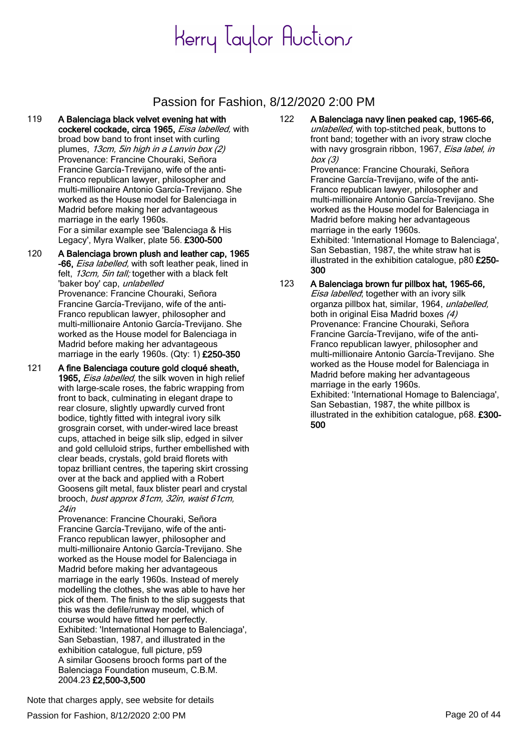# Kerry Taylor Auctions

## Passion for Fashion, 8/12/2020 2:00 PM

119 **A Balenciaga black velvet evening hat with cockerel cockade, circa 1965,** *Eisa labelled,* with broad bow band to front inset with curling plumes, *13cm, 5in high in a Lanvin box (2)*
Provenance: Francine Chouraki, Señora Francine García-Trevijano, wife of the anti-Franco republican lawyer, philosopher and multi-millionaire Antonio García-Trevijano. She worked as the House model for Balenciaga in Madrid before making her advantageous marriage in the early 1960s.
For a similar example see 'Balenciaga & His Legacy', Myra Walker, plate 56. **£300-500**

120 **A Balenciaga brown plush and leather cap, 1965-66,** *Eisa labelled,* with soft leather peak, lined in felt, *13cm, 5in tall;* together with a black felt 'baker boy' cap, *unlabelled*
Provenance: Francine Chouraki, Señora Francine García-Trevijano, wife of the anti-Franco republican lawyer, philosopher and multi-millionaire Antonio García-Trevijano. She worked as the House model for Balenciaga in Madrid before making her advantageous marriage in the early 1960s. (Qty: 1) **£250-350**

121 **A fine Balenciaga couture gold cloqué sheath, 1965,** *Eisa labelled,* the silk woven in high relief with large-scale roses, the fabric wrapping from front to back, culminating in elegant drape to rear closure, slightly upwardly curved front bodice, tightly fitted with integral ivory silk grosgrain corset, with under-wired lace breast cups, attached in beige silk slip, edged in silver and gold celluloid strips, further embellished with clear beads, crystals, gold braid florets with topaz brilliant centres, the tapering skirt crossing over at the back and applied with a Robert Goosens gilt metal, faux blister pearl and crystal brooch, *bust approx 81cm, 32in, waist 61cm, 24in*
Provenance: Francine Chouraki, Señora Francine García-Trevijano, wife of the anti-Franco republican lawyer, philosopher and multi-millionaire Antonio García-Trevijano. She worked as the House model for Balenciaga in Madrid before making her advantageous marriage in the early 1960s. Instead of merely modelling the clothes, she was able to have her pick of them. The finish to the slip suggests that this was the defile/runway model, which of course would have fitted her perfectly.
Exhibited: 'International Homage to Balenciaga', San Sebastian, 1987, and illustrated in the exhibition catalogue, full picture, p59
A similar Goosens brooch forms part of the Balenciaga Foundation museum, C.B.M. 2004.23 **£2,500-3,500**

122 **A Balenciaga navy linen peaked cap, 1965-66,** *unlabelled,* with top-stitched peak, buttons to front band; together with an ivory straw cloche with navy grosgrain ribbon, 1967, *Eisa label, in box (3)*
Provenance: Francine Chouraki, Señora Francine García-Trevijano, wife of the anti-Franco republican lawyer, philosopher and multi-millionaire Antonio García-Trevijano. She worked as the House model for Balenciaga in Madrid before making her advantageous marriage in the early 1960s.
Exhibited: 'International Homage to Balenciaga', San Sebastian, 1987, the white straw hat is illustrated in the exhibition catalogue, p80 **£250-300**

123 **A Balenciaga brown fur pillbox hat, 1965-66,** *Eisa labelled*; together with an ivory silk organza pillbox hat, similar, 1964, *unlabelled,* both in original Eisa Madrid boxes *(4)*
Provenance: Francine Chouraki, Señora Francine García-Trevijano, wife of the anti-Franco republican lawyer, philosopher and multi-millionaire Antonio García-Trevijano. She worked as the House model for Balenciaga in Madrid before making her advantageous marriage in the early 1960s.
Exhibited: 'International Homage to Balenciaga', San Sebastian, 1987, the white pillbox is illustrated in the exhibition catalogue, p68. **£300-500**

Note that charges apply, see website for details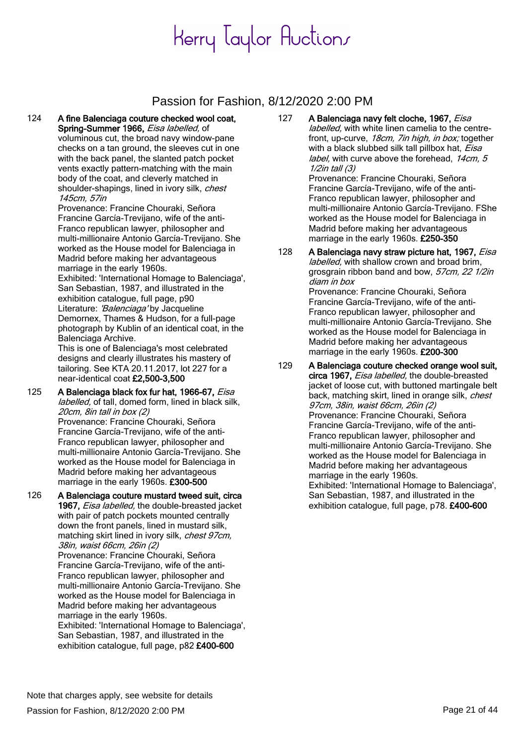# Passion for Fashion, 8/12/2020 2:00 PM

124 **A fine Balenciaga couture checked wool coat, Spring-Summer 1966,** *Eisa labelled,* of voluminous cut, the broad navy window-pane checks on a tan ground, the sleeves cut in one with the back panel, the slanted patch pocket vents exactly pattern-matching with the main body of the coat, and cleverly matched in shoulder-shapings, lined in ivory silk, *chest 145cm, 57in*
Provenance: Francine Chouraki, Señora Francine García-Trevijano, wife of the anti-Franco republican lawyer, philosopher and multi-millionaire Antonio García-Trevijano. She worked as the House model for Balenciaga in Madrid before making her advantageous marriage in the early 1960s.
Exhibited: 'International Homage to Balenciaga', San Sebastian, 1987, and illustrated in the exhibition catalogue, full page, p90
Literature: *'Balenciaga'* by Jacqueline Demornex, Thames & Hudson, for a full-page photograph by Kublin of an identical coat, in the Balenciaga Archive.
This is one of Balenciaga's most celebrated designs and clearly illustrates his mastery of tailoring. See KTA 20.11.2017, lot 227 for a near-identical coat **£2,500-3,500**

125 **A Balenciaga black fox fur hat, 1966-67,** *Eisa labelled,* of tall, domed form, lined in black silk, *20cm, 8in tall in box (2)*
Provenance: Francine Chouraki, Señora Francine García-Trevijano, wife of the anti-Franco republican lawyer, philosopher and multi-millionaire Antonio García-Trevijano. She worked as the House model for Balenciaga in Madrid before making her advantageous marriage in the early 1960s. **£300-500**

126 **A Balenciaga couture mustard tweed suit, circa 1967,** *Eisa labelled,* the double-breasted jacket with pair of patch pockets mounted centrally down the front panels, lined in mustard silk, matching skirt lined in ivory silk, *chest 97cm, 38in, waist 66cm, 26in (2)*
Provenance: Francine Chouraki, Señora Francine García-Trevijano, wife of the anti-Franco republican lawyer, philosopher and multi-millionaire Antonio García-Trevijano. She worked as the House model for Balenciaga in Madrid before making her advantageous marriage in the early 1960s.
Exhibited: 'International Homage to Balenciaga', San Sebastian, 1987, and illustrated in the exhibition catalogue, full page, p82 **£400-600**

127 **A Balenciaga navy felt cloche, 1967,** *Eisa labelled,* with white linen camelia to the centre-front, up-curve, *18cm, 7in high, in box;* together with a black slubbed silk tall pillbox hat, *Eisa label,* with curve above the forehead, *14cm, 5 1/2in tall (3)*
Provenance: Francine Chouraki, Señora Francine García-Trevijano, wife of the anti-Franco republican lawyer, philosopher and multi-millionaire Antonio García-Trevijano. FShe worked as the House model for Balenciaga in Madrid before making her advantageous marriage in the early 1960s. **£250-350**

128 **A Balenciaga navy straw picture hat, 1967,** *Eisa labelled,* with shallow crown and broad brim, grosgrain ribbon band and bow, *57cm, 22 1/2in diam in box*
Provenance: Francine Chouraki, Señora Francine García-Trevijano, wife of the anti-Franco republican lawyer, philosopher and multi-millionaire Antonio García-Trevijano. She worked as the House model for Balenciaga in Madrid before making her advantageous marriage in the early 1960s. **£200-300**

129 **A Balenciaga couture checked orange wool suit, circa 1967,** *Eisa labelled,* the double-breasted jacket of loose cut, with buttoned martingale belt back, matching skirt, lined in orange silk, *chest 97cm, 38in, waist 66cm, 26in (2)*
Provenance: Francine Chouraki, Señora Francine García-Trevijano, wife of the anti-Franco republican lawyer, philosopher and multi-millionaire Antonio García-Trevijano. She worked as the House model for Balenciaga in Madrid before making her advantageous marriage in the early 1960s.
Exhibited: 'International Homage to Balenciaga', San Sebastian, 1987, and illustrated in the exhibition catalogue, full page, p78. **£400-600**

Note that charges apply, see website for details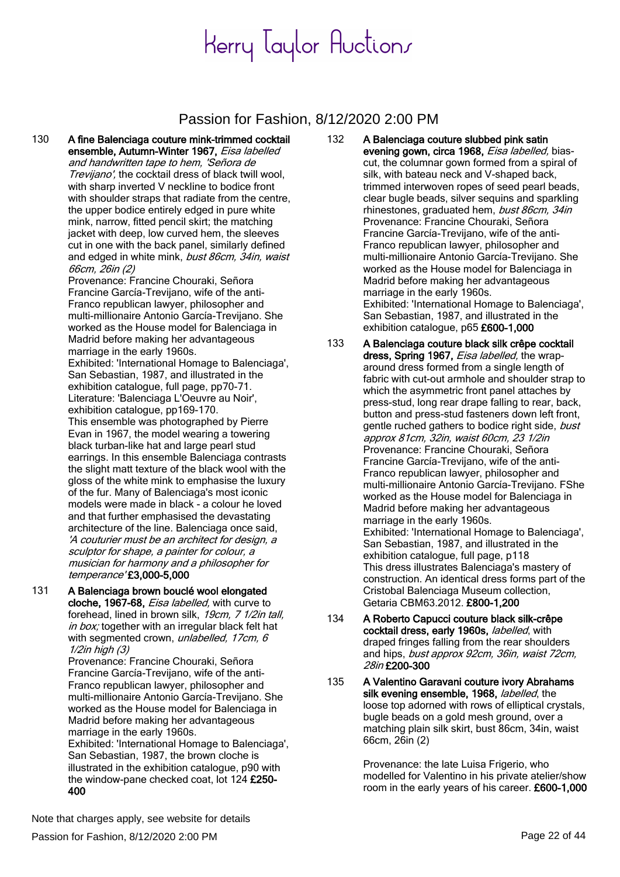# Kerry Taylor Auctions

## Passion for Fashion, 8/12/2020 2:00 PM

130 **A fine Balenciaga couture mink-trimmed cocktail ensemble, Autumn-Winter 1967,** *Eisa labelled and handwritten tape to hem, 'Señora de Trevijano',* the cocktail dress of black twill wool, with sharp inverted V neckline to bodice front with shoulder straps that radiate from the centre, the upper bodice entirely edged in pure white mink, narrow, fitted pencil skirt; the matching jacket with deep, low curved hem, the sleeves cut in one with the back panel, similarly defined and edged in white mink, *bust 86cm, 34in, waist 66cm, 26in (2)*
Provenance: Francine Chouraki, Señora Francine García-Trevijano, wife of the anti-Franco republican lawyer, philosopher and multi-millionaire Antonio García-Trevijano. She worked as the House model for Balenciaga in Madrid before making her advantageous marriage in the early 1960s.
Exhibited: 'International Homage to Balenciaga', San Sebastian, 1987, and illustrated in the exhibition catalogue, full page, pp70-71.
Literature: 'Balenciaga L'Oeuvre au Noir', exhibition catalogue, pp169-170.
This ensemble was photographed by Pierre Evan in 1967, the model wearing a towering black turban-like hat and large pearl stud earrings. In this ensemble Balenciaga contrasts the slight matt texture of the black wool with the gloss of the white mink to emphasise the luxury of the fur. Many of Balenciaga's most iconic models were made in black - a colour he loved and that further emphasised the devastating architecture of the line. Balenciaga once said, *'A couturier must be an architect for design, a sculptor for shape, a painter for colour, a musician for harmony and a philosopher for temperance'* **£3,000-5,000**

131 **A Balenciaga brown bouclé wool elongated cloche, 1967-68,** *Eisa labelled,* with curve to forehead, lined in brown silk, *19cm, 7 1/2in tall, in box;* together with an irregular black felt hat with segmented crown, *unlabelled, 17cm, 6 1/2in high (3)*
Provenance: Francine Chouraki, Señora Francine García-Trevijano, wife of the anti-Franco republican lawyer, philosopher and multi-millionaire Antonio García-Trevijano. She worked as the House model for Balenciaga in Madrid before making her advantageous marriage in the early 1960s.
Exhibited: 'International Homage to Balenciaga', San Sebastian, 1987, the brown cloche is illustrated in the exhibition catalogue, p90 with the window-pane checked coat, lot 124 **£250-400**

132 **A Balenciaga couture slubbed pink satin evening gown, circa 1968,** *Eisa labelled,* bias-cut, the columnar gown formed from a spiral of silk, with bateau neck and V-shaped back, trimmed interwoven ropes of seed pearl beads, clear bugle beads, silver sequins and sparkling rhinestones, graduated hem, *bust 86cm, 34in*
Provenance: Francine Chouraki, Señora Francine García-Trevijano, wife of the anti-Franco republican lawyer, philosopher and multi-millionaire Antonio García-Trevijano. She worked as the House model for Balenciaga in Madrid before making her advantageous marriage in the early 1960s.
Exhibited: 'International Homage to Balenciaga', San Sebastian, 1987, and illustrated in the exhibition catalogue, p65 **£600-1,000**

133 **A Balenciaga couture black silk crêpe cocktail dress, Spring 1967,** *Eisa labelled,* the wrap-around dress formed from a single length of fabric with cut-out armhole and shoulder strap to which the asymmetric front panel attaches by press-stud, long rear drape falling to rear, back, button and press-stud fasteners down left front, gentle ruched gathers to bodice right side, *bust approx 81cm, 32in, waist 60cm, 23 1/2in*
Provenance: Francine Chouraki, Señora Francine García-Trevijano, wife of the anti-Franco republican lawyer, philosopher and multi-millionaire Antonio García-Trevijano. FShe worked as the House model for Balenciaga in Madrid before making her advantageous marriage in the early 1960s.
Exhibited: 'International Homage to Balenciaga', San Sebastian, 1987, and illustrated in the exhibition catalogue, full page, p118
This dress illustrates Balenciaga's mastery of construction. An identical dress forms part of the Cristobal Balenciaga Museum collection, Getaria CBM63.2012. **£800-1,200**

134 **A Roberto Capucci couture black silk-crêpe cocktail dress, early 1960s,** *labelled*, with draped fringes falling from the rear shoulders and hips, *bust approx 92cm, 36in, waist 72cm, 28in* **£200-300**

135 **A Valentino Garavani couture ivory Abrahams silk evening ensemble, 1968,** *labelled*, the loose top adorned with rows of elliptical crystals, bugle beads on a gold mesh ground, over a matching plain silk skirt, bust 86cm, 34in, waist 66cm, 26in (2)

Provenance: the late Luisa Frigerio, who modelled for Valentino in his private atelier/show room in the early years of his career. **£600-1,000**

Note that charges apply, see website for details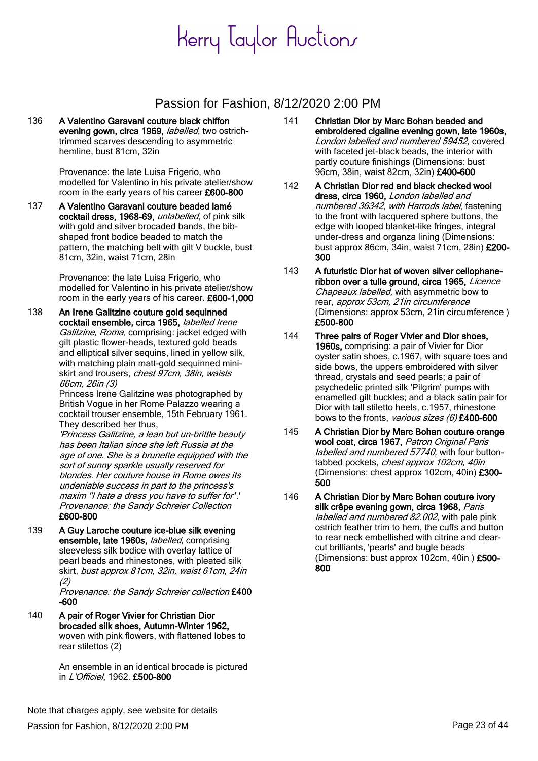# Kerry Taylor Auctions

## Passion for Fashion, 8/12/2020 2:00 PM

136 **A Valentino Garavani couture black chiffon evening gown, circa 1969,** *labelled*, two ostrich-trimmed scarves descending to asymmetric hemline, bust 81cm, 32in

Provenance: the late Luisa Frigerio, who modelled for Valentino in his private atelier/show room in the early years of his career **£600-800**

137 **A Valentino Garavani couture beaded lamé cocktail dress, 1968-69,** *unlabelled*, of pink silk with gold and silver brocaded bands, the bib-shaped front bodice beaded to match the pattern, the matching belt with gilt V buckle, bust 81cm, 32in, waist 71cm, 28in

Provenance: the late Luisa Frigerio, who modelled for Valentino in his private atelier/show room in the early years of his career. **£600-1,000**

138 **An Irene Galitzine couture gold sequinned cocktail ensemble, circa 1965,** *labelled Irene Galitzine, Roma,* comprising: jacket edged with gilt plastic flower-heads, textured gold beads and elliptical silver sequins, lined in yellow silk, with matching plain matt-gold sequinned mini-skirt and trousers, *chest 97cm, 38in, waists 66cm, 26in (3)*
Princess Irene Galitzine was photographed by British Vogue in her Rome Palazzo wearing a cocktail trouser ensemble, 15th February 1961. They described her thus,
*'Princess Galitzine, a lean but un-brittle beauty has been Italian since she left Russia at the age of one. She is a brunette equipped with the sort of sunny sparkle usually reserved for blondes. Her couture house in Rome owes its undeniable success in part to the princess's maxim "I hate a dress you have to suffer for".'*
*Provenance: the Sandy Schreier Collection*
**£600-800**

139 **A Guy Laroche couture ice-blue silk evening ensemble, late 1960s,** *labelled,* comprising sleeveless silk bodice with overlay lattice of pearl beads and rhinestones, with pleated silk skirt, *bust approx 81cm, 32in, waist 61cm, 24in (2)*
*Provenance: the Sandy Schreier collection* **£400-600**

140 **A pair of Roger Vivier for Christian Dior brocaded silk shoes, Autumn-Winter 1962,** woven with pink flowers, with flattened lobes to rear stilettos (2)

An ensemble in an identical brocade is pictured in *L'Officiel*, 1962. **£500-800**

141 **Christian Dior by Marc Bohan beaded and embroidered cigaline evening gown, late 1960s,** *London labelled and numbered 59452,* covered with faceted jet-black beads, the interior with partly couture finishings (Dimensions: bust 96cm, 38in, waist 82cm, 32in) **£400-600**

142 **A Christian Dior red and black checked wool dress, circa 1960,** *London labelled and numbered 36342, with Harrods label,* fastening to the front with lacquered sphere buttons, the edge with looped blanket-like fringes, integral under-dress and organza lining (Dimensions: bust approx 86cm, 34in, waist 71cm, 28in) **£200-300**

143 **A futuristic Dior hat of woven silver cellophane-ribbon over a tulle ground, circa 1965,** *Licence Chapeaux labelled,* with asymmetric bow to rear, *approx 53cm, 21in circumference* (Dimensions: approx 53cm, 21in circumference ) **£500-800**

144 **Three pairs of Roger Vivier and Dior shoes, 1960s,** comprising: a pair of Vivier for Dior oyster satin shoes, c.1967, with square toes and side bows, the uppers embroidered with silver thread, crystals and seed pearls; a pair of psychedelic printed silk 'Pilgrim' pumps with enamelled gilt buckles; and a black satin pair for Dior with tall stiletto heels, c.1957, rhinestone bows to the fronts, *various sizes (6)* **£400-600**

145 **A Christian Dior by Marc Bohan couture orange wool coat, circa 1967,** *Patron Original Paris labelled and numbered 57740,* with four button-tabbed pockets, *chest approx 102cm, 40in* (Dimensions: chest approx 102cm, 40in) **£300-500**

146 **A Christian Dior by Marc Bohan couture ivory silk crêpe evening gown, circa 1968,** *Paris labelled and numbered 82.002,* with pale pink ostrich feather trim to hem, the cuffs and button to rear neck embellished with citrine and clear-cut brilliants, 'pearls' and bugle beads (Dimensions: bust approx 102cm, 40in ) **£500-800**

Note that charges apply, see website for details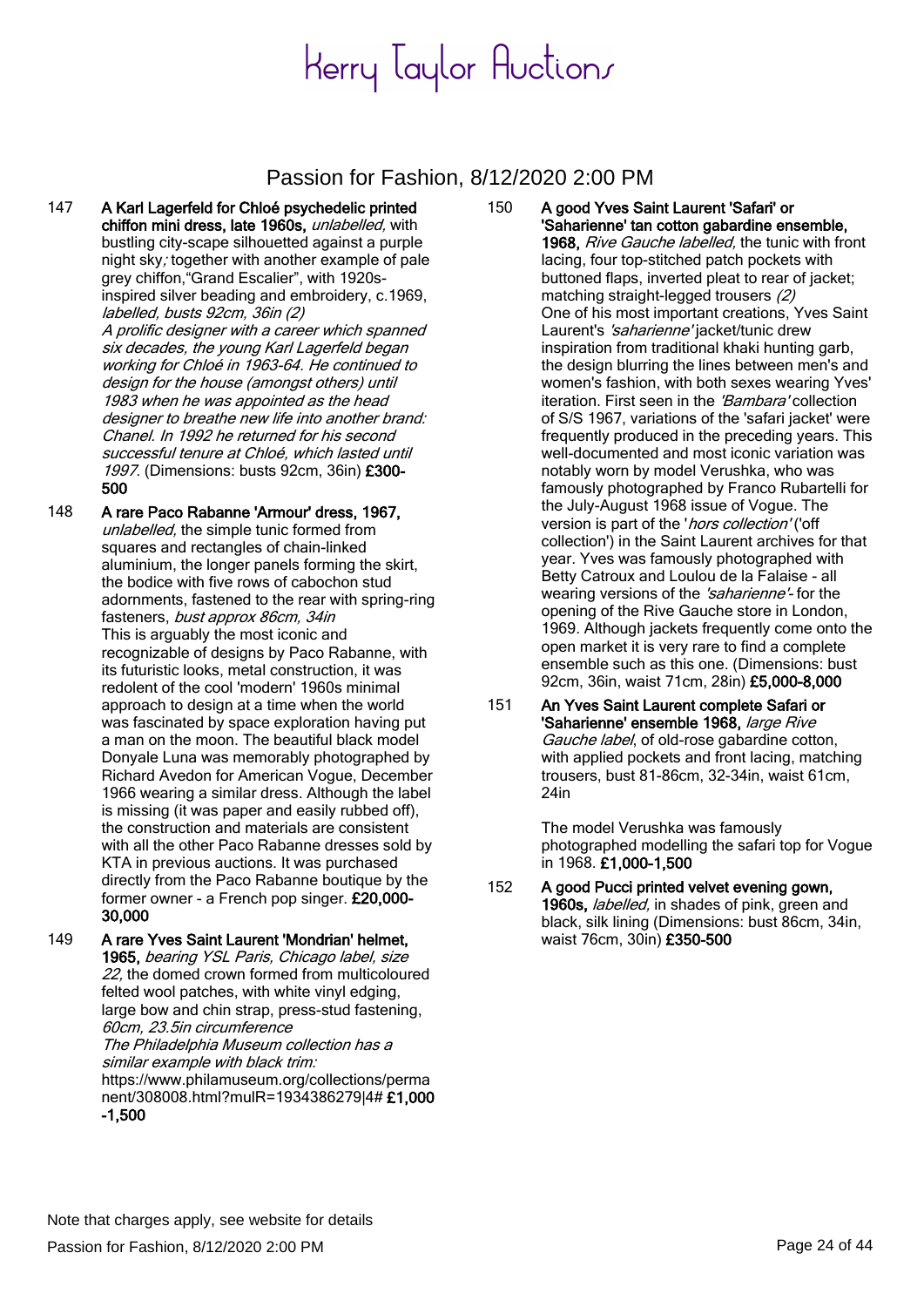147 **A Karl Lagerfeld for Chloé psychedelic printed chiffon mini dress, late 1960s,** *unlabelled,* with bustling city-scape silhouetted against a purple night sky; together with another example of pale grey chiffon,"Grand Escalier", with 1920s-inspired silver beading and embroidery, c.1969, *labelled, busts 92cm, 36in (2)*
*A prolific designer with a career which spanned six decades, the young Karl Lagerfeld began working for Chloé in 1963-64. He continued to design for the house (amongst others) until 1983 when he was appointed as the head designer to breathe new life into another brand: Chanel. In 1992 he returned for his second successful tenure at Chloé, which lasted until 1997.* (Dimensions: busts 92cm, 36in) **£300-500**

148 **A rare Paco Rabanne 'Armour' dress, 1967,** *unlabelled,* the simple tunic formed from squares and rectangles of chain-linked aluminium, the longer panels forming the skirt, the bodice with five rows of cabochon stud adornments, fastened to the rear with spring-ring fasteners, *bust approx 86cm, 34in*
This is arguably the most iconic and recognizable of designs by Paco Rabanne, with its futuristic looks, metal construction, it was redolent of the cool 'modern' 1960s minimal approach to design at a time when the world was fascinated by space exploration having put a man on the moon. The beautiful black model Donyale Luna was memorably photographed by Richard Avedon for American Vogue, December 1966 wearing a similar dress. Although the label is missing (it was paper and easily rubbed off), the construction and materials are consistent with all the other Paco Rabanne dresses sold by KTA in previous auctions. It was purchased directly from the Paco Rabanne boutique by the former owner - a French pop singer. **£20,000-30,000**

149 **A rare Yves Saint Laurent 'Mondrian' helmet, 1965,** *bearing YSL Paris, Chicago label, size 22,* the domed crown formed from multicoloured felted wool patches, with white vinyl edging, large bow and chin strap, press-stud fastening, *60cm, 23.5in circumference*
*The Philadelphia Museum collection has a similar example with black trim:*
https://www.philamuseum.org/collections/permanent/308008.html?mulR=1934386279|4# **£1,000-1,500**

150 **A good Yves Saint Laurent 'Safari' or 'Saharienne' tan cotton gabardine ensemble, 1968,** *Rive Gauche labelled,* the tunic with front lacing, four top-stitched patch pockets with buttoned flaps, inverted pleat to rear of jacket; matching straight-legged trousers *(2)*
One of his most important creations, Yves Saint Laurent's *'saharienne'* jacket/tunic drew inspiration from traditional khaki hunting garb, the design blurring the lines between men's and women's fashion, with both sexes wearing Yves' iteration. First seen in the *'Bambara'* collection of S/S 1967, variations of the 'safari jacket' were frequently produced in the preceding years. This well-documented and most iconic variation was notably worn by model Verushka, who was famously photographed by Franco Rubartelli for the July-August 1968 issue of Vogue. The version is part of the '*hors collection'* ('off collection') in the Saint Laurent archives for that year. Yves was famously photographed with Betty Catroux and Loulou de la Falaise - all wearing versions of the *'saharienne'*- for the opening of the Rive Gauche store in London, 1969. Although jackets frequently come onto the open market it is very rare to find a complete ensemble such as this one. (Dimensions: bust 92cm, 36in, waist 71cm, 28in) **£5,000-8,000**

151 **An Yves Saint Laurent complete Safari or 'Saharienne' ensemble 1968,** *large Rive Gauche label*, of old-rose gabardine cotton, with applied pockets and front lacing, matching trousers, bust 81-86cm, 32-34in, waist 61cm, 24in

The model Verushka was famously photographed modelling the safari top for Vogue in 1968. **£1,000-1,500**

152 **A good Pucci printed velvet evening gown, 1960s,** *labelled,* in shades of pink, green and black, silk lining (Dimensions: bust 86cm, 34in, waist 76cm, 30in) **£350-500**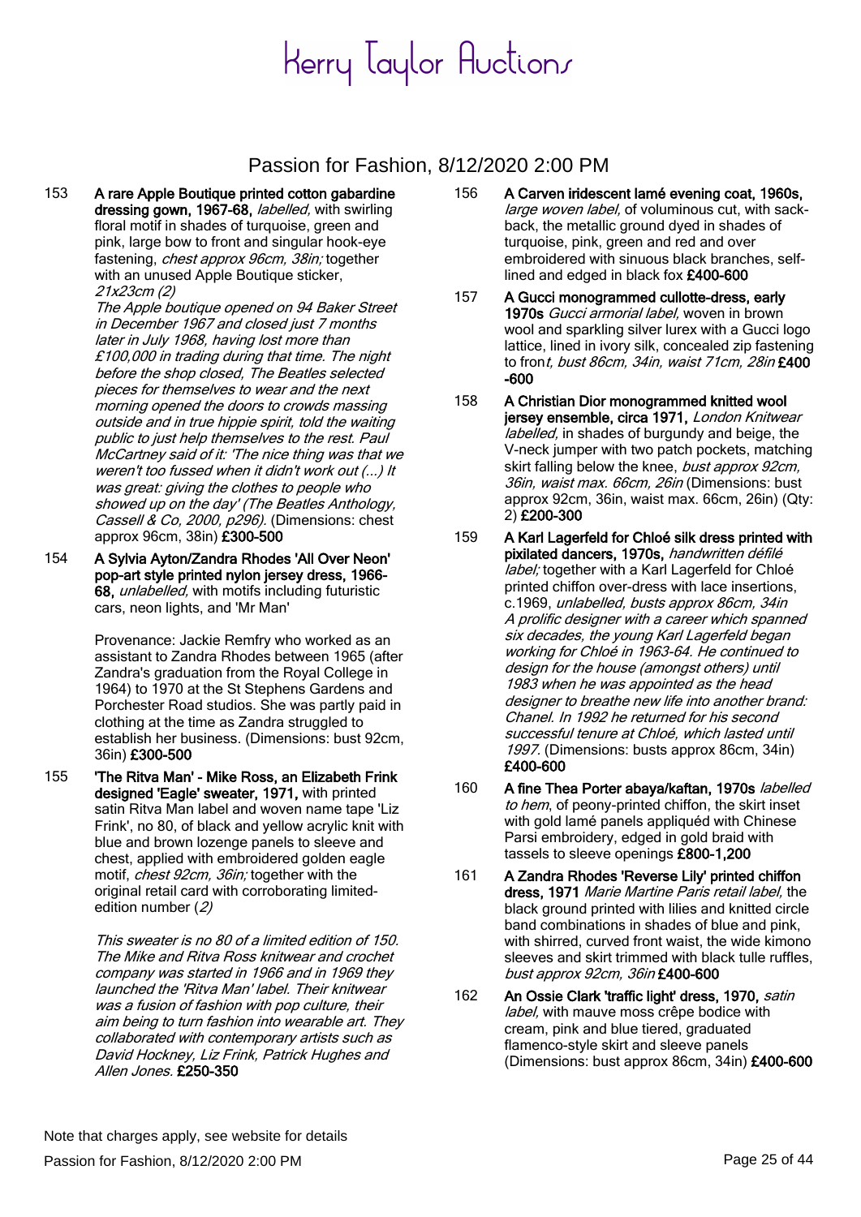# Kerry Taylor Auctions

## Passion for Fashion, 8/12/2020 2:00 PM

153 **A rare Apple Boutique printed cotton gabardine dressing gown, 1967-68,** *labelled,* with swirling floral motif in shades of turquoise, green and pink, large bow to front and singular hook-eye fastening, *chest approx 96cm, 38in;* together with an unused Apple Boutique sticker, *21x23cm (2)*
*The Apple boutique opened on 94 Baker Street in December 1967 and closed just 7 months later in July 1968, having lost more than £100,000 in trading during that time. The night before the shop closed, The Beatles selected pieces for themselves to wear and the next morning opened the doors to crowds massing outside and in true hippie spirit, told the waiting public to just help themselves to the rest. Paul McCartney said of it: 'The nice thing was that we weren't too fussed when it didn't work out (...) It was great: giving the clothes to people who showed up on the day' (The Beatles Anthology, Cassell & Co, 2000, p296).* (Dimensions: chest approx 96cm, 38in) **£300-500**

154 **A Sylvia Ayton/Zandra Rhodes 'All Over Neon' pop-art style printed nylon jersey dress, 1966-68,** *unlabelled,* with motifs including futuristic cars, neon lights, and 'Mr Man'

Provenance: Jackie Remfry who worked as an assistant to Zandra Rhodes between 1965 (after Zandra's graduation from the Royal College in 1964) to 1970 at the St Stephens Gardens and Porchester Road studios. She was partly paid in clothing at the time as Zandra struggled to establish her business. (Dimensions: bust 92cm, 36in) **£300-500**

155 **'The Ritva Man' - Mike Ross, an Elizabeth Frink designed 'Eagle' sweater, 1971,** with printed satin Ritva Man label and woven name tape 'Liz Frink', no 80, of black and yellow acrylic knit with blue and brown lozenge panels to sleeve and chest, applied with embroidered golden eagle motif, *chest 92cm, 36in;* together with the original retail card with corroborating limited-edition number (*2*)

*This sweater is no 80 of a limited edition of 150. The Mike and Ritva Ross knitwear and crochet company was started in 1966 and in 1969 they launched the 'Ritva Man' label. Their knitwear was a fusion of fashion with pop culture, their aim being to turn fashion into wearable art. They collaborated with contemporary artists such as David Hockney, Liz Frink, Patrick Hughes and Allen Jones.* **£250-350**

156 **A Carven iridescent lamé evening coat, 1960s,** *large woven label,* of voluminous cut, with sack-back, the metallic ground dyed in shades of turquoise, pink, green and red and over embroidered with sinuous black branches, self-lined and edged in black fox **£400-600**

157 **A Gucci monogrammed cullotte-dress, early 1970s** *Gucci armorial label,* woven in brown wool and sparkling silver lurex with a Gucci logo lattice, lined in ivory silk, concealed zip fastening to fron*t, bust 86cm, 34in, waist 71cm, 28in* **£400-600**

158 **A Christian Dior monogrammed knitted wool jersey ensemble, circa 1971,** *London Knitwear labelled,* in shades of burgundy and beige, the V-neck jumper with two patch pockets, matching skirt falling below the knee, *bust approx 92cm, 36in, waist max. 66cm, 26in* (Dimensions: bust approx 92cm, 36in, waist max. 66cm, 26in) (Qty: 2) **£200-300**

159 **A Karl Lagerfeld for Chloé silk dress printed with pixilated dancers, 1970s,** *handwritten défilé label;* together with a Karl Lagerfeld for Chloé printed chiffon over-dress with lace insertions, c.1969, *unlabelled, busts approx 86cm, 34in*
*A prolific designer with a career which spanned six decades, the young Karl Lagerfeld began working for Chloé in 1963-64. He continued to design for the house (amongst others) until 1983 when he was appointed as the head designer to breathe new life into another brand: Chanel. In 1992 he returned for his second successful tenure at Chloé, which lasted until 1997.* (Dimensions: busts approx 86cm, 34in) **£400-600**

160 **A fine Thea Porter abaya/kaftan, 1970s** *labelled to hem*, of peony-printed chiffon, the skirt inset with gold lamé panels appliquéd with Chinese Parsi embroidery, edged in gold braid with tassels to sleeve openings **£800-1,200**

161 **A Zandra Rhodes 'Reverse Lily' printed chiffon dress, 1971** *Marie Martine Paris retail label,* the black ground printed with lilies and knitted circle band combinations in shades of blue and pink, with shirred, curved front waist, the wide kimono sleeves and skirt trimmed with black tulle ruffles, *bust approx 92cm, 36in* **£400-600**

162 **An Ossie Clark 'traffic light' dress, 1970,** *satin label,* with mauve moss crêpe bodice with cream, pink and blue tiered, graduated flamenco-style skirt and sleeve panels (Dimensions: bust approx 86cm, 34in) **£400-600**

Note that charges apply, see website for details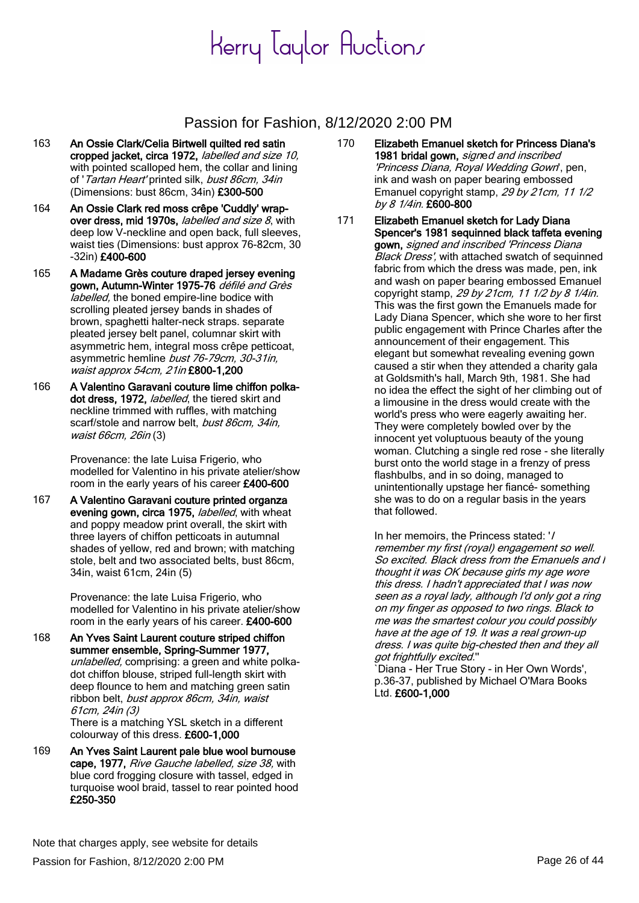# Kerry Taylor Auctions

## Passion for Fashion, 8/12/2020 2:00 PM

163 **An Ossie Clark/Celia Birtwell quilted red satin cropped jacket, circa 1972,** *labelled and size 10,* with pointed scalloped hem, the collar and lining of '*Tartan Heart'* printed silk, *bust 86cm, 34in* (Dimensions: bust 86cm, 34in) **£300-500**

164 **An Ossie Clark red moss crêpe 'Cuddly' wrap-over dress, mid 1970s,** *labelled and size 8*, with deep low V-neckline and open back, full sleeves, waist ties (Dimensions: bust approx 76-82cm, 30 -32in) **£400-600**

165 **A Madame Grès couture draped jersey evening gown, Autumn-Winter 1975-76** *défilé and Grès labelled,* the boned empire-line bodice with scrolling pleated jersey bands in shades of brown, spaghetti halter-neck straps. separate pleated jersey belt panel, columnar skirt with asymmetric hem, integral moss crêpe petticoat, asymmetric hemline *bust 76-79cm, 30-31in, waist approx 54cm, 21in* **£800-1,200**

166 **A Valentino Garavani couture lime chiffon polka-dot dress, 1972,** *labelled*, the tiered skirt and neckline trimmed with ruffles, with matching scarf/stole and narrow belt, *bust 86cm, 34in, waist 66cm, 26in* (3)

Provenance: the late Luisa Frigerio, who modelled for Valentino in his private atelier/show room in the early years of his career **£400-600**

167 **A Valentino Garavani couture printed organza evening gown, circa 1975,** *labelled*, with wheat and poppy meadow print overall, the skirt with three layers of chiffon petticoats in autumnal shades of yellow, red and brown; with matching stole, belt and two associated belts, bust 86cm, 34in, waist 61cm, 24in (5)

Provenance: the late Luisa Frigerio, who modelled for Valentino in his private atelier/show room in the early years of his career. **£400-600**

168 **An Yves Saint Laurent couture striped chiffon summer ensemble, Spring-Summer 1977,** *unlabelled,* comprising: a green and white polka-dot chiffon blouse, striped full-length skirt with deep flounce to hem and matching green satin ribbon belt, *bust approx 86cm, 34in, waist 61cm, 24in (3)*
There is a matching YSL sketch in a different colourway of this dress. **£600-1,000**

169 **An Yves Saint Laurent pale blue wool burnouse cape, 1977,** *Rive Gauche labelled, size 38,* with blue cord frogging closure with tassel, edged in turquoise wool braid, tassel to rear pointed hood **£250-350**

170 **Elizabeth Emanuel sketch for Princess Diana's 1981 bridal gown,** *signed and inscribed 'Princess Diana, Royal Wedding Gown*', pen, ink and wash on paper bearing embossed Emanuel copyright stamp, *29 by 21cm, 11 1/2 by 8 1/4in.* **£600-800**

171 **Elizabeth Emanuel sketch for Lady Diana Spencer's 1981 sequinned black taffeta evening gown,** *signed and inscribed 'Princess Diana Black Dress',* with attached swatch of sequinned fabric from which the dress was made, pen, ink and wash on paper bearing embossed Emanuel copyright stamp, *29 by 21cm, 11 1/2 by 8 1/4in.* This was the first gown the Emanuels made for Lady Diana Spencer, which she wore to her first public engagement with Prince Charles after the announcement of their engagement. This elegant but somewhat revealing evening gown caused a stir when they attended a charity gala at Goldsmith's hall, March 9th, 1981. She had no idea the effect the sight of her climbing out of a limousine in the dress would create with the world's press who were eagerly awaiting her. They were completely bowled over by the innocent yet voluptuous beauty of the young woman. Clutching a single red rose - she literally burst onto the world stage in a frenzy of press flashbulbs, and in so doing, managed to unintentionally upstage her fiancé- something she was to do on a regular basis in the years that followed.

In her memoirs, the Princess stated: '*I remember my first (royal) engagement so well. So excited. Black dress from the Emanuels and I thought it was OK because girls my age wore this dress. I hadn't appreciated that I was now seen as a royal lady, although I'd only got a ring on my finger as opposed to two rings. Black to me was the smartest colour you could possibly have at the age of 19. It was a real grown-up dress. I was quite big-chested then and they all got frightfully excited.*''
`Diana - Her True Story - in Her Own Words', p.36-37, published by Michael O'Mara Books Ltd. **£600-1,000**

Note that charges apply, see website for details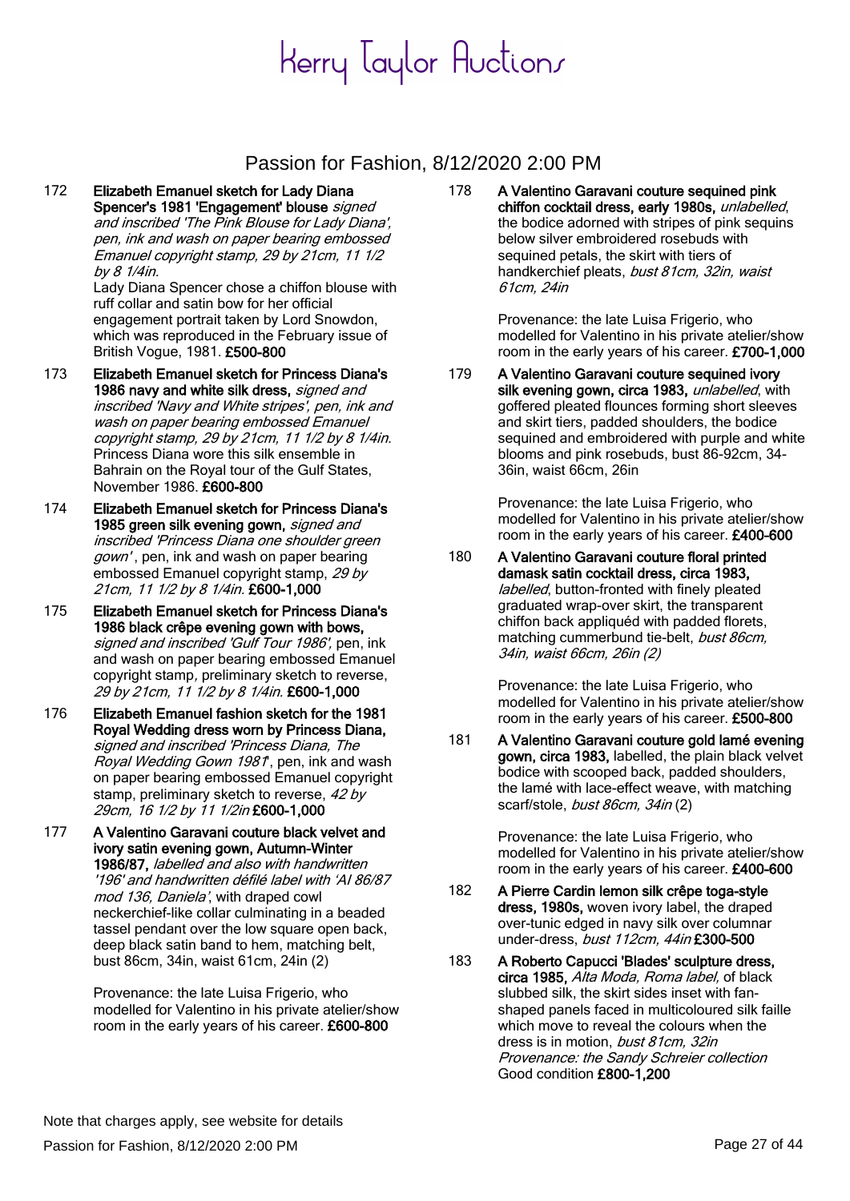# Kerry Taylor Auctions

## Passion for Fashion, 8/12/2020 2:00 PM

172 **Elizabeth Emanuel sketch for Lady Diana Spencer's 1981 'Engagement' blouse** *signed and inscribed 'The Pink Blouse for Lady Diana', pen, ink and wash on paper bearing embossed Emanuel copyright stamp, 29 by 21cm, 11 1/2 by 8 1/4in.*
Lady Diana Spencer chose a chiffon blouse with ruff collar and satin bow for her official engagement portrait taken by Lord Snowdon, which was reproduced in the February issue of British Vogue, 1981. **£500-800**

173 **Elizabeth Emanuel sketch for Princess Diana's 1986 navy and white silk dress,** *signed and inscribed 'Navy and White stripes', pen, ink and wash on paper bearing embossed Emanuel copyright stamp, 29 by 21cm, 11 1/2 by 8 1/4in.*
Princess Diana wore this silk ensemble in Bahrain on the Royal tour of the Gulf States, November 1986. **£600-800**

174 **Elizabeth Emanuel sketch for Princess Diana's 1985 green silk evening gown,** *signed and inscribed 'Princess Diana one shoulder green gown'*, pen, ink and wash on paper bearing embossed Emanuel copyright stamp, *29 by 21cm, 11 1/2 by 8 1/4in.* **£600-1,000**

175 **Elizabeth Emanuel sketch for Princess Diana's 1986 black crêpe evening gown with bows,** *signed and inscribed 'Gulf Tour 1986'*, pen, ink and wash on paper bearing embossed Emanuel copyright stamp, preliminary sketch to reverse, *29 by 21cm, 11 1/2 by 8 1/4in.* **£600-1,000**

176 **Elizabeth Emanuel fashion sketch for the 1981 Royal Wedding dress worn by Princess Diana,** *signed and inscribed 'Princess Diana, The Royal Wedding Gown 1981'*, pen, ink and wash on paper bearing embossed Emanuel copyright stamp, preliminary sketch to reverse, *42 by 29cm, 16 1/2 by 11 1/2in* **£600-1,000**

177 **A Valentino Garavani couture black velvet and ivory satin evening gown, Autumn-Winter 1986/87,** *labelled and also with handwritten '196' and handwritten défilé label with 'AI 86/87 mod 136, Daniela'*, with draped cowl neckerchief-like collar culminating in a beaded tassel pendant over the low square open back, deep black satin band to hem, matching belt, bust 86cm, 34in, waist 61cm, 24in (2)

Provenance: the late Luisa Frigerio, who modelled for Valentino in his private atelier/show room in the early years of his career. **£600-800**

178 **A Valentino Garavani couture sequined pink chiffon cocktail dress, early 1980s,** *unlabelled*, the bodice adorned with stripes of pink sequins below silver embroidered rosebuds with sequined petals, the skirt with tiers of handkerchief pleats, *bust 81cm, 32in, waist 61cm, 24in*

Provenance: the late Luisa Frigerio, who modelled for Valentino in his private atelier/show room in the early years of his career. **£700-1,000**

179 **A Valentino Garavani couture sequined ivory silk evening gown, circa 1983,** *unlabelled*, with goffered pleated flounces forming short sleeves and skirt tiers, padded shoulders, the bodice sequined and embroidered with purple and white blooms and pink rosebuds, bust 86-92cm, 34-36in, waist 66cm, 26in

Provenance: the late Luisa Frigerio, who modelled for Valentino in his private atelier/show room in the early years of his career. **£400-600**

180 **A Valentino Garavani couture floral printed damask satin cocktail dress, circa 1983,** *labelled*, button-fronted with finely pleated graduated wrap-over skirt, the transparent chiffon back appliquéd with padded florets, matching cummerbund tie-belt, *bust 86cm, 34in, waist 66cm, 26in (2)*

Provenance: the late Luisa Frigerio, who modelled for Valentino in his private atelier/show room in the early years of his career. **£500-800**

181 **A Valentino Garavani couture gold lamé evening gown, circa 1983,** labelled, the plain black velvet bodice with scooped back, padded shoulders, the lamé with lace-effect weave, with matching scarf/stole, *bust 86cm, 34in* (2)

Provenance: the late Luisa Frigerio, who modelled for Valentino in his private atelier/show room in the early years of his career. **£400-600**

182 **A Pierre Cardin lemon silk crêpe toga-style dress, 1980s,** woven ivory label, the draped over-tunic edged in navy silk over columnar under-dress, *bust 112cm, 44in* **£300-500**

183 **A Roberto Capucci 'Blades' sculpture dress, circa 1985,** *Alta Moda, Roma label,* of black slubbed silk, the skirt sides inset with fan-shaped panels faced in multicoloured silk faille which move to reveal the colours when the dress is in motion, *bust 81cm, 32in*
*Provenance: the Sandy Schreier collection*
Good condition **£800-1,200**

Note that charges apply, see website for details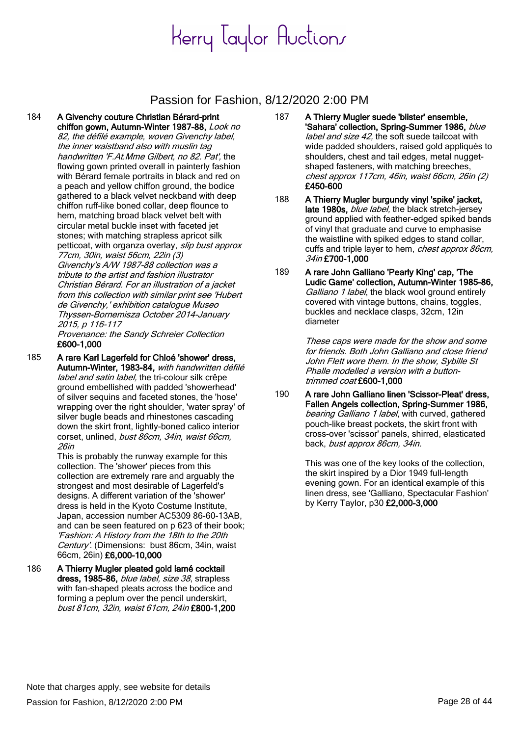# Kerry Taylor Auctions

## Passion for Fashion, 8/12/2020 2:00 PM

184 **A Givenchy couture Christian Bérard-print chiffon gown, Autumn-Winter 1987-88,** *Look no 82, the défilé example, woven Givenchy label, the inner waistband also with muslin tag handwritten 'F.At.Mme Gilbert, no 82. Pat',* the flowing gown printed overall in painterly fashion with Bérard female portraits in black and red on a peach and yellow chiffon ground, the bodice gathered to a black velvet neckband with deep chiffon ruff-like boned collar, deep flounce to hem, matching broad black velvet belt with circular metal buckle inset with faceted jet stones; with matching strapless apricot silk petticoat, with organza overlay, *slip bust approx 77cm, 30in, waist 56cm, 22in (3)*
*Givenchy's A/W 1987-88 collection was a tribute to the artist and fashion illustrator Christian Bérard. For an illustration of a jacket from this collection with similar print see 'Hubert de Givenchy,' exhibition catalogue Museo Thyssen-Bornemisza October 2014-January 2015, p 116-117*
*Provenance: the Sandy Schreier Collection*
**£600-1,000**

185 **A rare Karl Lagerfeld for Chloé 'shower' dress, Autumn-Winter, 1983-84,** *with handwritten défilé label and satin label,* the tri-colour silk crêpe ground embellished with padded 'showerhead' of silver sequins and faceted stones, the 'hose' wrapping over the right shoulder, 'water spray' of silver bugle beads and rhinestones cascading down the skirt front, lightly-boned calico interior corset, unlined, *bust 86cm, 34in, waist 66cm, 26in*
This is probably the runway example for this collection. The 'shower' pieces from this collection are extremely rare and arguably the strongest and most desirable of Lagerfeld's designs. A different variation of the 'shower' dress is held in the Kyoto Costume Institute, Japan, accession number AC5309 86-60-13AB, and can be seen featured on p 623 of their book; *'Fashion: A History from the 18th to the 20th Century'.* (Dimensions: bust 86cm, 34in, waist 66cm, 26in) **£6,000-10,000**

186 **A Thierry Mugler pleated gold lamé cocktail dress, 1985-86,** *blue label, size 38*, strapless with fan-shaped pleats across the bodice and forming a peplum over the pencil underskirt, *bust 81cm, 32in, waist 61cm, 24in* **£800-1,200**

187 **A Thierry Mugler suede 'blister' ensemble, 'Sahara' collection, Spring-Summer 1986,** *blue label and size 42,* the soft suede tailcoat with wide padded shoulders, raised gold appliqués to shoulders, chest and tail edges, metal nugget-shaped fasteners, with matching breeches, *chest approx 117cm, 46in, waist 66cm, 26in (2)*
**£450-600**

188 **A Thierry Mugler burgundy vinyl 'spike' jacket, late 1980s,** *blue label,* the black stretch-jersey ground applied with feather-edged spiked bands of vinyl that graduate and curve to emphasise the waistline with spiked edges to stand collar, cuffs and triple layer to hem, *chest approx 86cm, 34in* **£700-1,000**

189 **A rare John Galliano 'Pearly King' cap, 'The Ludic Game' collection, Autumn-Winter 1985-86,** *Galliano 1 label*, the black wool ground entirely covered with vintage buttons, chains, toggles, buckles and necklace clasps, 32cm, 12in diameter

*These caps were made for the show and some for friends. Both John Galliano and close friend John Flett wore them. In the show, Sybille St Phalle modelled a version with a button-trimmed coat* **£600-1,000**

190 **A rare John Galliano linen 'Scissor-Pleat' dress, Fallen Angels collection, Spring-Summer 1986,** *bearing Galliano 1 label*, with curved, gathered pouch-like breast pockets, the skirt front with cross-over 'scissor' panels, shirred, elasticated back, *bust approx 86cm, 34in.*

This was one of the key looks of the collection, the skirt inspired by a Dior 1949 full-length evening gown. For an identical example of this linen dress, see 'Galliano, Spectacular Fashion' by Kerry Taylor, p30 **£2,000-3,000**

Note that charges apply, see website for details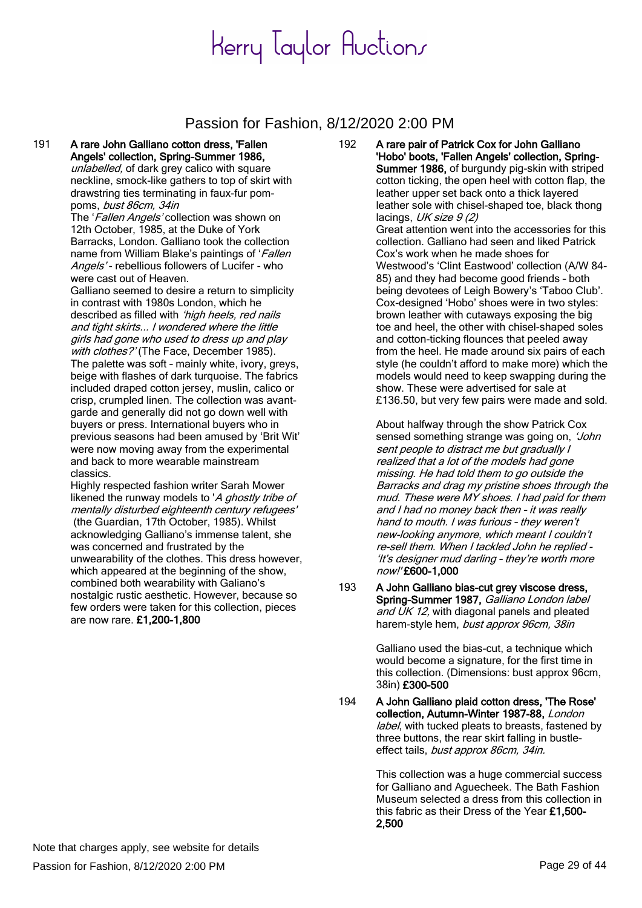# Kerry Taylor Auctions

## Passion for Fashion, 8/12/2020 2:00 PM

191 **A rare John Galliano cotton dress, 'Fallen Angels' collection, Spring-Summer 1986,** *unlabelled,* of dark grey calico with square neckline, smock-like gathers to top of skirt with drawstring ties terminating in faux-fur pom-poms, *bust 86cm, 34in*

The '*Fallen Angels'* collection was shown on 12th October, 1985, at the Duke of York Barracks, London. Galliano took the collection name from William Blake's paintings of '*Fallen Angels'* - rebellious followers of Lucifer - who were cast out of Heaven.

Galliano seemed to desire a return to simplicity in contrast with 1980s London, which he described as filled with *'high heels, red nails and tight skirts... I wondered where the little girls had gone who used to dress up and play with clothes?'* (The Face, December 1985). The palette was soft – mainly white, ivory, greys, beige with flashes of dark turquoise. The fabrics included draped cotton jersey, muslin, calico or crisp, crumpled linen. The collection was avant-garde and generally did not go down well with buyers or press. International buyers who in previous seasons had been amused by 'Brit Wit' were now moving away from the experimental and back to more wearable mainstream classics.

Highly respected fashion writer Sarah Mower likened the runway models to '*A ghostly tribe of mentally disturbed eighteenth century refugees'* (the Guardian, 17th October, 1985). Whilst acknowledging Galliano's immense talent, she was concerned and frustrated by the unwearability of the clothes. This dress however, which appeared at the beginning of the show, combined both wearability with Galiano's nostalgic rustic aesthetic. However, because so few orders were taken for this collection, pieces are now rare. **£1,200-1,800**

192 **A rare pair of Patrick Cox for John Galliano 'Hobo' boots, 'Fallen Angels' collection, Spring-Summer 1986,** of burgundy pig-skin with striped cotton ticking, the open heel with cotton flap, the leather upper set back onto a thick layered leather sole with chisel-shaped toe, black thong lacings, *UK size 9 (2)*

Great attention went into the accessories for this collection. Galliano had seen and liked Patrick Cox's work when he made shoes for Westwood's 'Clint Eastwood' collection (A/W 84-85) and they had become good friends – both being devotees of Leigh Bowery's 'Taboo Club'. Cox-designed 'Hobo' shoes were in two styles: brown leather with cutaways exposing the big toe and heel, the other with chisel-shaped soles and cotton-ticking flounces that peeled away from the heel. He made around six pairs of each style (he couldn't afford to make more) which the models would need to keep swapping during the show. These were advertised for sale at £136.50, but very few pairs were made and sold.

About halfway through the show Patrick Cox sensed something strange was going on, *'John sent people to distract me but gradually I realized that a lot of the models had gone missing. He had told them to go outside the Barracks and drag my pristine shoes through the mud. These were MY shoes. I had paid for them and I had no money back then – it was really hand to mouth. I was furious – they weren't new-looking anymore, which meant I couldn't re-sell them. When I tackled John he replied – 'It's designer mud darling – they're worth more now!'* **£600-1,000**

193 **A John Galliano bias-cut grey viscose dress, Spring-Summer 1987,** *Galliano London label and UK 12,* with diagonal panels and pleated harem-style hem, *bust approx 96cm, 38in*

Galliano used the bias-cut, a technique which would become a signature, for the first time in this collection. (Dimensions: bust approx 96cm, 38in) **£300-500**

194 **A John Galliano plaid cotton dress, 'The Rose' collection, Autumn-Winter 1987-88,** *London label,* with tucked pleats to breasts, fastened by three buttons, the rear skirt falling in bustle-effect tails, *bust approx 86cm, 34in.*

This collection was a huge commercial success for Galliano and Aguecheek. The Bath Fashion Museum selected a dress from this collection in this fabric as their Dress of the Year **£1,500-2,500**

Note that charges apply, see website for details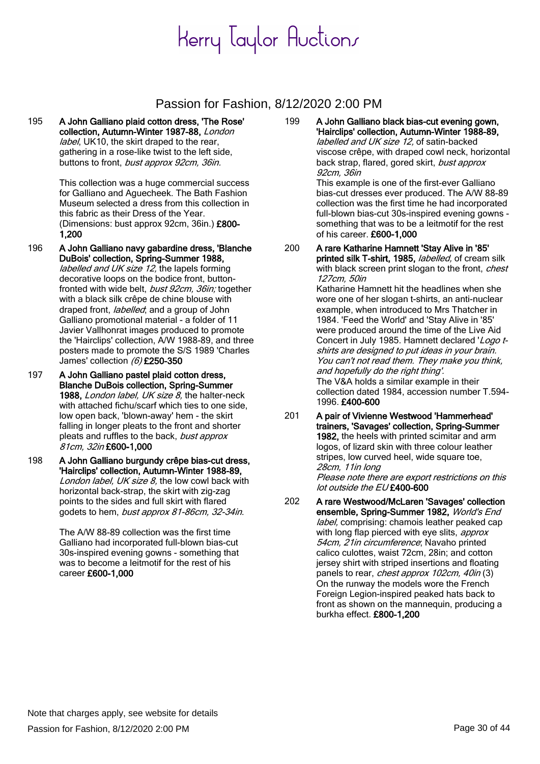# Kerry Taylor Auctions

## Passion for Fashion, 8/12/2020 2:00 PM

195 **A John Galliano plaid cotton dress, 'The Rose' collection, Autumn-Winter 1987-88,** *London label*, UK10, the skirt draped to the rear, gathering in a rose-like twist to the left side, buttons to front, *bust approx 92cm, 36in.*

This collection was a huge commercial success for Galliano and Aguecheek. The Bath Fashion Museum selected a dress from this collection in this fabric as their Dress of the Year. (Dimensions: bust approx 92cm, 36in.) **£800-1,200**

196 **A John Galliano navy gabardine dress, 'Blanche DuBois' collection, Spring-Summer 1988,** *labelled and UK size 12,* the lapels forming decorative loops on the bodice front, button-fronted with wide belt, *bust 92cm, 36in;* together with a black silk crêpe de chine blouse with draped front, *labelled*; and a group of John Galliano promotional material - a folder of 11 Javier Vallhonrat images produced to promote the 'Hairclips' collection, A/W 1988-89, and three posters made to promote the S/S 1989 'Charles James' collection *(6)* **£250-350**

197 **A John Galliano pastel plaid cotton dress, Blanche DuBois collection, Spring-Summer 1988,** *London label, UK size 8,* the halter-neck with attached fichu/scarf which ties to one side, low open back, 'blown-away' hem - the skirt falling in longer pleats to the front and shorter pleats and ruffles to the back, *bust approx 81cm, 32in* **£600-1,000**

198 **A John Galliano burgundy crêpe bias-cut dress, 'Hairclips' collection, Autumn-Winter 1988-89,** *London label, UK size 8,* the low cowl back with horizontal back-strap, the skirt with zig-zag points to the sides and full skirt with flared godets to hem, *bust approx 81-86cm, 32-34in.*

The A/W 88-89 collection was the first time Galliano had incorporated full-blown bias-cut 30s-inspired evening gowns - something that was to become a leitmotif for the rest of his career **£600-1,000**

199 **A John Galliano black bias-cut evening gown, 'Hairclips' collection, Autumn-Winter 1988-89,** *labelled and UK size 12,* of satin-backed viscose crêpe, with draped cowl neck, horizontal back strap, flared, gored skirt, *bust approx 92cm, 36in*

This example is one of the first-ever Galliano bias-cut dresses ever produced. The A/W 88-89 collection was the first time he had incorporated full-blown bias-cut 30s-inspired evening gowns - something that was to be a leitmotif for the rest of his career. **£600-1,000**

200 **A rare Katharine Hamnett 'Stay Alive in '85' printed silk T-shirt, 1985,** *labelled,* of cream silk with black screen print slogan to the front, *chest 127cm, 50in*

Katharine Hamnett hit the headlines when she wore one of her slogan t-shirts, an anti-nuclear example, when introduced to Mrs Thatcher in 1984. 'Feed the World' and 'Stay Alive in '85' were produced around the time of the Live Aid Concert in July 1985. Hamnett declared '*Logo t-shirts are designed to put ideas in your brain. You can't not read them. They make you think, and hopefully do the right thing'.*

The V&A holds a similar example in their collection dated 1984, accession number T.594-1996. **£400-600**

201 **A pair of Vivienne Westwood 'Hammerhead' trainers, 'Savages' collection, Spring-Summer 1982,** the heels with printed scimitar and arm logos, of lizard skin with three colour leather stripes, low curved heel, wide square toe, *28cm, 11in long*

*Please note there are export restrictions on this lot outside the EU* **£400-600**

202 **A rare Westwood/McLaren 'Savages' collection ensemble, Spring-Summer 1982,** *World's End label,* comprising: chamois leather peaked cap with long flap pierced with eye slits, *approx 54cm, 21in circumference*; Navaho printed calico culottes, waist 72cm, 28in; and cotton jersey shirt with striped insertions and floating panels to rear, *chest approx 102cm, 40in* (3)

On the runway the models wore the French Foreign Legion-inspired peaked hats back to front as shown on the mannequin, producing a burkha effect. **£800-1,200**

Note that charges apply, see website for details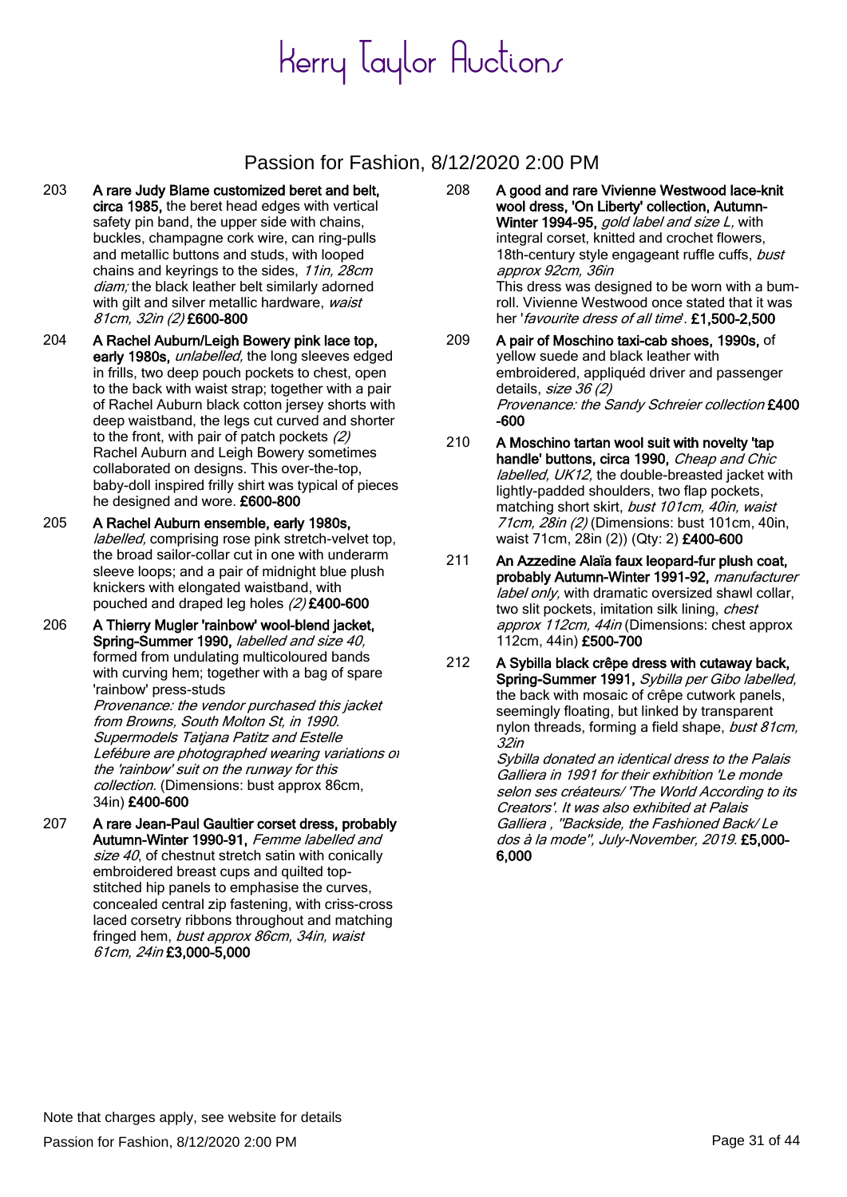# Kerry Taylor Auctions

## Passion for Fashion, 8/12/2020 2:00 PM

203 **A rare Judy Blame customized beret and belt, circa 1985,** the beret head edges with vertical safety pin band, the upper side with chains, buckles, champagne cork wire, can ring-pulls and metallic buttons and studs, with looped chains and keyrings to the sides, *11in, 28cm diam;* the black leather belt similarly adorned with gilt and silver metallic hardware, *waist 81cm, 32in (2)* **£600-800**

204 **A Rachel Auburn/Leigh Bowery pink lace top, early 1980s,** *unlabelled,* the long sleeves edged in frills, two deep pouch pockets to chest, open to the back with waist strap; together with a pair of Rachel Auburn black cotton jersey shorts with deep waistband, the legs cut curved and shorter to the front, with pair of patch pockets *(2)*
Rachel Auburn and Leigh Bowery sometimes collaborated on designs. This over-the-top, baby-doll inspired frilly shirt was typical of pieces he designed and wore. **£600-800**

205 **A Rachel Auburn ensemble, early 1980s,** *labelled,* comprising rose pink stretch-velvet top, the broad sailor-collar cut in one with underarm sleeve loops; and a pair of midnight blue plush knickers with elongated waistband, with pouched and draped leg holes *(2)* **£400-600**

206 **A Thierry Mugler 'rainbow' wool-blend jacket, Spring-Summer 1990,** *labelled and size 40,* formed from undulating multicoloured bands with curving hem; together with a bag of spare 'rainbow' press-studs
*Provenance: the vendor purchased this jacket from Browns, South Molton St, in 1990. Supermodels Tatjana Patitz and Estelle Lefébure are photographed wearing variations of the 'rainbow' suit on the runway for this collection.* (Dimensions: bust approx 86cm, 34in) **£400-600**

207 **A rare Jean-Paul Gaultier corset dress, probably Autumn-Winter 1990-91,** *Femme labelled and size 40,* of chestnut stretch satin with conically embroidered breast cups and quilted top-stitched hip panels to emphasise the curves, concealed central zip fastening, with criss-cross laced corsetry ribbons throughout and matching fringed hem, *bust approx 86cm, 34in, waist 61cm, 24in* **£3,000-5,000**

208 **A good and rare Vivienne Westwood lace-knit wool dress, 'On Liberty' collection, Autumn-Winter 1994-95,** *gold label and size L,* with integral corset, knitted and crochet flowers, 18th-century style engageant ruffle cuffs, *bust approx 92cm, 36in*
This dress was designed to be worn with a bum-roll. Vivienne Westwood once stated that it was her '*favourite dress of all time*'. **£1,500-2,500**

209 **A pair of Moschino taxi-cab shoes, 1990s,** of yellow suede and black leather with embroidered, appliquéd driver and passenger details, *size 36 (2)*
*Provenance: the Sandy Schreier collection* **£400-600**

210 **A Moschino tartan wool suit with novelty 'tap handle' buttons, circa 1990,** *Cheap and Chic labelled, UK12,* the double-breasted jacket with lightly-padded shoulders, two flap pockets, matching short skirt, *bust 101cm, 40in, waist 71cm, 28in (2)* (Dimensions: bust 101cm, 40in, waist 71cm, 28in (2)) (Qty: 2) **£400-600**

211 **An Azzedine Alaïa faux leopard-fur plush coat, probably Autumn-Winter 1991-92,** *manufacturer label only,* with dramatic oversized shawl collar, two slit pockets, imitation silk lining, *chest approx 112cm, 44in* (Dimensions: chest approx 112cm, 44in) **£500-700**

212 **A Sybilla black crêpe dress with cutaway back, Spring-Summer 1991,** *Sybilla per Gibo labelled,* the back with mosaic of crêpe cutwork panels, seemingly floating, but linked by transparent nylon threads, forming a field shape, *bust 81cm, 32in*
*Sybilla donated an identical dress to the Palais Galliera in 1991 for their exhibition 'Le monde selon ses créateurs/ 'The World According to its Creators'. It was also exhibited at Palais Galliera , "Backside, the Fashioned Back/ Le dos à la mode", July-November, 2019.* **£5,000-6,000**

Note that charges apply, see website for details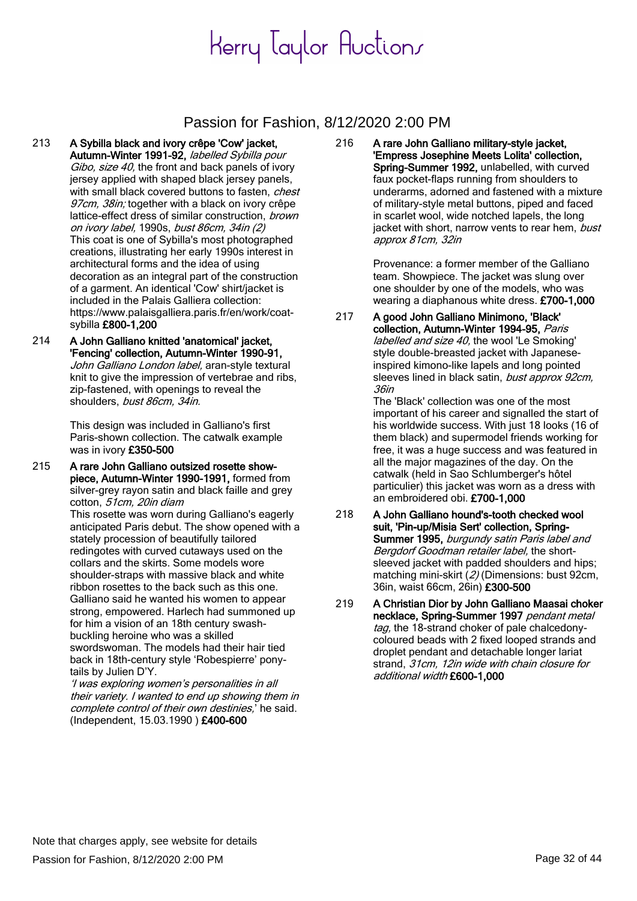# Kerry Taylor Auctions

## Passion for Fashion, 8/12/2020 2:00 PM

213 **A Sybilla black and ivory crêpe 'Cow' jacket, Autumn-Winter 1991-92,** *labelled Sybilla pour Gibo, size 40,* the front and back panels of ivory jersey applied with shaped black jersey panels, with small black covered buttons to fasten, *chest 97cm, 38in;* together with a black on ivory crêpe lattice-effect dress of similar construction, *brown on ivory label,* 1990s, *bust 86cm, 34in (2)*
This coat is one of Sybilla's most photographed creations, illustrating her early 1990s interest in architectural forms and the idea of using decoration as an integral part of the construction of a garment. An identical 'Cow' shirt/jacket is included in the Palais Galliera collection: https://www.palaisgalliera.paris.fr/en/work/coat-sybilla **£800-1,200**

214 **A John Galliano knitted 'anatomical' jacket, 'Fencing' collection, Autumn-Winter 1990-91,** *John Galliano London label,* aran-style textural knit to give the impression of vertebrae and ribs, zip-fastened, with openings to reveal the shoulders, *bust 86cm, 34in.*

This design was included in Galliano's first Paris-shown collection. The catwalk example was in ivory **£350-500**

215 **A rare John Galliano outsized rosette show-piece, Autumn-Winter 1990-1991,** formed from silver-grey rayon satin and black faille and grey cotton, *51cm, 20in diam*
This rosette was worn during Galliano's eagerly anticipated Paris debut. The show opened with a stately procession of beautifully tailored redingotes with curved cutaways used on the collars and the skirts. Some models wore shoulder-straps with massive black and white ribbon rosettes to the back such as this one. Galliano said he wanted his women to appear strong, empowered. Harlech had summoned up for him a vision of an 18th century swash-buckling heroine who was a skilled swordswoman. The models had their hair tied back in 18th-century style 'Robespierre' pony-tails by Julien D'Y.
*'I was exploring women's personalities in all their variety. I wanted to end up showing them in complete control of their own destinies,'* he said. (Independent, 15.03.1990 ) **£400-600**

216 **A rare John Galliano military-style jacket, 'Empress Josephine Meets Lolita' collection, Spring-Summer 1992,** unlabelled, with curved faux pocket-flaps running from shoulders to underarms, adorned and fastened with a mixture of military-style metal buttons, piped and faced in scarlet wool, wide notched lapels, the long jacket with short, narrow vents to rear hem, *bust approx 81cm, 32in*

Provenance: a former member of the Galliano team. Showpiece. The jacket was slung over one shoulder by one of the models, who was wearing a diaphanous white dress. **£700-1,000**

217 **A good John Galliano Minimono, 'Black' collection, Autumn-Winter 1994-95,** *Paris labelled and size 40,* the wool 'Le Smoking' style double-breasted jacket with Japanese-inspired kimono-like lapels and long pointed sleeves lined in black satin, *bust approx 92cm, 36in*
The 'Black' collection was one of the most important of his career and signalled the start of his worldwide success. With just 18 looks (16 of them black) and supermodel friends working for free, it was a huge success and was featured in all the major magazines of the day. On the catwalk (held in Sao Schlumberger's hôtel particulier) this jacket was worn as a dress with an embroidered obi. **£700-1,000**

218 **A John Galliano hound's-tooth checked wool suit, 'Pin-up/Misia Sert' collection, Spring-Summer 1995,** *burgundy satin Paris label and Bergdorf Goodman retailer label,* the short-sleeved jacket with padded shoulders and hips; matching mini-skirt (*2)* (Dimensions: bust 92cm, 36in, waist 66cm, 26in) **£300-500**

219 **A Christian Dior by John Galliano Maasai choker necklace, Spring-Summer 1997** *pendant metal tag,* the 18-strand choker of pale chalcedony-coloured beads with 2 fixed looped strands and droplet pendant and detachable longer lariat strand, *31cm, 12in wide with chain closure for additional width* **£600-1,000**

Note that charges apply, see website for details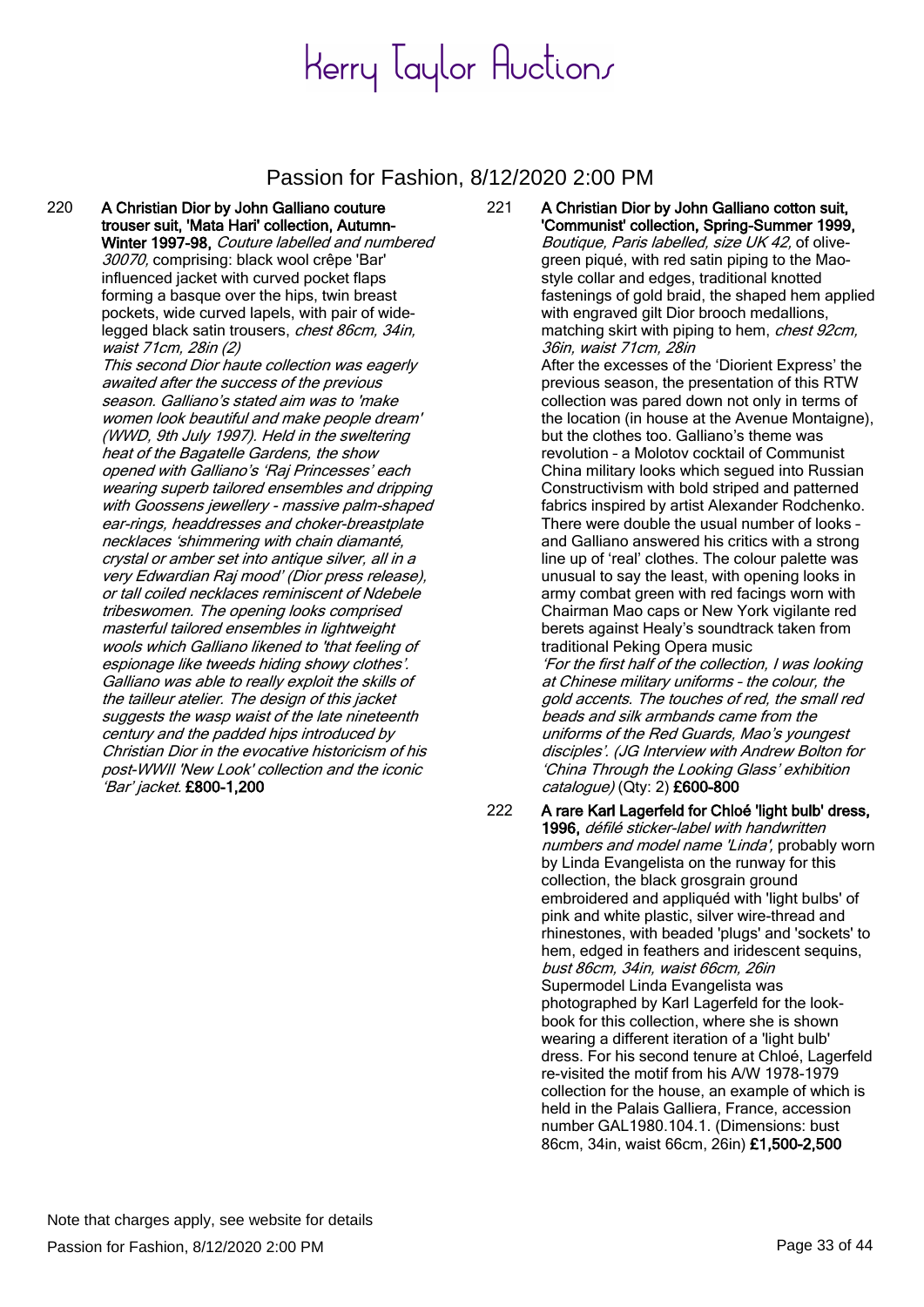# Kerry Taylor Auctions

## Passion for Fashion, 8/12/2020 2:00 PM

220 **A Christian Dior by John Galliano couture trouser suit, 'Mata Hari' collection, Autumn-Winter 1997-98,** *Couture labelled and numbered 30070,* comprising: black wool crêpe 'Bar' influenced jacket with curved pocket flaps forming a basque over the hips, twin breast pockets, wide curved lapels, with pair of wide-legged black satin trousers, *chest 86cm, 34in, waist 71cm, 28in (2)*
*This second Dior haute collection was eagerly awaited after the success of the previous season. Galliano's stated aim was to 'make women look beautiful and make people dream' (WWD, 9th July 1997). Held in the sweltering heat of the Bagatelle Gardens, the show opened with Galliano's 'Raj Princesses' each wearing superb tailored ensembles and dripping with Goossens jewellery - massive palm-shaped ear-rings, headdresses and choker-breastplate necklaces 'shimmering with chain diamanté, crystal or amber set into antique silver, all in a very Edwardian Raj mood' (Dior press release), or tall coiled necklaces reminiscent of Ndebele tribeswomen. The opening looks comprised masterful tailored ensembles in lightweight wools which Galliano likened to 'that feeling of espionage like tweeds hiding showy clothes'. Galliano was able to really exploit the skills of the tailleur atelier. The design of this jacket suggests the wasp waist of the late nineteenth century and the padded hips introduced by Christian Dior in the evocative historicism of his post-WWII 'New Look' collection and the iconic 'Bar' jacket.* **£800-1,200**

221 **A Christian Dior by John Galliano cotton suit, 'Communist' collection, Spring-Summer 1999,** *Boutique, Paris labelled, size UK 42,* of olive-green piqué, with red satin piping to the Mao-style collar and edges, traditional knotted fastenings of gold braid, the shaped hem applied with engraved gilt Dior brooch medallions, matching skirt with piping to hem, *chest 92cm, 36in, waist 71cm, 28in*
After the excesses of the 'Diorient Express' the previous season, the presentation of this RTW collection was pared down not only in terms of the location (in house at the Avenue Montaigne), but the clothes too. Galliano's theme was revolution – a Molotov cocktail of Communist China military looks which segued into Russian Constructivism with bold striped and patterned fabrics inspired by artist Alexander Rodchenko. There were double the usual number of looks – and Galliano answered his critics with a strong line up of 'real' clothes. The colour palette was unusual to say the least, with opening looks in army combat green with red facings worn with Chairman Mao caps or New York vigilante red berets against Healy's soundtrack taken from traditional Peking Opera music
*'For the first half of the collection, I was looking at Chinese military uniforms – the colour, the gold accents. The touches of red, the small red beads and silk armbands came from the uniforms of the Red Guards, Mao's youngest disciples'. (JG Interview with Andrew Bolton for 'China Through the Looking Glass' exhibition catalogue)* (Qty: 2) **£600-800**

222 **A rare Karl Lagerfeld for Chloé 'light bulb' dress, 1996,** *défilé sticker-label with handwritten numbers and model name 'Linda',* probably worn by Linda Evangelista on the runway for this collection, the black grosgrain ground embroidered and appliquéd with 'light bulbs' of pink and white plastic, silver wire-thread and rhinestones, with beaded 'plugs' and 'sockets' to hem, edged in feathers and iridescent sequins, *bust 86cm, 34in, waist 66cm, 26in*
Supermodel Linda Evangelista was photographed by Karl Lagerfeld for the look-book for this collection, where she is shown wearing a different iteration of a 'light bulb' dress. For his second tenure at Chloé, Lagerfeld re-visited the motif from his A/W 1978-1979 collection for the house, an example of which is held in the Palais Galliera, France, accession number GAL1980.104.1. (Dimensions: bust 86cm, 34in, waist 66cm, 26in) **£1,500-2,500**

Note that charges apply, see website for details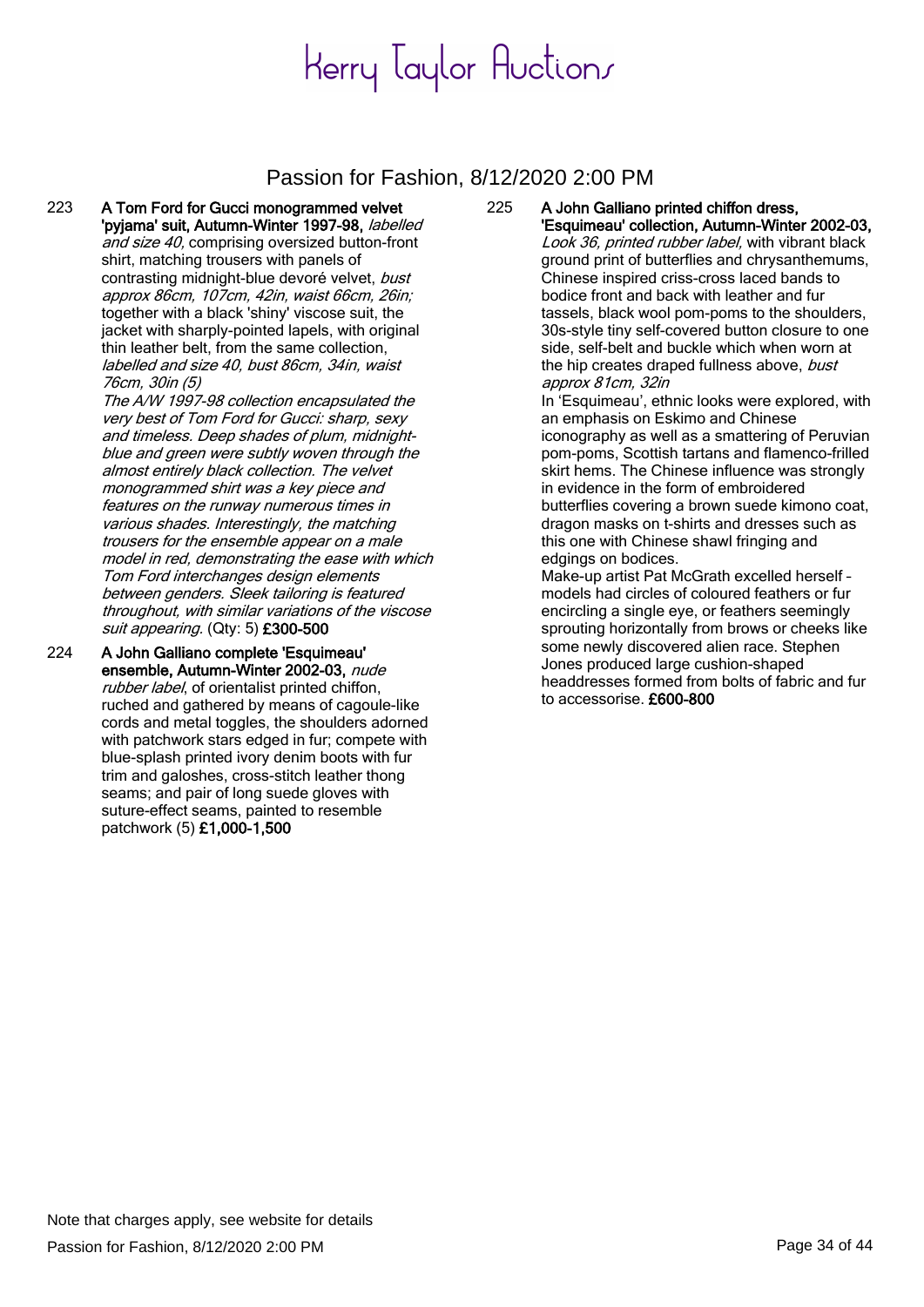# Kerry Taylor Auctions

## Passion for Fashion, 8/12/2020 2:00 PM

223 **A Tom Ford for Gucci monogrammed velvet 'pyjama' suit, Autumn-Winter 1997-98,** *labelled and size 40,* comprising oversized button-front shirt, matching trousers with panels of contrasting midnight-blue devoré velvet, *bust approx 86cm, 107cm, 42in, waist 66cm, 26in;* together with a black 'shiny' viscose suit, the jacket with sharply-pointed lapels, with original thin leather belt, from the same collection, *labelled and size 40, bust 86cm, 34in, waist 76cm, 30in (5)*

*The A/W 1997-98 collection encapsulated the very best of Tom Ford for Gucci: sharp, sexy and timeless. Deep shades of plum, midnight-blue and green were subtly woven through the almost entirely black collection. The velvet monogrammed shirt was a key piece and features on the runway numerous times in various shades. Interestingly, the matching trousers for the ensemble appear on a male model in red, demonstrating the ease with which Tom Ford interchanges design elements between genders. Sleek tailoring is featured throughout, with similar variations of the viscose suit appearing.* (Qty: 5) **£300-500**

224 **A John Galliano complete 'Esquimeau' ensemble, Autumn-Winter 2002-03,** *nude rubber label*, of orientalist printed chiffon, ruched and gathered by means of cagoule-like cords and metal toggles, the shoulders adorned with patchwork stars edged in fur; compete with blue-splash printed ivory denim boots with fur trim and galoshes, cross-stitch leather thong seams; and pair of long suede gloves with suture-effect seams, painted to resemble patchwork (5) **£1,000-1,500**

225 **A John Galliano printed chiffon dress, 'Esquimeau' collection, Autumn-Winter 2002-03,** *Look 36, printed rubber label,* with vibrant black ground print of butterflies and chrysanthemums, Chinese inspired criss-cross laced bands to bodice front and back with leather and fur tassels, black wool pom-poms to the shoulders, 30s-style tiny self-covered button closure to one side, self-belt and buckle which when worn at the hip creates draped fullness above, *bust approx 81cm, 32in*

In 'Esquimeau', ethnic looks were explored, with an emphasis on Eskimo and Chinese iconography as well as a smattering of Peruvian pom-poms, Scottish tartans and flamenco-frilled skirt hems. The Chinese influence was strongly in evidence in the form of embroidered butterflies covering a brown suede kimono coat, dragon masks on t-shirts and dresses such as this one with Chinese shawl fringing and edgings on bodices.

Make-up artist Pat McGrath excelled herself – models had circles of coloured feathers or fur encircling a single eye, or feathers seemingly sprouting horizontally from brows or cheeks like some newly discovered alien race. Stephen Jones produced large cushion-shaped headdresses formed from bolts of fabric and fur to accessorise. **£600-800**

Note that charges apply, see website for details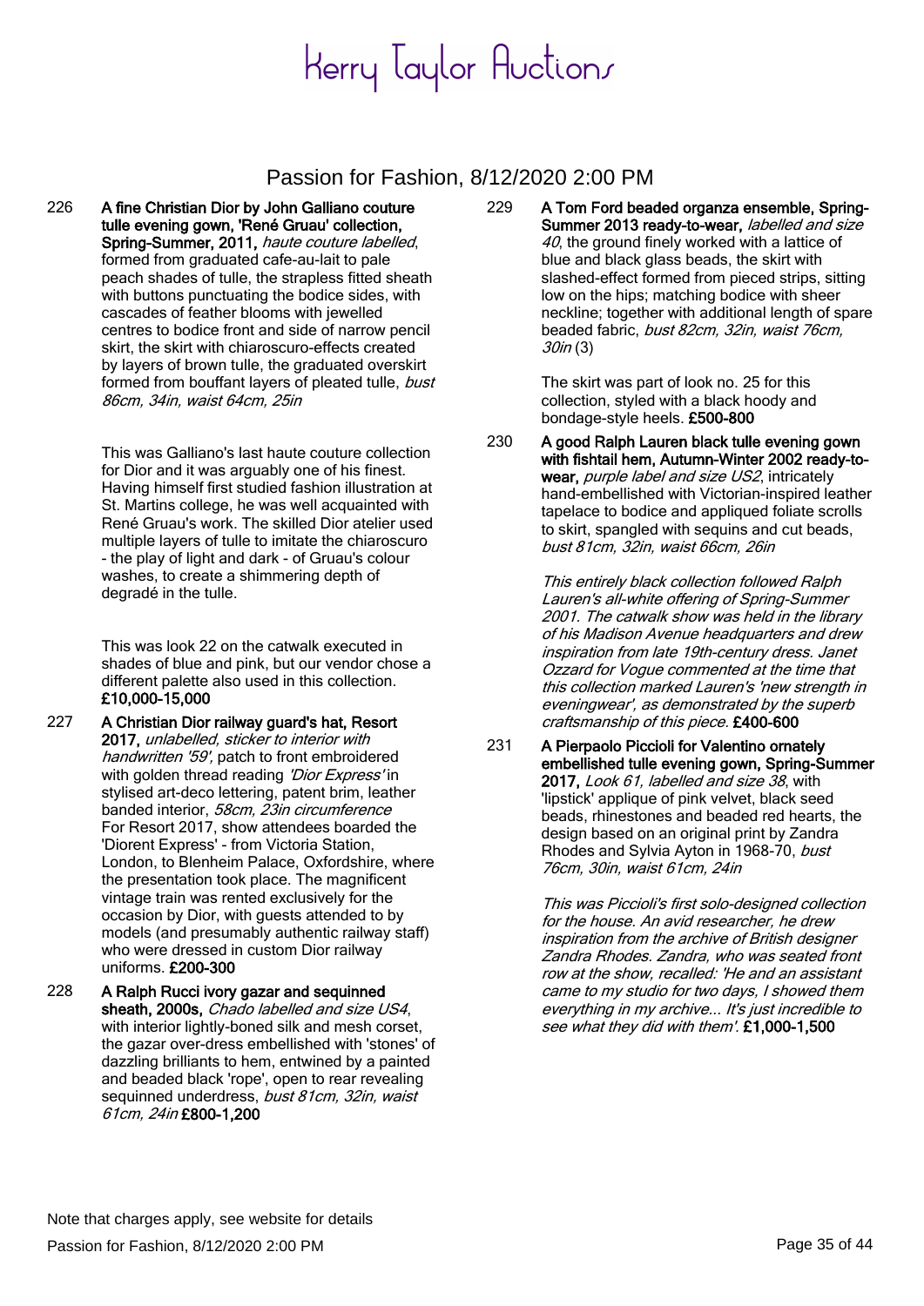226 **A fine Christian Dior by John Galliano couture tulle evening gown, 'René Gruau' collection, Spring-Summer, 2011,** *haute couture labelled*, formed from graduated cafe-au-lait to pale peach shades of tulle, the strapless fitted sheath with buttons punctuating the bodice sides, with cascades of feather blooms with jewelled centres to bodice front and side of narrow pencil skirt, the skirt with chiaroscuro-effects created by layers of brown tulle, the graduated overskirt formed from bouffant layers of pleated tulle, *bust 86cm, 34in, waist 64cm, 25in*

This was Galliano's last haute couture collection for Dior and it was arguably one of his finest. Having himself first studied fashion illustration at St. Martins college, he was well acquainted with René Gruau's work. The skilled Dior atelier used multiple layers of tulle to imitate the chiaroscuro - the play of light and dark - of Gruau's colour washes, to create a shimmering depth of degradé in the tulle.

This was look 22 on the catwalk executed in shades of blue and pink, but our vendor chose a different palette also used in this collection. **£10,000-15,000**

227 **A Christian Dior railway guard's hat, Resort 2017,** *unlabelled, sticker to interior with handwritten '59',* patch to front embroidered with golden thread reading *'Dior Express'* in stylised art-deco lettering, patent brim, leather banded interior, *58cm, 23in circumference*
For Resort 2017, show attendees boarded the 'Diorent Express' - from Victoria Station, London, to Blenheim Palace, Oxfordshire, where the presentation took place. The magnificent vintage train was rented exclusively for the occasion by Dior, with guests attended to by models (and presumably authentic railway staff) who were dressed in custom Dior railway uniforms. **£200-300**

228 **A Ralph Rucci ivory gazar and sequinned sheath, 2000s,** *Chado labelled and size US4*, with interior lightly-boned silk and mesh corset, the gazar over-dress embellished with 'stones' of dazzling brilliants to hem, entwined by a painted and beaded black 'rope', open to rear revealing sequinned underdress, *bust 81cm, 32in, waist 61cm, 24in* **£800-1,200**

229 **A Tom Ford beaded organza ensemble, Spring-Summer 2013 ready-to-wear,** *labelled and size 40*, the ground finely worked with a lattice of blue and black glass beads, the skirt with slashed-effect formed from pieced strips, sitting low on the hips; matching bodice with sheer neckline; together with additional length of spare beaded fabric, *bust 82cm, 32in, waist 76cm, 30in* (3)

The skirt was part of look no. 25 for this collection, styled with a black hoody and bondage-style heels. **£500-800**

230 **A good Ralph Lauren black tulle evening gown with fishtail hem, Autumn-Winter 2002 ready-to-wear,** *purple label and size US2*, intricately hand-embellished with Victorian-inspired leather tapelace to bodice and appliqued foliate scrolls to skirt, spangled with sequins and cut beads, *bust 81cm, 32in, waist 66cm, 26in*

*This entirely black collection followed Ralph Lauren's all-white offering of Spring-Summer 2001. The catwalk show was held in the library of his Madison Avenue headquarters and drew inspiration from late 19th-century dress. Janet Ozzard for Vogue commented at the time that this collection marked Lauren's 'new strength in eveningwear', as demonstrated by the superb craftsmanship of this piece.* **£400-600**

231 **A Pierpaolo Piccioli for Valentino ornately embellished tulle evening gown, Spring-Summer 2017,** *Look 61, labelled and size 38*, with 'lipstick' applique of pink velvet, black seed beads, rhinestones and beaded red hearts, the design based on an original print by Zandra Rhodes and Sylvia Ayton in 1968-70, *bust 76cm, 30in, waist 61cm, 24in*

*This was Piccioli's first solo-designed collection for the house. An avid researcher, he drew inspiration from the archive of British designer Zandra Rhodes. Zandra, who was seated front row at the show, recalled: 'He and an assistant came to my studio for two days, I showed them everything in my archive... It's just incredible to see what they did with them'.* **£1,000-1,500**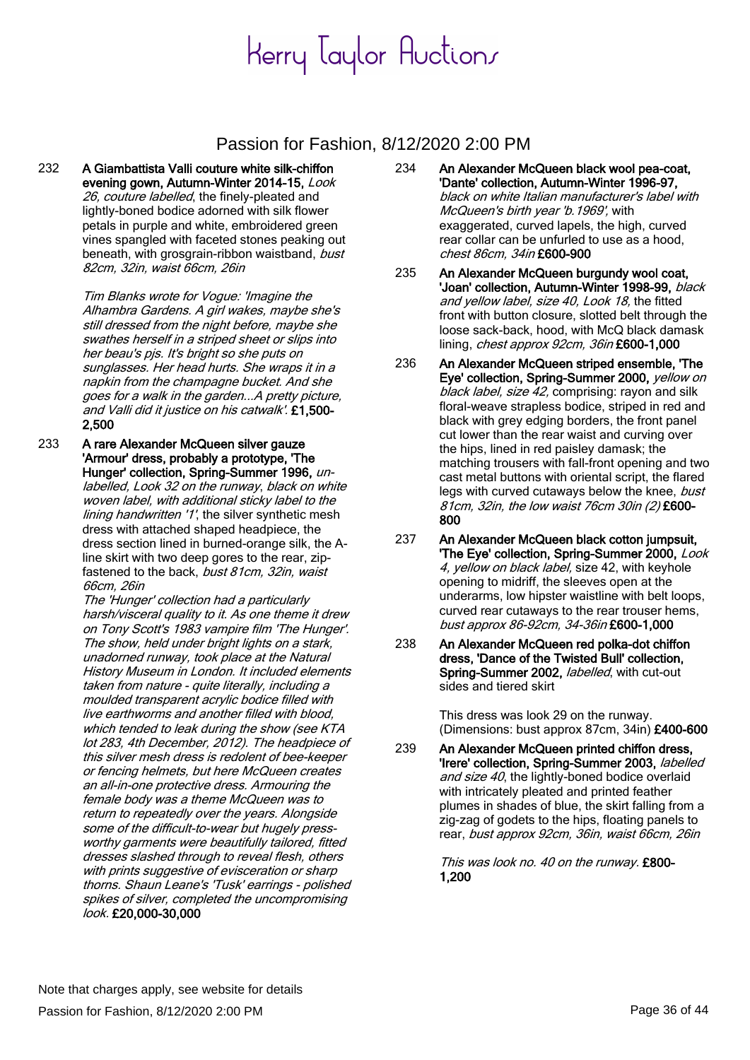# Kerry Taylor Auctions

## Passion for Fashion, 8/12/2020 2:00 PM

232 **A Giambattista Valli couture white silk-chiffon evening gown, Autumn-Winter 2014-15,** *Look 26, couture labelled*, the finely-pleated and lightly-boned bodice adorned with silk flower petals in purple and white, embroidered green vines spangled with faceted stones peaking out beneath, with grosgrain-ribbon waistband, *bust 82cm, 32in, waist 66cm, 26in*

*Tim Blanks wrote for Vogue: 'Imagine the Alhambra Gardens. A girl wakes, maybe she's still dressed from the night before, maybe she swathes herself in a striped sheet or slips into her beau's pjs. It's bright so she puts on sunglasses. Her head hurts. She wraps it in a napkin from the champagne bucket. And she goes for a walk in the garden...A pretty picture, and Valli did it justice on his catwalk'.* **£1,500-2,500**

233 **A rare Alexander McQueen silver gauze 'Armour' dress, probably a prototype, 'The Hunger' collection, Spring-Summer 1996,** *un-labelled, Look 32 on the runway, black on white woven label, with additional sticky label to the lining handwritten '1'*, the silver synthetic mesh dress with attached shaped headpiece, the dress section lined in burned-orange silk, the A-line skirt with two deep gores to the rear, zip-fastened to the back, *bust 81cm, 32in, waist 66cm, 26in*

*The 'Hunger' collection had a particularly harsh/visceral quality to it. As one theme it drew on Tony Scott's 1983 vampire film 'The Hunger'. The show, held under bright lights on a stark, unadorned runway, took place at the Natural History Museum in London. It included elements taken from nature - quite literally, including a moulded transparent acrylic bodice filled with live earthworms and another filled with blood, which tended to leak during the show (see KTA lot 283, 4th December, 2012). The headpiece of this silver mesh dress is redolent of bee-keeper or fencing helmets, but here McQueen creates an all-in-one protective dress. Armouring the female body was a theme McQueen was to return to repeatedly over the years. Alongside some of the difficult-to-wear but hugely press-worthy garments were beautifully tailored, fitted dresses slashed through to reveal flesh, others with prints suggestive of evisceration or sharp thorns. Shaun Leane's 'Tusk' earrings - polished spikes of silver, completed the uncompromising look.* **£20,000-30,000**

234 **An Alexander McQueen black wool pea-coat, 'Dante' collection, Autumn-Winter 1996-97,** *black on white Italian manufacturer's label with McQueen's birth year 'b.1969'*, with exaggerated, curved lapels, the high, curved rear collar can be unfurled to use as a hood, *chest 86cm, 34in* **£600-900**

235 **An Alexander McQueen burgundy wool coat, 'Joan' collection, Autumn-Winter 1998-99,** *black and yellow label, size 40, Look 18*, the fitted front with button closure, slotted belt through the loose sack-back, hood, with McQ black damask lining, *chest approx 92cm, 36in* **£600-1,000**

236 **An Alexander McQueen striped ensemble, 'The Eye' collection, Spring-Summer 2000,** *yellow on black label, size 42*, comprising: rayon and silk floral-weave strapless bodice, striped in red and black with grey edging borders, the front panel cut lower than the rear waist and curving over the hips, lined in red paisley damask; the matching trousers with fall-front opening and two cast metal buttons with oriental script, the flared legs with curved cutaways below the knee, *bust 81cm, 32in, the low waist 76cm 30in (2)* **£600-800**

237 **An Alexander McQueen black cotton jumpsuit, 'The Eye' collection, Spring-Summer 2000,** *Look 4, yellow on black label*, size 42, with keyhole opening to midriff, the sleeves open at the underarms, low hipster waistline with belt loops, curved rear cutaways to the rear trouser hems, *bust approx 86-92cm, 34-36in* **£600-1,000**

238 **An Alexander McQueen red polka-dot chiffon dress, 'Dance of the Twisted Bull' collection, Spring-Summer 2002,** *labelled*, with cut-out sides and tiered skirt

This dress was look 29 on the runway. (Dimensions: bust approx 87cm, 34in) **£400-600**

239 **An Alexander McQueen printed chiffon dress, 'Irere' collection, Spring-Summer 2003,** *labelled and size 40*, the lightly-boned bodice overlaid with intricately pleated and printed feather plumes in shades of blue, the skirt falling from a zig-zag of godets to the hips, floating panels to rear, *bust approx 92cm, 36in, waist 66cm, 26in*

*This was look no. 40 on the runway.* **£800-1,200**

Note that charges apply, see website for details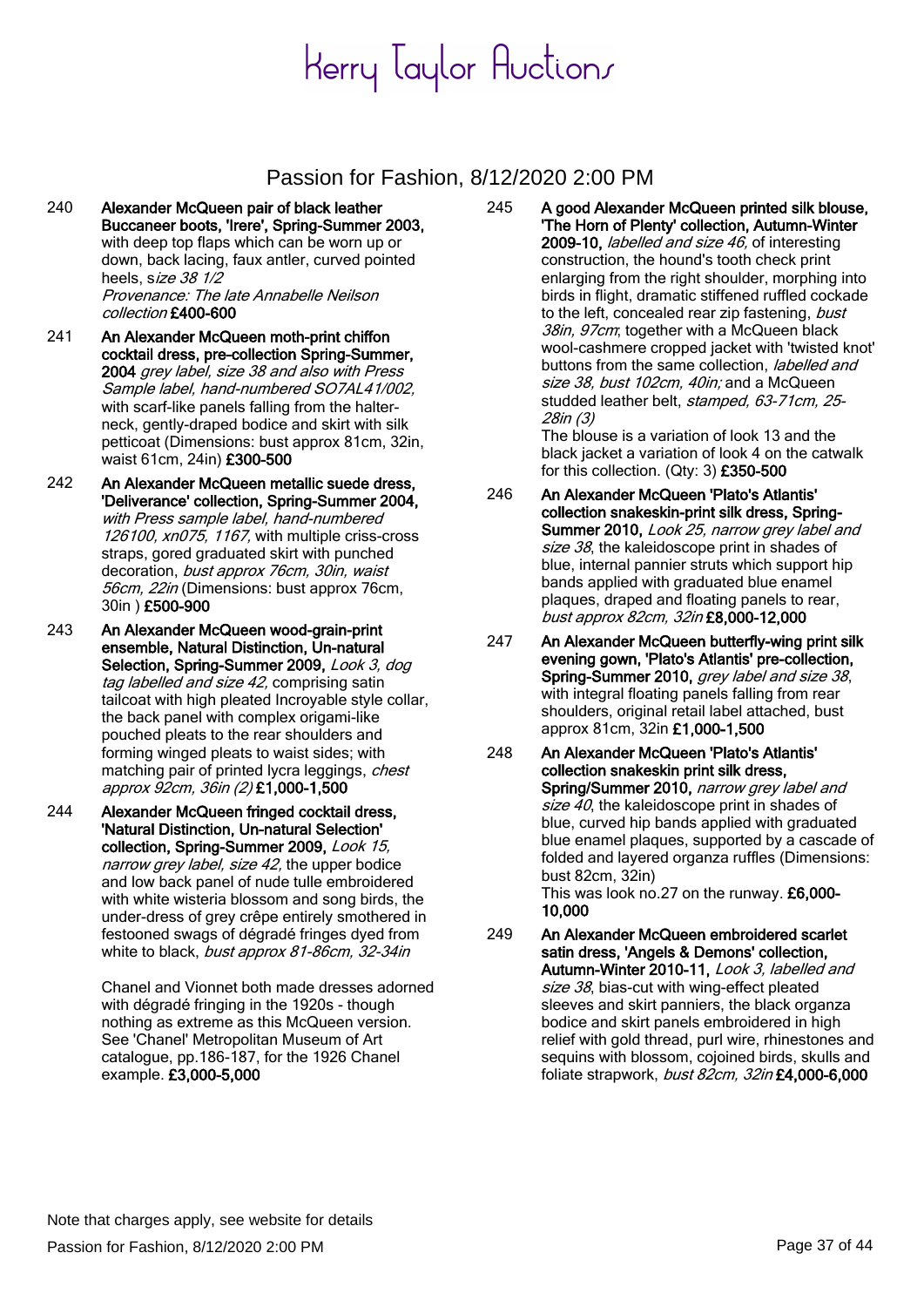# Kerry Taylor Auctions

## Passion for Fashion, 8/12/2020 2:00 PM

240 **Alexander McQueen pair of black leather Buccaneer boots, 'Irere', Spring-Summer 2003,** with deep top flaps which can be worn up or down, back lacing, faux antler, curved pointed heels, s*ize 38 1/2*
*Provenance: The late Annabelle Neilson collection* **£400-600**

241 **An Alexander McQueen moth-print chiffon cocktail dress, pre-collection Spring-Summer, 2004** *grey label, size 38 and also with Press Sample label, hand-numbered SO7AL41/002,* with scarf-like panels falling from the halter-neck, gently-draped bodice and skirt with silk petticoat (Dimensions: bust approx 81cm, 32in, waist 61cm, 24in) **£300-500**

242 **An Alexander McQueen metallic suede dress, 'Deliverance' collection, Spring-Summer 2004,** *with Press sample label, hand-numbered 126100, xn075, 1167,* with multiple criss-cross straps, gored graduated skirt with punched decoration, *bust approx 76cm, 30in, waist 56cm, 22in* (Dimensions: bust approx 76cm, 30in ) **£500-900**

243 **An Alexander McQueen wood-grain-print ensemble, Natural Distinction, Un-natural Selection, Spring-Summer 2009,** *Look 3, dog tag labelled and size 42,* comprising satin tailcoat with high pleated Incroyable style collar, the back panel with complex origami-like pouched pleats to the rear shoulders and forming winged pleats to waist sides; with matching pair of printed lycra leggings, *chest approx 92cm, 36in (2)* **£1,000-1,500**

244 **Alexander McQueen fringed cocktail dress, 'Natural Distinction, Un-natural Selection' collection, Spring-Summer 2009,** *Look 15, narrow grey label, size 42,* the upper bodice and low back panel of nude tulle embroidered with white wisteria blossom and song birds, the under-dress of grey crêpe entirely smothered in festooned swags of dégradé fringes dyed from white to black, *bust approx 81-86cm, 32-34in*

Chanel and Vionnet both made dresses adorned with dégradé fringing in the 1920s - though nothing as extreme as this McQueen version. See 'Chanel' Metropolitan Museum of Art catalogue, pp.186-187, for the 1926 Chanel example. **£3,000-5,000**

245 **A good Alexander McQueen printed silk blouse, 'The Horn of Plenty' collection, Autumn-Winter 2009-10,** *labelled and size 46,* of interesting construction, the hound's tooth check print enlarging from the right shoulder, morphing into birds in flight, dramatic stiffened ruffled cockade to the left, concealed rear zip fastening, *bust 38in, 97cm*; together with a McQueen black wool-cashmere cropped jacket with 'twisted knot' buttons from the same collection, *labelled and size 38, bust 102cm, 40in;* and a McQueen studded leather belt, *stamped, 63-71cm, 25-28in (3)*
The blouse is a variation of look 13 and the black jacket a variation of look 4 on the catwalk for this collection. (Qty: 3) **£350-500**

246 **An Alexander McQueen 'Plato's Atlantis' collection snakeskin-print silk dress, Spring-Summer 2010,** *Look 25, narrow grey label and size 38*, the kaleidoscope print in shades of blue, internal pannier struts which support hip bands applied with graduated blue enamel plaques, draped and floating panels to rear, *bust approx 82cm, 32in* **£8,000-12,000**

247 **An Alexander McQueen butterfly-wing print silk evening gown, 'Plato's Atlantis' pre-collection, Spring-Summer 2010,** *grey label and size 38*, with integral floating panels falling from rear shoulders, original retail label attached, bust approx 81cm, 32in **£1,000-1,500**

248 **An Alexander McQueen 'Plato's Atlantis' collection snakeskin print silk dress, Spring/Summer 2010,** *narrow grey label and size 40*, the kaleidoscope print in shades of blue, curved hip bands applied with graduated blue enamel plaques, supported by a cascade of folded and layered organza ruffles (Dimensions: bust 82cm, 32in)
This was look no.27 on the runway. **£6,000-10,000**

249 **An Alexander McQueen embroidered scarlet satin dress, 'Angels & Demons' collection, Autumn-Winter 2010-11,** *Look 3, labelled and size 38*, bias-cut with wing-effect pleated sleeves and skirt panniers, the black organza bodice and skirt panels embroidered in high relief with gold thread, purl wire, rhinestones and sequins with blossom, cojoined birds, skulls and foliate strapwork, *bust 82cm, 32in* **£4,000-6,000**

Note that charges apply, see website for details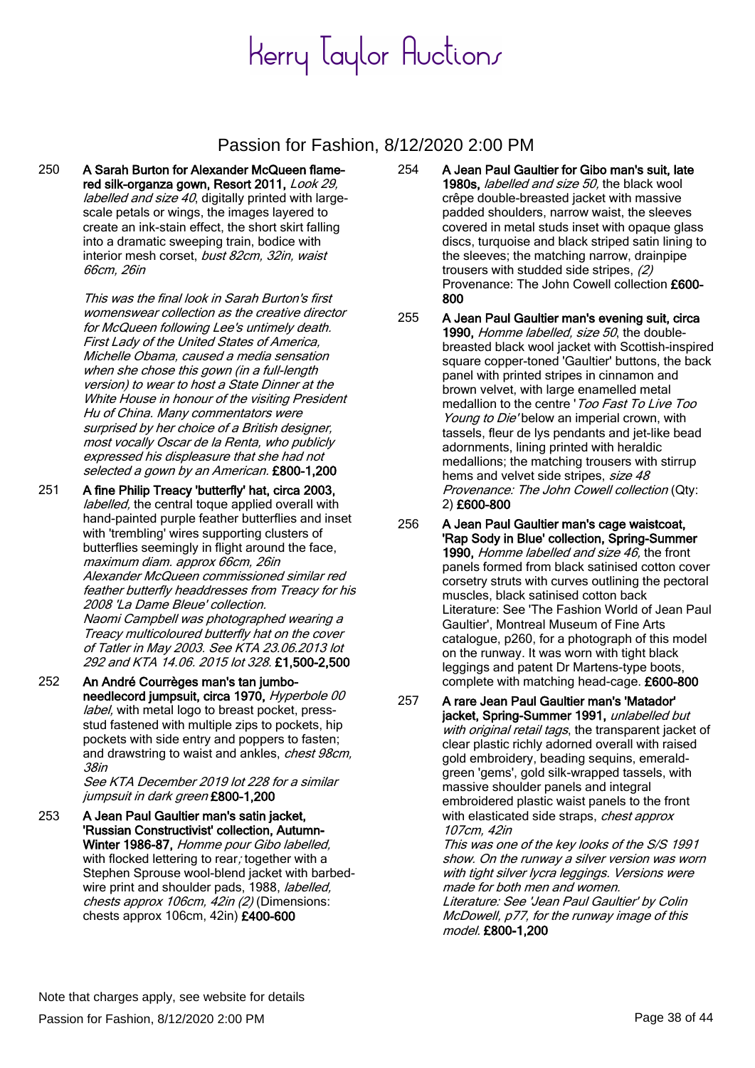# Kerry Taylor Auctions

## Passion for Fashion, 8/12/2020 2:00 PM

250 **A Sarah Burton for Alexander McQueen flame-red silk-organza gown, Resort 2011,** *Look 29, labelled and size 40*, digitally printed with large-scale petals or wings, the images layered to create an ink-stain effect, the short skirt falling into a dramatic sweeping train, bodice with interior mesh corset, *bust 82cm, 32in, waist 66cm, 26in*

*This was the final look in Sarah Burton's first womenswear collection as the creative director for McQueen following Lee's untimely death. First Lady of the United States of America, Michelle Obama, caused a media sensation when she chose this gown (in a full-length version) to wear to host a State Dinner at the White House in honour of the visiting President Hu of China. Many commentators were surprised by her choice of a British designer, most vocally Oscar de la Renta, who publicly expressed his displeasure that she had not selected a gown by an American.* **£800-1,200**

251 **A fine Philip Treacy 'butterfly' hat, circa 2003,** *labelled,* the central toque applied overall with hand-painted purple feather butterflies and inset with 'trembling' wires supporting clusters of butterflies seemingly in flight around the face, *maximum diam. approx 66cm, 26in*
*Alexander McQueen commissioned similar red feather butterfly headdresses from Treacy for his 2008 'La Dame Bleue' collection.*
*Naomi Campbell was photographed wearing a Treacy multicoloured butterfly hat on the cover of Tatler in May 2003. See KTA 23.06.2013 lot 292 and KTA 14.06. 2015 lot 328.* **£1,500-2,500**

252 **An André Courrèges man's tan jumbo-needlecord jumpsuit, circa 1970,** *Hyperbole 00 label,* with metal logo to breast pocket, press-stud fastened with multiple zips to pockets, hip pockets with side entry and poppers to fasten; and drawstring to waist and ankles, *chest 98cm, 38in*
*See KTA December 2019 lot 228 for a similar jumpsuit in dark green* **£800-1,200**

253 **A Jean Paul Gaultier man's satin jacket, 'Russian Constructivist' collection, Autumn-Winter 1986-87,** *Homme pour Gibo labelled,* with flocked lettering to rear; together with a Stephen Sprouse wool-blend jacket with barbed-wire print and shoulder pads, 1988, *labelled, chests approx 106cm, 42in (2)* (Dimensions: chests approx 106cm, 42in) **£400-600**

254 **A Jean Paul Gaultier for Gibo man's suit, late 1980s,** *labelled and size 50,* the black wool crêpe double-breasted jacket with massive padded shoulders, narrow waist, the sleeves covered in metal studs inset with opaque glass discs, turquoise and black striped satin lining to the sleeves; the matching narrow, drainpipe trousers with studded side stripes, *(2)*
Provenance: The John Cowell collection **£600-800**

255 **A Jean Paul Gaultier man's evening suit, circa 1990,** *Homme labelled, size 50*, the double-breasted black wool jacket with Scottish-inspired square copper-toned 'Gaultier' buttons, the back panel with printed stripes in cinnamon and brown velvet, with large enamelled metal medallion to the centre '*Too Fast To Live Too Young to Die*' below an imperial crown, with tassels, fleur de lys pendants and jet-like bead adornments, lining printed with heraldic medallions; the matching trousers with stirrup hems and velvet side stripes, *size 48*
*Provenance: The John Cowell collection* (Qty: 2) **£600-800**

256 **A Jean Paul Gaultier man's cage waistcoat, 'Rap Sody in Blue' collection, Spring-Summer 1990,** *Homme labelled and size 46,* the front panels formed from black satinised cotton cover corsetry struts with curves outlining the pectoral muscles, black satinised cotton back
Literature: See 'The Fashion World of Jean Paul Gaultier', Montreal Museum of Fine Arts catalogue, p260, for a photograph of this model on the runway. It was worn with tight black leggings and patent Dr Martens-type boots, complete with matching head-cage. **£600-800**

257 **A rare Jean Paul Gaultier man's 'Matador' jacket, Spring-Summer 1991,** *unlabelled but with original retail tags*, the transparent jacket of clear plastic richly adorned overall with raised gold embroidery, beading sequins, emerald-green 'gems', gold silk-wrapped tassels, with massive shoulder panels and integral embroidered plastic waist panels to the front with elasticated side straps, *chest approx 107cm, 42in*
*This was one of the key looks of the S/S 1991 show. On the runway a silver version was worn with tight silver lycra leggings. Versions were made for both men and women.*
*Literature: See 'Jean Paul Gaultier' by Colin McDowell, p77, for the runway image of this model.* **£800-1,200**

Note that charges apply, see website for details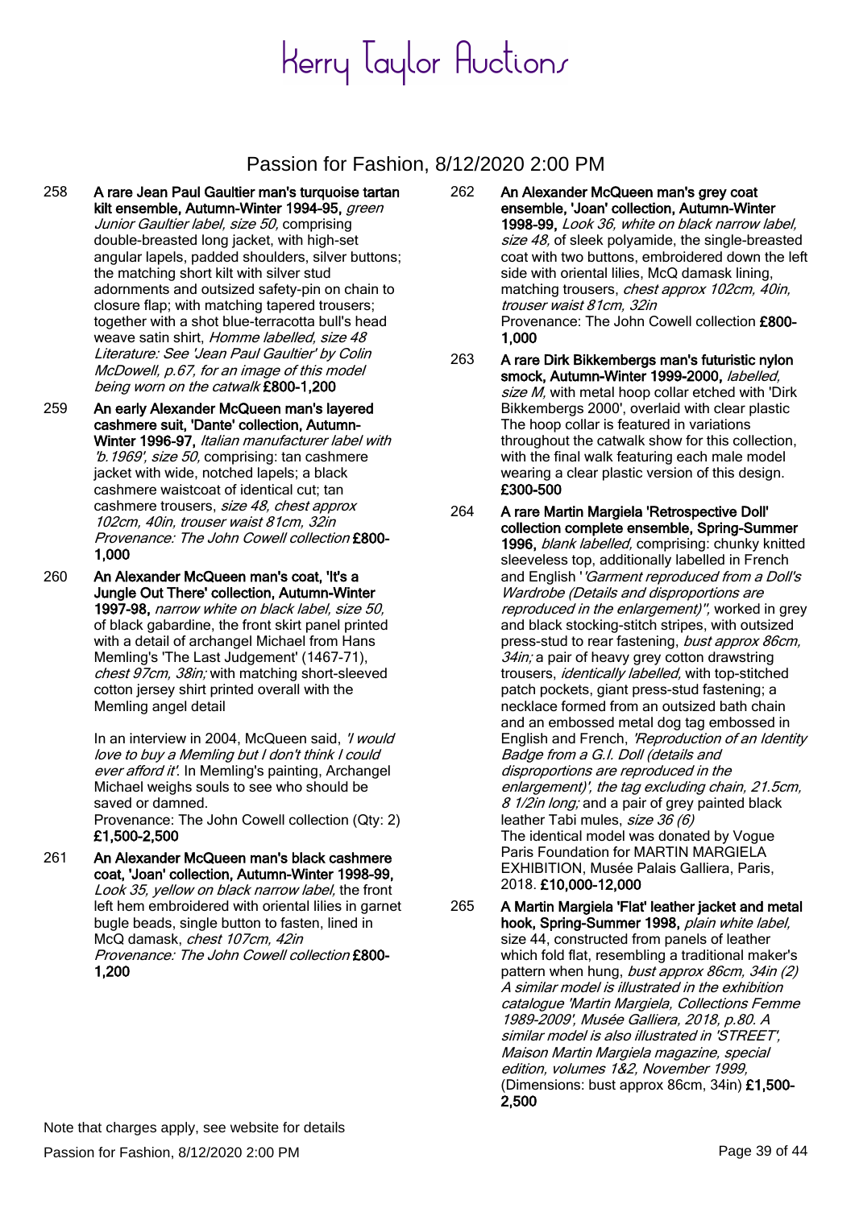# Kerry Taylor Auctions

## Passion for Fashion, 8/12/2020 2:00 PM

258 **A rare Jean Paul Gaultier man's turquoise tartan kilt ensemble, Autumn-Winter 1994-95,** *green Junior Gaultier label, size 50,* comprising double-breasted long jacket, with high-set angular lapels, padded shoulders, silver buttons; the matching short kilt with silver stud adornments and outsized safety-pin on chain to closure flap; with matching tapered trousers; together with a shot blue-terracotta bull's head weave satin shirt, *Homme labelled, size 48*
*Literature: See 'Jean Paul Gaultier' by Colin McDowell, p.67, for an image of this model being worn on the catwalk* **£800-1,200**

259 **An early Alexander McQueen man's layered cashmere suit, 'Dante' collection, Autumn-Winter 1996-97,** *Italian manufacturer label with 'b.1969', size 50,* comprising: tan cashmere jacket with wide, notched lapels; a black cashmere waistcoat of identical cut; tan cashmere trousers, *size 48, chest approx 102cm, 40in, trouser waist 81cm, 32in*
*Provenance: The John Cowell collection* **£800-1,000**

260 **An Alexander McQueen man's coat, 'It's a Jungle Out There' collection, Autumn-Winter 1997-98,** *narrow white on black label, size 50,* of black gabardine, the front skirt panel printed with a detail of archangel Michael from Hans Memling's 'The Last Judgement' (1467-71), *chest 97cm, 38in;* with matching short-sleeved cotton jersey shirt printed overall with the Memling angel detail

In an interview in 2004, McQueen said, *'I would love to buy a Memling but I don't think I could ever afford it'.* In Memling's painting, Archangel Michael weighs souls to see who should be saved or damned.
Provenance: The John Cowell collection (Qty: 2) **£1,500-2,500**

261 **An Alexander McQueen man's black cashmere coat, 'Joan' collection, Autumn-Winter 1998-99,** *Look 35, yellow on black narrow label,* the front left hem embroidered with oriental lilies in garnet bugle beads, single button to fasten, lined in McQ damask, *chest 107cm, 42in*
*Provenance: The John Cowell collection* **£800-1,200**

262 **An Alexander McQueen man's grey coat ensemble, 'Joan' collection, Autumn-Winter 1998-99,** *Look 36, white on black narrow label, size 48,* of sleek polyamide, the single-breasted coat with two buttons, embroidered down the left side with oriental lilies, McQ damask lining, matching trousers, *chest approx 102cm, 40in, trouser waist 81cm, 32in*
Provenance: The John Cowell collection **£800-1,000**

263 **A rare Dirk Bikkembergs man's futuristic nylon smock, Autumn-Winter 1999-2000,** *labelled, size M,* with metal hoop collar etched with 'Dirk Bikkembergs 2000', overlaid with clear plastic The hoop collar is featured in variations throughout the catwalk show for this collection, with the final walk featuring each male model wearing a clear plastic version of this design. **£300-500**

264 **A rare Martin Margiela 'Retrospective Doll' collection complete ensemble, Spring-Summer 1996,** *blank labelled,* comprising: chunky knitted sleeveless top, additionally labelled in French and English '*'Garment reproduced from a Doll's Wardrobe (Details and disproportions are reproduced in the enlargement)",* worked in grey and black stocking-stitch stripes, with outsized press-stud to rear fastening, *bust approx 86cm, 34in;* a pair of heavy grey cotton drawstring trousers, *identically labelled,* with top-stitched patch pockets, giant press-stud fastening; a necklace formed from an outsized bath chain and an embossed metal dog tag embossed in English and French, *'Reproduction of an Identity Badge from a G.I. Doll (details and disproportions are reproduced in the enlargement)', the tag excluding chain, 21.5cm, 8 1/2in long;* and a pair of grey painted black leather Tabi mules, *size 36 (6)*
The identical model was donated by Vogue Paris Foundation for MARTIN MARGIELA EXHIBITION, Musée Palais Galliera, Paris, 2018. **£10,000-12,000**

265 **A Martin Margiela 'Flat' leather jacket and metal hook, Spring-Summer 1998,** *plain white label,* size 44, constructed from panels of leather which fold flat, resembling a traditional maker's pattern when hung, *bust approx 86cm, 34in (2)*
*A similar model is illustrated in the exhibition catalogue 'Martin Margiela, Collections Femme 1989-2009', Musée Galliera, 2018, p.80. A similar model is also illustrated in 'STREET', Maison Martin Margiela magazine, special edition, volumes 1&2, November 1999,* (Dimensions: bust approx 86cm, 34in) **£1,500-2,500**

Note that charges apply, see website for details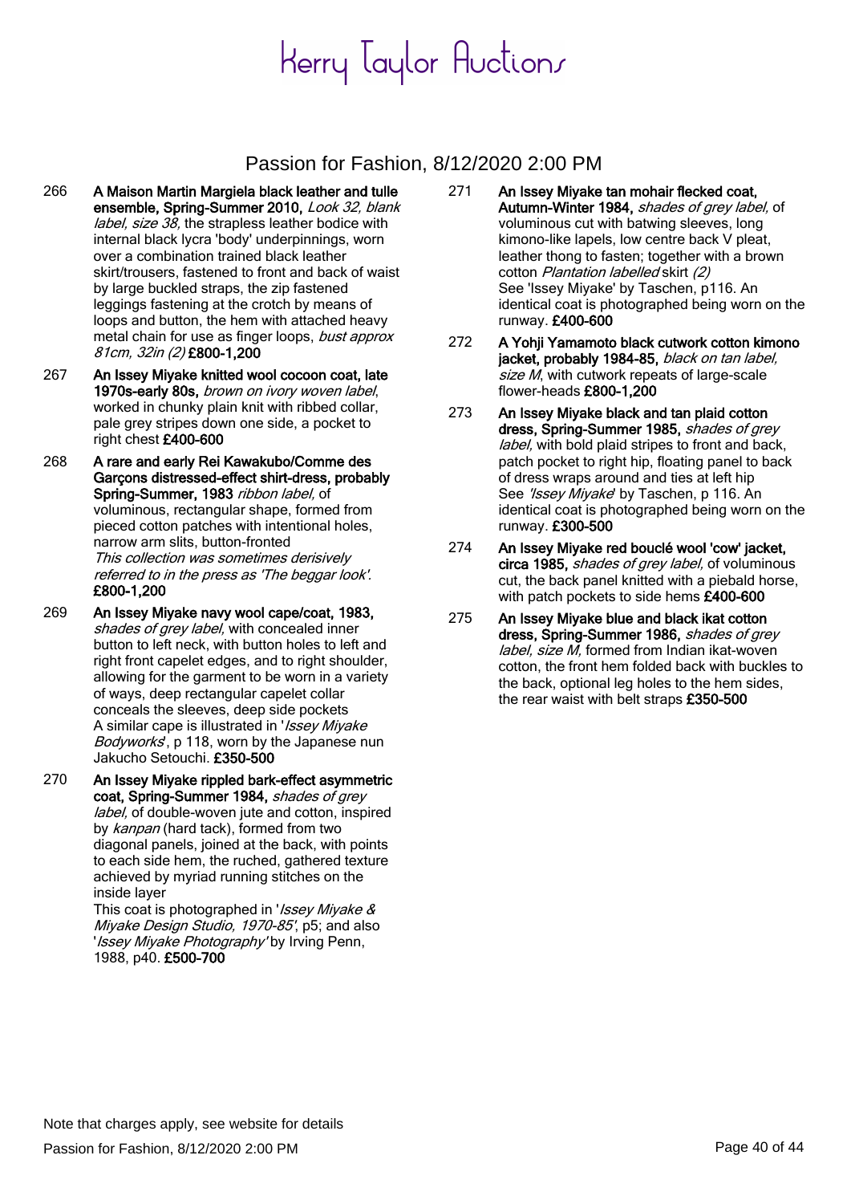266 **A Maison Martin Margiela black leather and tulle ensemble, Spring-Summer 2010,** *Look 32, blank label, size 38,* the strapless leather bodice with internal black lycra 'body' underpinnings, worn over a combination trained black leather skirt/trousers, fastened to front and back of waist by large buckled straps, the zip fastened leggings fastening at the crotch by means of loops and button, the hem with attached heavy metal chain for use as finger loops, *bust approx 81cm, 32in (2)* **£800-1,200**

267 **An Issey Miyake knitted wool cocoon coat, late 1970s-early 80s,** *brown on ivory woven label*, worked in chunky plain knit with ribbed collar, pale grey stripes down one side, a pocket to right chest **£400-600**

268 **A rare and early Rei Kawakubo/Comme des Garçons distressed-effect shirt-dress, probably Spring-Summer, 1983** *ribbon label,* of voluminous, rectangular shape, formed from pieced cotton patches with intentional holes, narrow arm slits, button-fronted
*This collection was sometimes derisively referred to in the press as 'The beggar look'.* **£800-1,200**

269 **An Issey Miyake navy wool cape/coat, 1983,** *shades of grey label,* with concealed inner button to left neck, with button holes to left and right front capelet edges, and to right shoulder, allowing for the garment to be worn in a variety of ways, deep rectangular capelet collar conceals the sleeves, deep side pockets
A similar cape is illustrated in '*Issey Miyake Bodyworks*', p 118, worn by the Japanese nun Jakucho Setouchi. **£350-500**

270 **An Issey Miyake rippled bark-effect asymmetric coat, Spring-Summer 1984,** *shades of grey label,* of double-woven jute and cotton, inspired by *kanpan* (hard tack), formed from two diagonal panels, joined at the back, with points to each side hem, the ruched, gathered texture achieved by myriad running stitches on the inside layer
This coat is photographed in '*Issey Miyake & Miyake Design Studio, 1970-85*', p5; and also '*Issey Miyake Photography*' by Irving Penn, 1988, p40. **£500-700**

271 **An Issey Miyake tan mohair flecked coat, Autumn-Winter 1984,** *shades of grey label,* of voluminous cut with batwing sleeves, long kimono-like lapels, low centre back V pleat, leather thong to fasten; together with a brown cotton *Plantation labelled* skirt *(2)*
See 'Issey Miyake' by Taschen, p116. An identical coat is photographed being worn on the runway. **£400-600**

272 **A Yohji Yamamoto black cutwork cotton kimono jacket, probably 1984-85,** *black on tan label, size M*, with cutwork repeats of large-scale flower-heads **£800-1,200**

273 **An Issey Miyake black and tan plaid cotton dress, Spring-Summer 1985,** *shades of grey label,* with bold plaid stripes to front and back, patch pocket to right hip, floating panel to back of dress wraps around and ties at left hip
See *'Issey Miyake'* by Taschen, p 116. An identical coat is photographed being worn on the runway. **£300-500**

274 **An Issey Miyake red bouclé wool 'cow' jacket, circa 1985,** *shades of grey label,* of voluminous cut, the back panel knitted with a piebald horse, with patch pockets to side hems **£400-600**

275 **An Issey Miyake blue and black ikat cotton dress, Spring-Summer 1986,** *shades of grey label, size M,* formed from Indian ikat-woven cotton, the front hem folded back with buckles to the back, optional leg holes to the hem sides, the rear waist with belt straps **£350-500**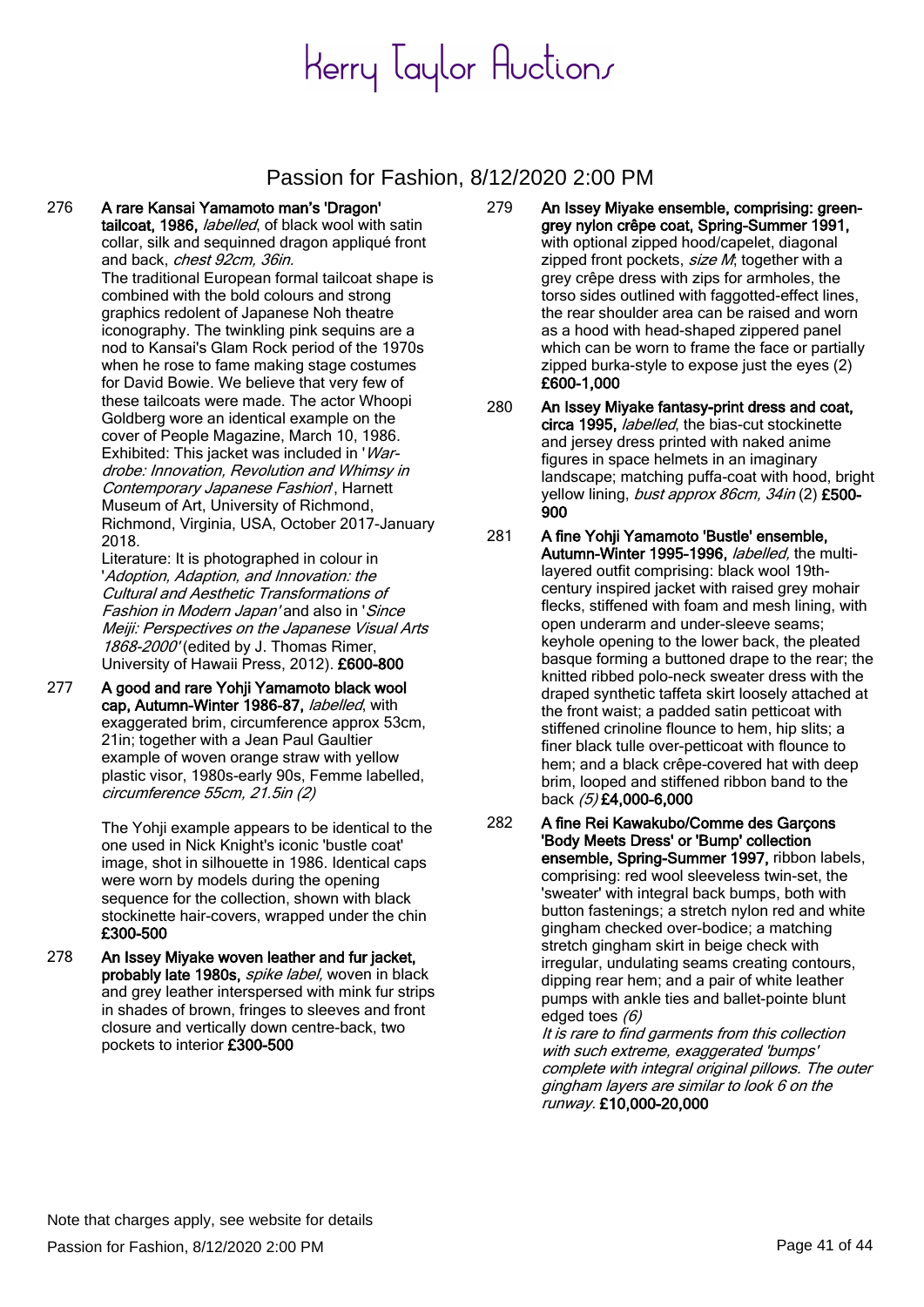# Kerry Taylor Auctions

## Passion for Fashion, 8/12/2020 2:00 PM

276 **A rare Kansai Yamamoto man's 'Dragon' tailcoat, 1986,** *labelled*, of black wool with satin collar, silk and sequinned dragon appliqué front and back, *chest 92cm, 36in.*
The traditional European formal tailcoat shape is combined with the bold colours and strong graphics redolent of Japanese Noh theatre iconography. The twinkling pink sequins are a nod to Kansai's Glam Rock period of the 1970s when he rose to fame making stage costumes for David Bowie. We believe that very few of these tailcoats were made. The actor Whoopi Goldberg wore an identical example on the cover of People Magazine, March 10, 1986.
Exhibited: This jacket was included in '*War-drobe: Innovation, Revolution and Whimsy in Contemporary Japanese Fashion*', Harnett Museum of Art, University of Richmond, Richmond, Virginia, USA, October 2017-January 2018.
Literature: It is photographed in colour in '*Adoption, Adaption, and Innovation: the Cultural and Aesthetic Transformations of Fashion in Modern Japan*' and also in '*Since Meiji: Perspectives on the Japanese Visual Arts 1868-2000*' (edited by J. Thomas Rimer, University of Hawaii Press, 2012). **£600-800**

277 **A good and rare Yohji Yamamoto black wool cap, Autumn-Winter 1986-87,** *labelled*, with exaggerated brim, circumference approx 53cm, 21in; together with a Jean Paul Gaultier example of woven orange straw with yellow plastic visor, 1980s-early 90s, Femme labelled, *circumference 55cm, 21.5in (2)*

The Yohji example appears to be identical to the one used in Nick Knight's iconic 'bustle coat' image, shot in silhouette in 1986. Identical caps were worn by models during the opening sequence for the collection, shown with black stockinette hair-covers, wrapped under the chin **£300-500**

278 **An Issey Miyake woven leather and fur jacket, probably late 1980s,** *spike label,* woven in black and grey leather interspersed with mink fur strips in shades of brown, fringes to sleeves and front closure and vertically down centre-back, two pockets to interior **£300-500**

279 **An Issey Miyake ensemble, comprising: green-grey nylon crêpe coat, Spring-Summer 1991,** with optional zipped hood/capelet, diagonal zipped front pockets, *size M*; together with a grey crêpe dress with zips for armholes, the torso sides outlined with faggotted-effect lines, the rear shoulder area can be raised and worn as a hood with head-shaped zippered panel which can be worn to frame the face or partially zipped burka-style to expose just the eyes (2) **£600-1,000**

280 **An Issey Miyake fantasy-print dress and coat, circa 1995,** *labelled*, the bias-cut stockinette and jersey dress printed with naked anime figures in space helmets in an imaginary landscape; matching puffa-coat with hood, bright yellow lining, *bust approx 86cm, 34in* (2) **£500-900**

281 **A fine Yohji Yamamoto 'Bustle' ensemble, Autumn-Winter 1995-1996,** *labelled,* the multi-layered outfit comprising: black wool 19th-century inspired jacket with raised grey mohair flecks, stiffened with foam and mesh lining, with open underarm and under-sleeve seams; keyhole opening to the lower back, the pleated basque forming a buttoned drape to the rear; the knitted ribbed polo-neck sweater dress with the draped synthetic taffeta skirt loosely attached at the front waist; a padded satin petticoat with stiffened crinoline flounce to hem, hip slits; a finer black tulle over-petticoat with flounce to hem; and a black crêpe-covered hat with deep brim, looped and stiffened ribbon band to the back *(5)* **£4,000-6,000**

282 **A fine Rei Kawakubo/Comme des Garçons 'Body Meets Dress' or 'Bump' collection ensemble, Spring-Summer 1997,** ribbon labels, comprising: red wool sleeveless twin-set, the 'sweater' with integral back bumps, both with button fastenings; a stretch nylon red and white gingham checked over-bodice; a matching stretch gingham skirt in beige check with irregular, undulating seams creating contours, dipping rear hem; and a pair of white leather pumps with ankle ties and ballet-pointe blunt edged toes *(6)*
*It is rare to find garments from this collection with such extreme, exaggerated 'bumps' complete with integral original pillows. The outer gingham layers are similar to look 6 on the runway.* **£10,000-20,000**

Note that charges apply, see website for details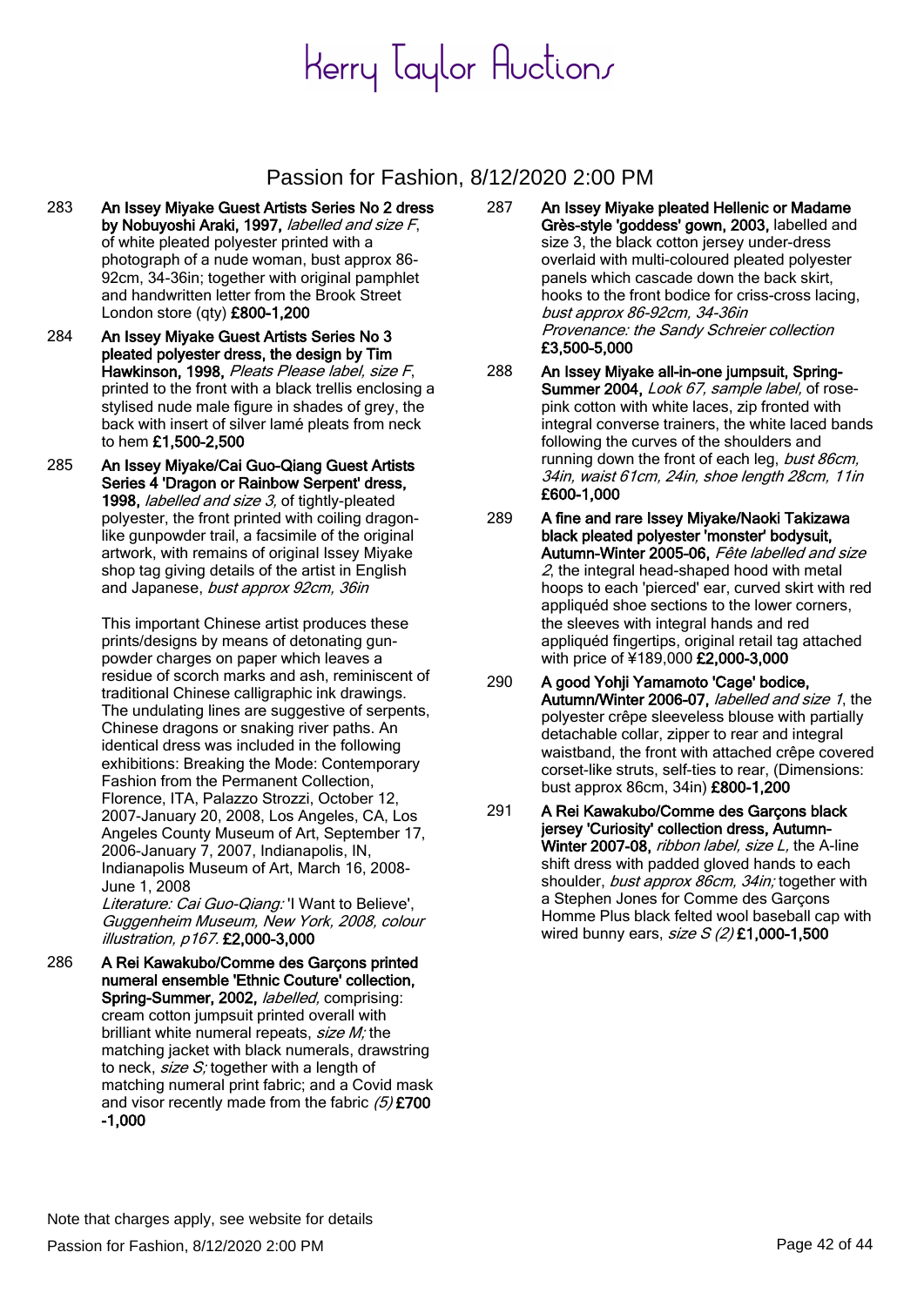# Kerry Taylor Auctions

## Passion for Fashion, 8/12/2020 2:00 PM

283 **An Issey Miyake Guest Artists Series No 2 dress by Nobuyoshi Araki, 1997,** *labelled and size F*, of white pleated polyester printed with a photograph of a nude woman, bust approx 86-92cm, 34-36in; together with original pamphlet and handwritten letter from the Brook Street London store (qty) **£800-1,200**

284 **An Issey Miyake Guest Artists Series No 3 pleated polyester dress, the design by Tim Hawkinson, 1998,** *Pleats Please label, size F*, printed to the front with a black trellis enclosing a stylised nude male figure in shades of grey, the back with insert of silver lamé pleats from neck to hem **£1,500-2,500**

285 **An Issey Miyake/Cai Guo-Qiang Guest Artists Series 4 'Dragon or Rainbow Serpent' dress, 1998,** *labelled and size 3,* of tightly-pleated polyester, the front printed with coiling dragon-like gunpowder trail, a facsimile of the original artwork, with remains of original Issey Miyake shop tag giving details of the artist in English and Japanese, *bust approx 92cm, 36in*

This important Chinese artist produces these prints/designs by means of detonating gun-powder charges on paper which leaves a residue of scorch marks and ash, reminiscent of traditional Chinese calligraphic ink drawings. The undulating lines are suggestive of serpents, Chinese dragons or snaking river paths. An identical dress was included in the following exhibitions: Breaking the Mode: Contemporary Fashion from the Permanent Collection, Florence, ITA, Palazzo Strozzi, October 12, 2007-January 20, 2008, Los Angeles, CA, Los Angeles County Museum of Art, September 17, 2006-January 7, 2007, Indianapolis, IN, Indianapolis Museum of Art, March 16, 2008-June 1, 2008
*Literature: Cai Guo-Qiang:* 'I Want to Believe', *Guggenheim Museum, New York, 2008, colour illustration, p167.* **£2,000-3,000**

286 **A Rei Kawakubo/Comme des Garçons printed numeral ensemble 'Ethnic Couture' collection, Spring-Summer, 2002,** *labelled,* comprising: cream cotton jumpsuit printed overall with brilliant white numeral repeats, *size M;* the matching jacket with black numerals, drawstring to neck, *size S;* together with a length of matching numeral print fabric; and a Covid mask and visor recently made from the fabric *(5)* **£700-1,000**

287 **An Issey Miyake pleated Hellenic or Madame Grès-style 'goddess' gown, 2003,** labelled and size 3, the black cotton jersey under-dress overlaid with multi-coloured pleated polyester panels which cascade down the back skirt, hooks to the front bodice for criss-cross lacing, *bust approx 86-92cm, 34-36in*
*Provenance: the Sandy Schreier collection*
**£3,500-5,000**

288 **An Issey Miyake all-in-one jumpsuit, Spring-Summer 2004,** *Look 67, sample label,* of rose-pink cotton with white laces, zip fronted with integral converse trainers, the white laced bands following the curves of the shoulders and running down the front of each leg, *bust 86cm, 34in, waist 61cm, 24in, shoe length 28cm, 11in*
**£600-1,000**

289 **A fine and rare Issey Miyake/Naoki Takizawa black pleated polyester 'monster' bodysuit, Autumn-Winter 2005-06,** *Fête labelled and size 2*, the integral head-shaped hood with metal hoops to each 'pierced' ear, curved skirt with red appliquéd shoe sections to the lower corners, the sleeves with integral hands and red appliquéd fingertips, original retail tag attached with price of ¥189,000 **£2,000-3,000**

290 **A good Yohji Yamamoto 'Cage' bodice, Autumn/Winter 2006-07,** *labelled and size 1*, the polyester crêpe sleeveless blouse with partially detachable collar, zipper to rear and integral waistband, the front with attached crêpe covered corset-like struts, self-ties to rear, (Dimensions: bust approx 86cm, 34in) **£800-1,200**

291 **A Rei Kawakubo/Comme des Garçons black jersey 'Curiosity' collection dress, Autumn-Winter 2007-08,** *ribbon label, size L,* the A-line shift dress with padded gloved hands to each shoulder, *bust approx 86cm, 34in;* together with a Stephen Jones for Comme des Garçons Homme Plus black felted wool baseball cap with wired bunny ears, *size S (2)* **£1,000-1,500**

Note that charges apply, see website for details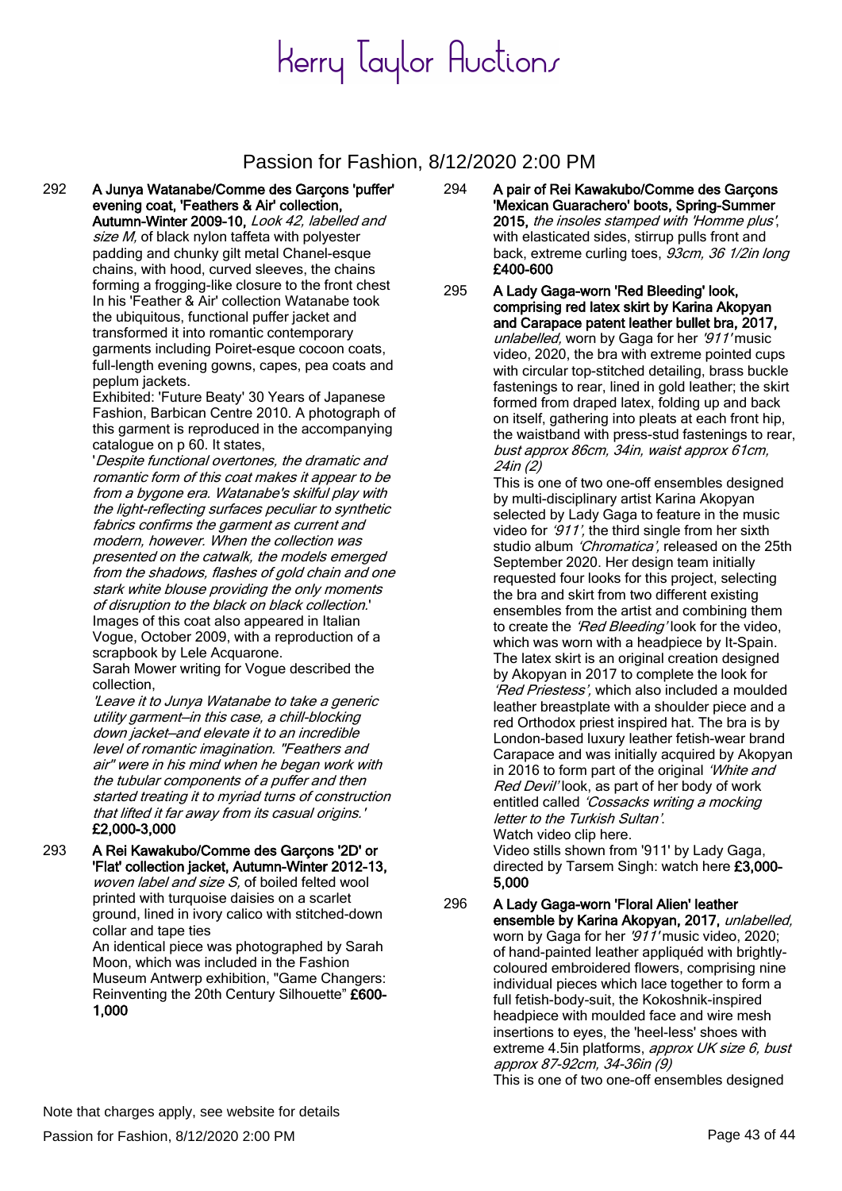# Kerry Taylor Auctions

## Passion for Fashion, 8/12/2020 2:00 PM

292 **A Junya Watanabe/Comme des Garçons 'puffer' evening coat, 'Feathers & Air' collection, Autumn-Winter 2009-10,** *Look 42, labelled and size M,* of black nylon taffeta with polyester padding and chunky gilt metal Chanel-esque chains, with hood, curved sleeves, the chains forming a frogging-like closure to the front chest In his 'Feather & Air' collection Watanabe took the ubiquitous, functional puffer jacket and transformed it into romantic contemporary garments including Poiret-esque cocoon coats, full-length evening gowns, capes, pea coats and peplum jackets.
Exhibited: 'Future Beaty' 30 Years of Japanese Fashion, Barbican Centre 2010. A photograph of this garment is reproduced in the accompanying catalogue on p 60. It states,
'*Despite functional overtones, the dramatic and romantic form of this coat makes it appear to be from a bygone era. Watanabe's skilful play with the light-reflecting surfaces peculiar to synthetic fabrics confirms the garment as current and modern, however. When the collection was presented on the catwalk, the models emerged from the shadows, flashes of gold chain and one stark white blouse providing the only moments of disruption to the black on black collection.*'
Images of this coat also appeared in Italian Vogue, October 2009, with a reproduction of a scrapbook by Lele Acquarone.
Sarah Mower writing for Vogue described the collection,
*'Leave it to Junya Watanabe to take a generic utility garment—in this case, a chill-blocking down jacket—and elevate it to an incredible level of romantic imagination. "Feathers and air" were in his mind when he began work with the tubular components of a puffer and then started treating it to myriad turns of construction that lifted it far away from its casual origins.'*
**£2,000-3,000**

293 **A Rei Kawakubo/Comme des Garçons '2D' or 'Flat' collection jacket, Autumn-Winter 2012-13,** *woven label and size S,* of boiled felted wool printed with turquoise daisies on a scarlet ground, lined in ivory calico with stitched-down collar and tape ties
An identical piece was photographed by Sarah Moon, which was included in the Fashion Museum Antwerp exhibition, "Game Changers: Reinventing the 20th Century Silhouette" **£600-1,000**

294 **A pair of Rei Kawakubo/Comme des Garçons 'Mexican Guarachero' boots, Spring-Summer 2015,** *the insoles stamped with 'Homme plus',* with elasticated sides, stirrup pulls front and back, extreme curling toes, *93cm, 36 1/2in long*
**£400-600**

295 **A Lady Gaga-worn 'Red Bleeding' look, comprising red latex skirt by Karina Akopyan and Carapace patent leather bullet bra, 2017,** *unlabelled,* worn by Gaga for her *'911'* music video, 2020, the bra with extreme pointed cups with circular top-stitched detailing, brass buckle fastenings to rear, lined in gold leather; the skirt formed from draped latex, folding up and back on itself, gathering into pleats at each front hip, the waistband with press-stud fastenings to rear, *bust approx 86cm, 34in, waist approx 61cm, 24in (2)*
This is one of two one-off ensembles designed by multi-disciplinary artist Karina Akopyan selected by Lady Gaga to feature in the music video for *'911',* the third single from her sixth studio album *'Chromatica',* released on the 25th September 2020. Her design team initially requested four looks for this project, selecting the bra and skirt from two different existing ensembles from the artist and combining them to create the *'Red Bleeding'* look for the video, which was worn with a headpiece by It-Spain. The latex skirt is an original creation designed by Akopyan in 2017 to complete the look for *'Red Priestess',* which also included a moulded leather breastplate with a shoulder piece and a red Orthodox priest inspired hat. The bra is by London-based luxury leather fetish-wear brand Carapace and was initially acquired by Akopyan in 2016 to form part of the original *'White and Red Devil'* look, as part of her body of work entitled called *'Cossacks writing a mocking letter to the Turkish Sultan'.*
Watch video clip here.
Video stills shown from '911' by Lady Gaga, directed by Tarsem Singh: watch here **£3,000-5,000**

296 **A Lady Gaga-worn 'Floral Alien' leather ensemble by Karina Akopyan, 2017,** *unlabelled,* worn by Gaga for her *'911'* music video, 2020; of hand-painted leather appliquéd with brightly-coloured embroidered flowers, comprising nine individual pieces which lace together to form a full fetish-body-suit, the Kokoshnik-inspired headpiece with moulded face and wire mesh insertions to eyes, the 'heel-less' shoes with extreme 4.5in platforms, *approx UK size 6, bust approx 87-92cm, 34-36in (9)*
This is one of two one-off ensembles designed

Note that charges apply, see website for details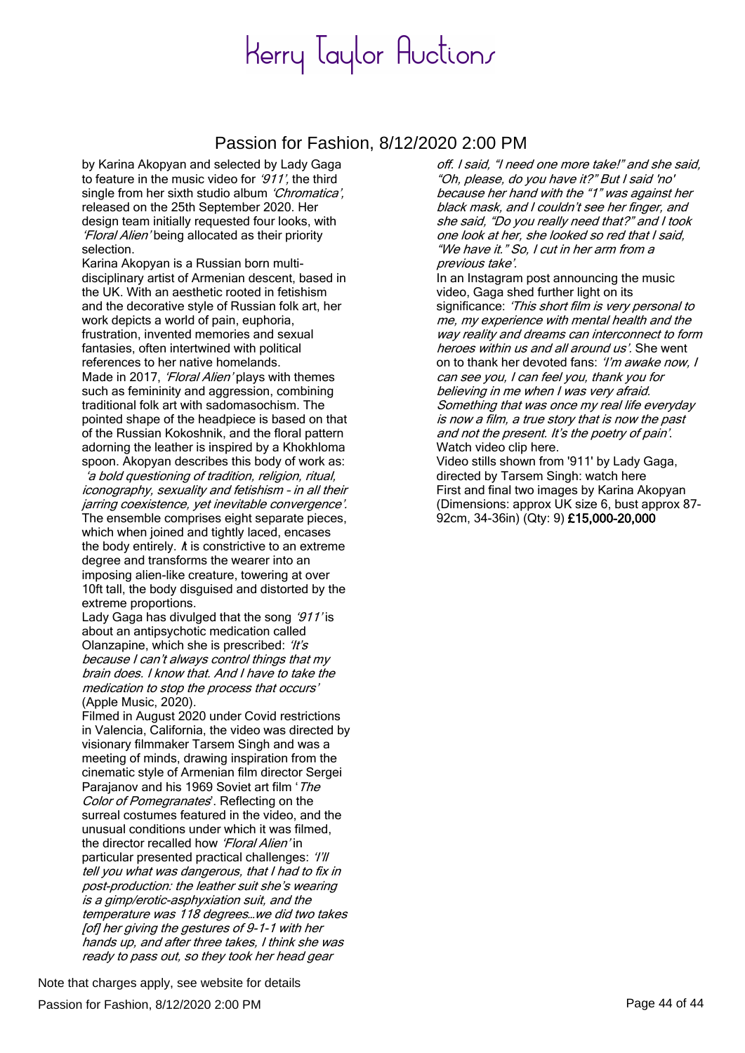by Karina Akopyan and selected by Lady Gaga to feature in the music video for *'911'*, the third single from her sixth studio album *'Chromatica'*, released on the 25th September 2020. Her design team initially requested four looks, with *'Floral Alien'* being allocated as their priority selection.

Karina Akopyan is a Russian born multi-disciplinary artist of Armenian descent, based in the UK. With an aesthetic rooted in fetishism and the decorative style of Russian folk art, her work depicts a world of pain, euphoria, frustration, invented memories and sexual fantasies, often intertwined with political references to her native homelands.

Made in 2017, *'Floral Alien'* plays with themes such as femininity and aggression, combining traditional folk art with sadomasochism. The pointed shape of the headpiece is based on that of the Russian Kokoshnik, and the floral pattern adorning the leather is inspired by a Khokhloma spoon. Akopyan describes this body of work as: *'a bold questioning of tradition, religion, ritual, iconography, sexuality and fetishism – in all their jarring coexistence, yet inevitable convergence'.*

The ensemble comprises eight separate pieces, which when joined and tightly laced, encases the body entirely. It is constrictive to an extreme degree and transforms the wearer into an imposing alien-like creature, towering at over 10ft tall, the body disguised and distorted by the extreme proportions.

Lady Gaga has divulged that the song *'911'* is about an antipsychotic medication called Olanzapine, which she is prescribed: *'It's because I can't always control things that my brain does. I know that. And I have to take the medication to stop the process that occurs'* (Apple Music, 2020).

Filmed in August 2020 under Covid restrictions in Valencia, California, the video was directed by visionary filmmaker Tarsem Singh and was a meeting of minds, drawing inspiration from the cinematic style of Armenian film director Sergei Parajanov and his 1969 Soviet art film '*The Color of Pomegranates*'. Reflecting on the surreal costumes featured in the video, and the unusual conditions under which it was filmed, the director recalled how *'Floral Alien'* in particular presented practical challenges: *'I'll tell you what was dangerous, that I had to fix in post-production: the leather suit she's wearing is a gimp/erotic-asphyxiation suit, and the temperature was 118 degrees…we did two takes [of] her giving the gestures of 9-1-1 with her hands up, and after three takes, I think she was ready to pass out, so they took her head gear off. I said, "I need one more take!" and she said, "Oh, please, do you have it?" But I said 'no' because her hand with the "1" was against her black mask, and I couldn't see her finger, and she said, "Do you really need that?" and I took one look at her, she looked so red that I said, "We have it." So, I cut in her arm from a previous take'.*

In an Instagram post announcing the music video, Gaga shed further light on its significance: *'This short film is very personal to me, my experience with mental health and the way reality and dreams can interconnect to form heroes within us and all around us'*. She went on to thank her devoted fans: *'I'm awake now, I can see you, I can feel you, thank you for believing in me when I was very afraid. Something that was once my real life everyday is now a film, a true story that is now the past and not the present. It's the poetry of pain'*.

Watch video clip here.

Video stills shown from '911' by Lady Gaga, directed by Tarsem Singh: watch here

First and final two images by Karina Akopyan

(Dimensions: approx UK size 6, bust approx 87-92cm, 34-36in) (Qty: 9) **£15,000-20,000**

Note that charges apply, see website for details